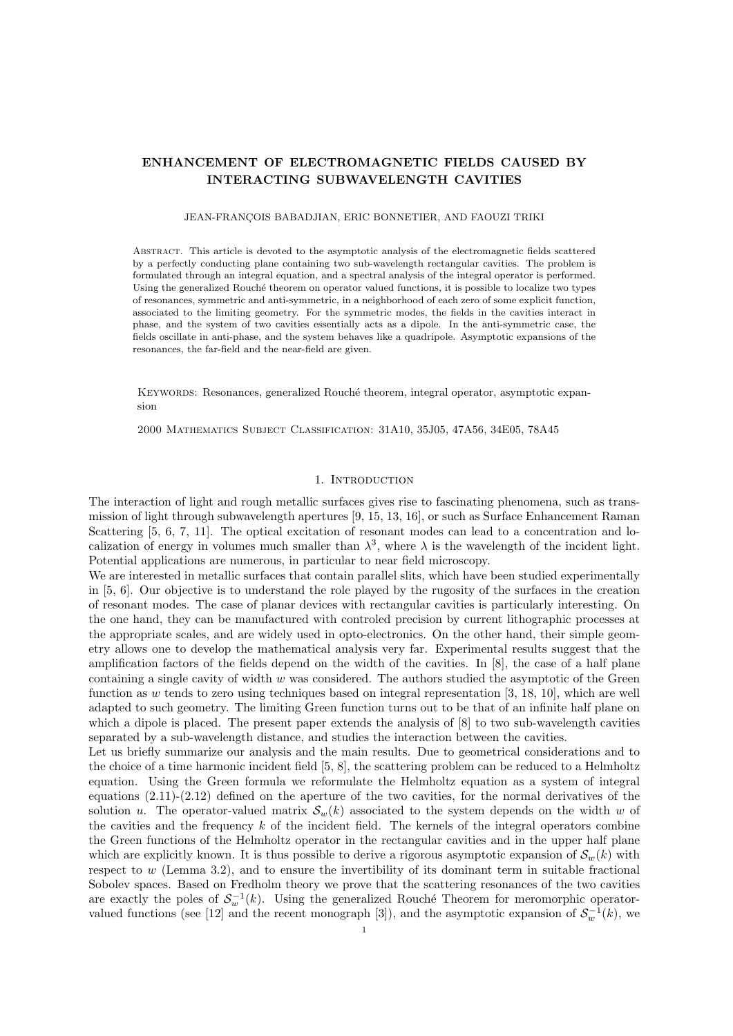# ENHANCEMENT OF ELECTROMAGNETIC FIELDS CAUSED BY INTERACTING SUBWAVELENGTH CAVITIES

JEAN-FRANÇOIS BABADJIAN, ERIC BONNETIER, AND FAOUZI TRIKI

Abstract. This article is devoted to the asymptotic analysis of the electromagnetic fields scattered by a perfectly conducting plane containing two sub-wavelength rectangular cavities. The problem is formulated through an integral equation, and a spectral analysis of the integral operator is performed. Using the generalized Rouché theorem on operator valued functions, it is possible to localize two types of resonances, symmetric and anti-symmetric, in a neighborhood of each zero of some explicit function, associated to the limiting geometry. For the symmetric modes, the fields in the cavities interact in phase, and the system of two cavities essentially acts as a dipole. In the anti-symmetric case, the fields oscillate in anti-phase, and the system behaves like a quadripole. Asymptotic expansions of the resonances, the far-field and the near-field are given.

Keywords: Resonances, generalized Rouché theorem, integral operator, asymptotic expansion

2000 Mathematics Subject Classification: 31A10, 35J05, 47A56, 34E05, 78A45

## 1. Introduction

The interaction of light and rough metallic surfaces gives rise to fascinating phenomena, such as transmission of light through subwavelength apertures [9, 15, 13, 16], or such as Surface Enhancement Raman Scattering [5, 6, 7, 11]. The optical excitation of resonant modes can lead to a concentration and localization of energy in volumes much smaller than $\lambda^3$, where $\lambda$ is the wavelength of the incident light. Potential applications are numerous, in particular to near field microscopy.

We are interested in metallic surfaces that contain parallel slits, which have been studied experimentally in [5, 6]. Our objective is to understand the role played by the rugosity of the surfaces in the creation of resonant modes. The case of planar devices with rectangular cavities is particularly interesting. On the one hand, they can be manufactured with controled precision by current lithographic processes at the appropriate scales, and are widely used in opto-electronics. On the other hand, their simple geometry allows one to develop the mathematical analysis very far. Experimental results suggest that the amplification factors of the fields depend on the width of the cavities. In [8], the case of a half plane containing a single cavity of width $w$ was considered. The authors studied the asymptotic of the Green function as $w$ tends to zero using techniques based on integral representation [3, 18, 10], which are well adapted to such geometry. The limiting Green function turns out to be that of an infinite half plane on which a dipole is placed. The present paper extends the analysis of [8] to two sub-wavelength cavities separated by a sub-wavelength distance, and studies the interaction between the cavities.

Let us briefly summarize our analysis and the main results. Due to geometrical considerations and to the choice of a time harmonic incident field [5, 8], the scattering problem can be reduced to a Helmholtz equation. Using the Green formula we reformulate the Helmholtz equation as a system of integral equations (2.11)-(2.12) defined on the aperture of the two cavities, for the normal derivatives of the solution $u$. The operator-valued matrix $\mathcal{S}_w(k)$ associated to the system depends on the width $w$ of the cavities and the frequency $k$ of the incident field. The kernels of the integral operators combine the Green functions of the Helmholtz operator in the rectangular cavities and in the upper half plane which are explicitly known. It is thus possible to derive a rigorous asymptotic expansion of $\mathcal{S}_w(k)$ with respect to $w$ (Lemma 3.2), and to ensure the invertibility of its dominant term in suitable fractional Sobolev spaces. Based on Fredholm theory we prove that the scattering resonances of the two cavities are exactly the poles of $\mathcal{S}_w^{-1}(k)$. Using the generalized Rouché Theorem for meromorphic operator-valued functions (see [12] and the recent monograph [3]), and the asymptotic expansion of $\mathcal{S}_w^{-1}(k)$, we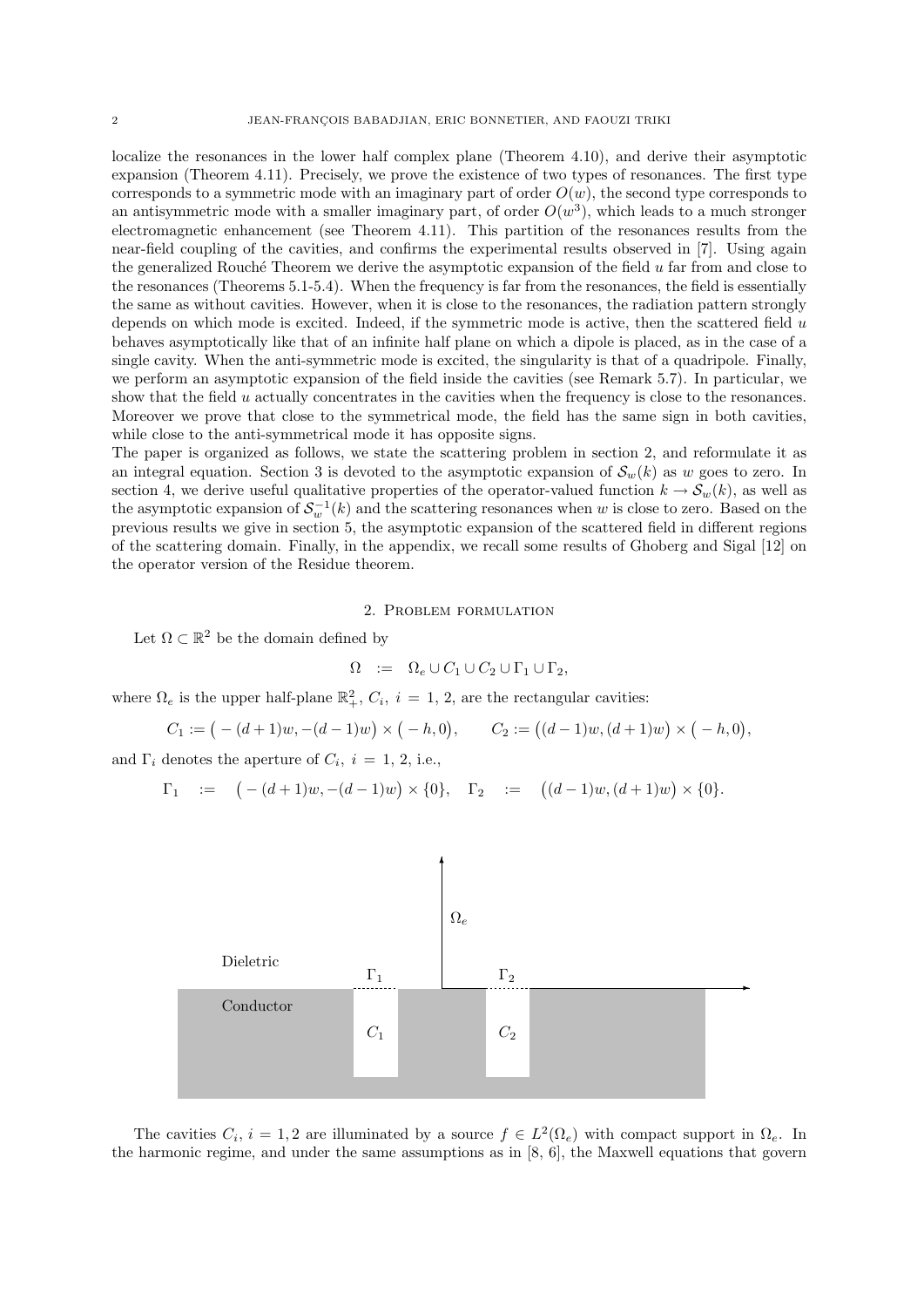localize the resonances in the lower half complex plane (Theorem 4.10), and derive their asymptotic expansion (Theorem 4.11). Precisely, we prove the existence of two types of resonances. The first type corresponds to a symmetric mode with an imaginary part of order $O(w)$, the second type corresponds to an antisymmetric mode with a smaller imaginary part, of order $O(w^3)$, which leads to a much stronger electromagnetic enhancement (see Theorem 4.11). This partition of the resonances results from the near-field coupling of the cavities, and confirms the experimental results observed in [7]. Using again the generalized Rouché Theorem we derive the asymptotic expansion of the field $u$ far from and close to the resonances (Theorems 5.1-5.4). When the frequency is far from the resonances, the field is essentially the same as without cavities. However, when it is close to the resonances, the radiation pattern strongly depends on which mode is excited. Indeed, if the symmetric mode is active, then the scattered field $u$ behaves asymptotically like that of an infinite half plane on which a dipole is placed, as in the case of a single cavity. When the anti-symmetric mode is excited, the singularity is that of a quadripole. Finally, we perform an asymptotic expansion of the field inside the cavities (see Remark 5.7). In particular, we show that the field $u$ actually concentrates in the cavities when the frequency is close to the resonances. Moreover we prove that close to the symmetrical mode, the field has the same sign in both cavities, while close to the anti-symmetrical mode it has opposite signs.
The paper is organized as follows, we state the scattering problem in section 2, and reformulate it as an integral equation. Section 3 is devoted to the asymptotic expansion of $\mathcal{S}_w(k)$ as $w$ goes to zero. In section 4, we derive useful qualitative properties of the operator-valued function $k \to \mathcal{S}_w(k)$, as well as the asymptotic expansion of $\mathcal{S}_w^{-1}(k)$ and the scattering resonances when $w$ is close to zero. Based on the previous results we give in section 5, the asymptotic expansion of the scattered field in different regions of the scattering domain. Finally, in the appendix, we recall some results of Ghoberg and Sigal [12] on the operator version of the Residue theorem.

## 2. Problem formulation

Let $\Omega \subset \mathbb{R}^2$ be the domain defined by

$$\Omega \;\; := \;\; \Omega_e \cup C_1 \cup C_2 \cup \Gamma_1 \cup \Gamma_2,$$

where $\Omega_e$ is the upper half-plane $\mathbb{R}^2_+$, $C_i$, $i = 1, 2$, are the rectangular cavities:

$$C_1 := \big( -(d+1)w, -(d-1)w \big) \times \big( -h, 0 \big), \qquad C_2 := \big( (d-1)w, (d+1)w \big) \times \big( -h, 0 \big),$$

and $\Gamma_i$ denotes the aperture of $C_i$, $i = 1, 2$, i.e.,

$$\Gamma_1 \;\; := \;\; \big( -(d+1)w, -(d-1)w \big) \times \{0\}, \quad \Gamma_2 \;\; := \;\; \big( (d-1)w, (d+1)w \big) \times \{0\}.$$

The cavities $C_i$, $i = 1, 2$ are illuminated by a source $f \in L^2(\Omega_e)$ with compact support in $\Omega_e$. In the harmonic regime, and under the same assumptions as in [8, 6], the Maxwell equations that govern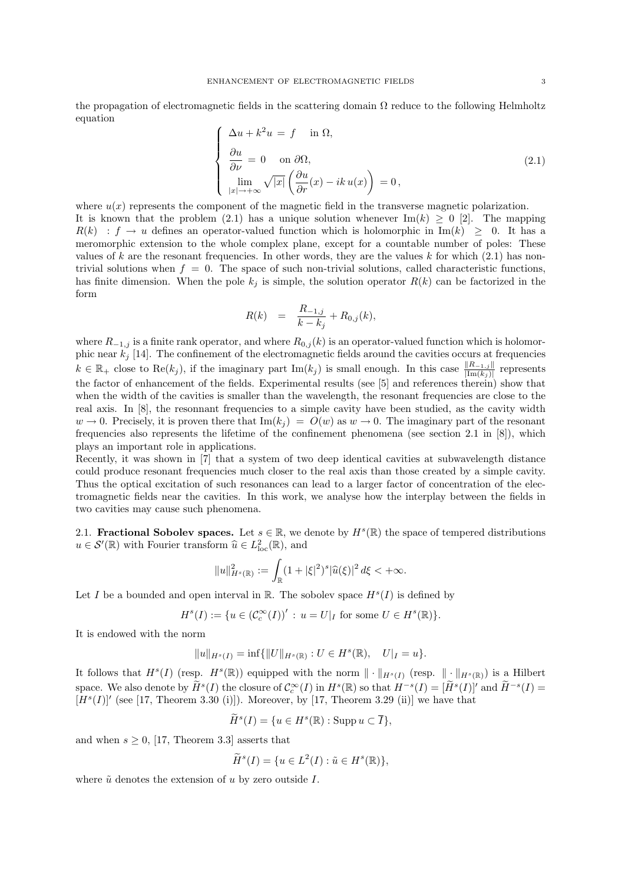the propagation of electromagnetic fields in the scattering domain $\Omega$ reduce to the following Helmholtz equation

$$
\begin{cases}
\Delta u + k^2 u = f \quad \text{in } \Omega, \\
\dfrac{\partial u}{\partial \nu} = 0 \quad \text{on } \partial\Omega, \\
\displaystyle\lim_{|x|\to+\infty} \sqrt{|x|}\left(\frac{\partial u}{\partial r}(x) - ik\,u(x)\right) = 0\,,
\end{cases}
\tag{2.1}
$$

where $u(x)$ represents the component of the magnetic field in the transverse magnetic polarization.
It is known that the problem (2.1) has a unique solution whenever $\text{Im}(k) \geq 0$ [2]. The mapping $R(k) : f \to u$ defines an operator-valued function which is holomorphic in $\text{Im}(k) \geq 0$. It has a meromorphic extension to the whole complex plane, except for a countable number of poles: These values of $k$ are the resonant frequencies. In other words, they are the values $k$ for which (2.1) has non-trivial solutions when $f = 0$. The space of such non-trivial solutions, called characteristic functions, has finite dimension. When the pole $k_j$ is simple, the solution operator $R(k)$ can be factorized in the form

$$
R(k) \;=\; \frac{R_{-1,j}}{k-k_j} + R_{0,j}(k),
$$

where $R_{-1,j}$ is a finite rank operator, and where $R_{0,j}(k)$ is an operator-valued function which is holomorphic near $k_j$ [14]. The confinement of the electromagnetic fields around the cavities occurs at frequencies $k \in \mathbb{R}_+$ close to $\text{Re}(k_j)$, if the imaginary part $\text{Im}(k_j)$ is small enough. In this case $\frac{\|R_{-1,j}\|}{|\text{Im}(k_j)|}$ represents the factor of enhancement of the fields. Experimental results (see [5] and references therein) show that when the width of the cavities is smaller than the wavelength, the resonant frequencies are close to the real axis. In [8], the resonnant frequencies to a simple cavity have been studied, as the cavity width $w \to 0$. Precisely, it is proven there that $\text{Im}(k_j) = O(w)$ as $w \to 0$. The imaginary part of the resonant frequencies also represents the lifetime of the confinement phenomena (see section 2.1 in [8]), which plays an important role in applications.
Recently, it was shown in [7] that a system of two deep identical cavities at subwavelength distance could produce resonant frequencies much closer to the real axis than those created by a simple cavity. Thus the optical excitation of such resonances can lead to a larger factor of concentration of the electromagnetic fields near the cavities. In this work, we analyse how the interplay between the fields in two cavities may cause such phenomena.

## 2.1. Fractional Sobolev spaces.

Let $s \in \mathbb{R}$, we denote by $H^s(\mathbb{R})$ the space of tempered distributions $u \in \mathcal{S}'(\mathbb{R})$ with Fourier transform $\widehat{u} \in L^2_{\text{loc}}(\mathbb{R})$, and

$$
\|u\|^2_{H^s(\mathbb{R})} := \int_{\mathbb{R}} (1+|\xi|^2)^s |\widehat{u}(\xi)|^2 \, d\xi < +\infty.
$$

Let $I$ be a bounded and open interval in $\mathbb{R}$. The sobolev space $H^s(I)$ is defined by

$$
H^s(I) := \{u \in (\mathcal{C}^\infty_c(I))' : u = U|_I \text{ for some } U \in H^s(\mathbb{R})\}.
$$

It is endowed with the norm

$$
\|u\|_{H^s(I)} = \inf\{\|U\|_{H^s(\mathbb{R})} : U \in H^s(\mathbb{R}), \quad U|_I = u\}.
$$

It follows that $H^s(I)$ (resp. $H^s(\mathbb{R})$) equipped with the norm $\|\cdot\|_{H^s(I)}$ (resp. $\|\cdot\|_{H^s(\mathbb{R})}$) is a Hilbert space. We also denote by $\widetilde{H}^s(I)$ the closure of $\mathcal{C}^\infty_c(I)$ in $H^s(\mathbb{R})$ so that $H^{-s}(I) = [\widetilde{H}^s(I)]'$ and $\widetilde{H}^{-s}(I) = [H^s(I)]'$ (see [17, Theorem 3.30 (i)]). Moreover, by [17, Theorem 3.29 (ii)] we have that

$$
\widetilde{H}^s(I) = \{u \in H^s(\mathbb{R}) : \text{Supp}\, u \subset \overline{I}\},
$$

and when $s \geq 0$, [17, Theorem 3.3] asserts that

$$
\widetilde{H}^s(I) = \{u \in L^2(I) : \tilde{u} \in H^s(\mathbb{R})\},
$$

where $\tilde{u}$ denotes the extension of $u$ by zero outside $I$.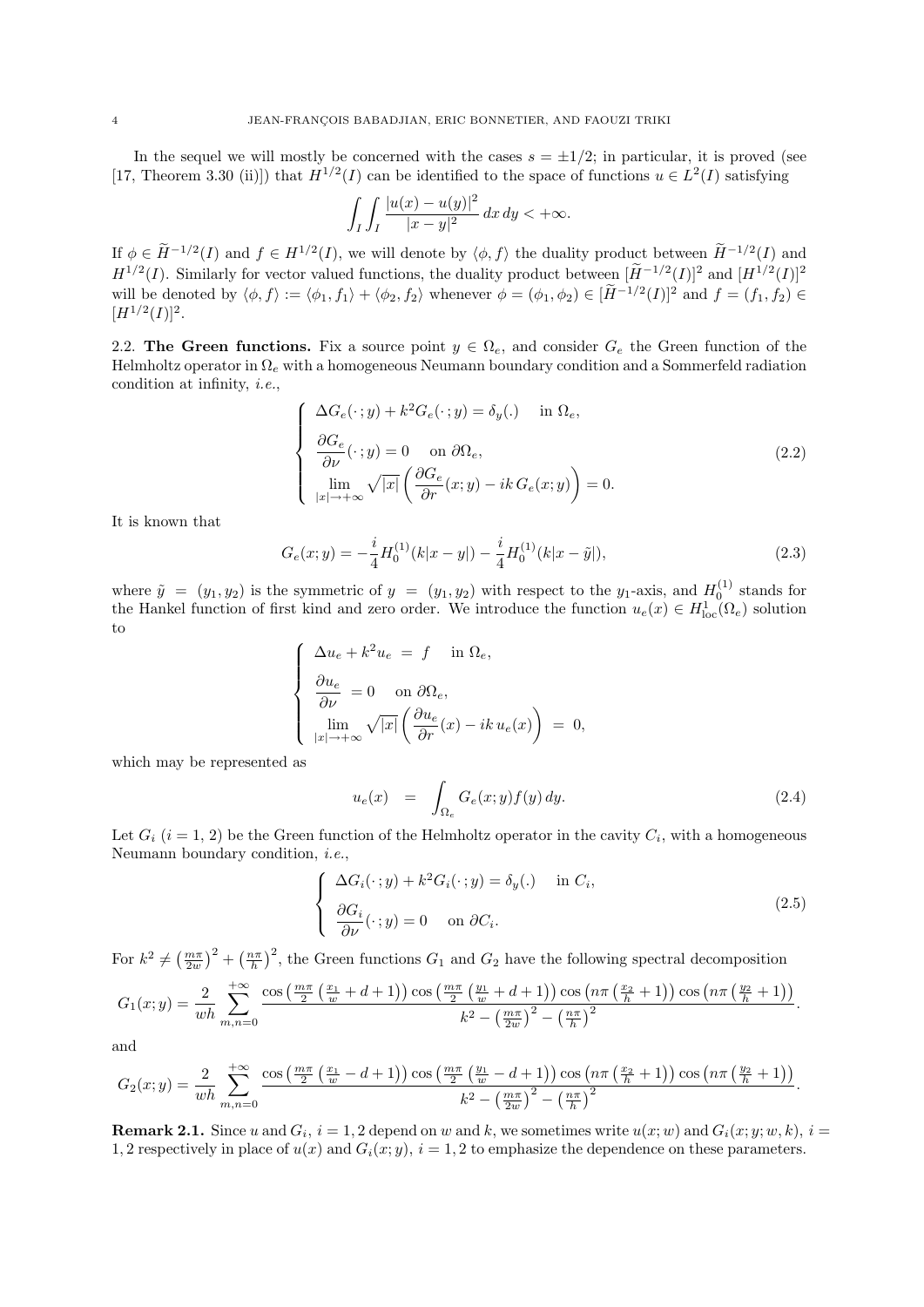In the sequel we will mostly be concerned with the cases $s = \pm 1/2$; in particular, it is proved (see [17, Theorem 3.30 (ii)]) that $H^{1/2}(I)$ can be identified to the space of functions $u \in L^2(I)$ satisfying

$$\int_I \int_I \frac{|u(x) - u(y)|^2}{|x-y|^2} \, dx \, dy < +\infty.$$

If $\phi \in \widetilde{H}^{-1/2}(I)$ and $f \in H^{1/2}(I)$, we will denote by $\langle \phi, f \rangle$ the duality product between $\widetilde{H}^{-1/2}(I)$ and $H^{1/2}(I)$. Similarly for vector valued functions, the duality product between $[\widetilde{H}^{-1/2}(I)]^2$ and $[H^{1/2}(I)]^2$ will be denoted by $\langle \phi, f \rangle := \langle \phi_1, f_1 \rangle + \langle \phi_2, f_2 \rangle$ whenever $\phi = (\phi_1, \phi_2) \in [\widetilde{H}^{-1/2}(I)]^2$ and $f = (f_1, f_2) \in [H^{1/2}(I)]^2$.

**2.2. The Green functions.** Fix a source point $y \in \Omega_e$, and consider $G_e$ the Green function of the Helmholtz operator in $\Omega_e$ with a homogeneous Neumann boundary condition and a Sommerfeld radiation condition at infinity, *i.e.*,

$$\left\{ \begin{array}{l} \Delta G_e(\cdot\,; y) + k^2 G_e(\cdot\,; y) = \delta_y(.) \quad \text{ in } \Omega_e, \\[2mm] \dfrac{\partial G_e}{\partial \nu}(\cdot\,; y) = 0 \quad \text{ on } \partial\Omega_e, \\[2mm] \displaystyle\lim_{|x| \to +\infty} \sqrt{|x|} \left( \frac{\partial G_e}{\partial r}(x; y) - ik\, G_e(x; y) \right) = 0. \end{array} \right. \tag{2.2}$$

It is known that

$$G_e(x; y) = -\frac{i}{4} H_0^{(1)}(k|x-y|) - \frac{i}{4} H_0^{(1)}(k|x-\tilde{y}|), \tag{2.3}$$

where $\tilde{y} = (y_1, y_2)$ is the symmetric of $y = (y_1, y_2)$ with respect to the $y_1$-axis, and $H_0^{(1)}$ stands for the Hankel function of first kind and zero order. We introduce the function $u_e(x) \in H^1_{\rm loc}(\Omega_e)$ solution to

$$\left\{ \begin{array}{l} \Delta u_e + k^2 u_e \;=\; f \quad \text{ in } \Omega_e, \\[2mm] \dfrac{\partial u_e}{\partial \nu} \;=0 \quad \text{ on } \partial\Omega_e, \\[2mm] \displaystyle\lim_{|x| \to +\infty} \sqrt{|x|} \left( \frac{\partial u_e}{\partial r}(x) - ik\, u_e(x) \right) \;=\; 0, \end{array} \right.$$

which may be represented as

$$u_e(x) \;\;=\;\; \int_{\Omega_e} G_e(x; y) f(y) \, dy. \tag{2.4}$$

Let $G_i$ ($i = 1, 2$) be the Green function of the Helmholtz operator in the cavity $C_i$, with a homogeneous Neumann boundary condition, *i.e.*,

$$\left\{ \begin{array}{l} \Delta G_i(\cdot\,; y) + k^2 G_i(\cdot\,; y) = \delta_y(.) \quad \text{ in } C_i, \\[2mm] \dfrac{\partial G_i}{\partial \nu}(\cdot\,; y) = 0 \quad \text{ on } \partial C_i. \end{array} \right. \tag{2.5}$$

For $k^2 \neq \left(\frac{m\pi}{2w}\right)^2 + \left(\frac{n\pi}{h}\right)^2$, the Green functions $G_1$ and $G_2$ have the following spectral decomposition

$$G_1(x; y) = \frac{2}{wh} \sum_{m,n=0}^{+\infty} \frac{\cos\left(\frac{m\pi}{2}\left(\frac{x_1}{w} + d + 1\right)\right) \cos\left(\frac{m\pi}{2}\left(\frac{y_1}{w} + d + 1\right)\right) \cos\left(n\pi\left(\frac{x_2}{h} + 1\right)\right) \cos\left(n\pi\left(\frac{y_2}{h} + 1\right)\right)}{k^2 - \left(\frac{m\pi}{2w}\right)^2 - \left(\frac{n\pi}{h}\right)^2}.$$

and

$$G_2(x; y) = \frac{2}{wh} \sum_{m,n=0}^{+\infty} \frac{\cos\left(\frac{m\pi}{2}\left(\frac{x_1}{w} - d + 1\right)\right) \cos\left(\frac{m\pi}{2}\left(\frac{y_1}{w} - d + 1\right)\right) \cos\left(n\pi\left(\frac{x_2}{h} + 1\right)\right) \cos\left(n\pi\left(\frac{y_2}{h} + 1\right)\right)}{k^2 - \left(\frac{m\pi}{2w}\right)^2 - \left(\frac{n\pi}{h}\right)^2}.$$

**Remark 2.1.** Since $u$ and $G_i$, $i = 1, 2$ depend on $w$ and $k$, we sometimes write $u(x; w)$ and $G_i(x; y; w, k)$, $i = 1, 2$ respectively in place of $u(x)$ and $G_i(x; y)$, $i = 1, 2$ to emphasize the dependence on these parameters.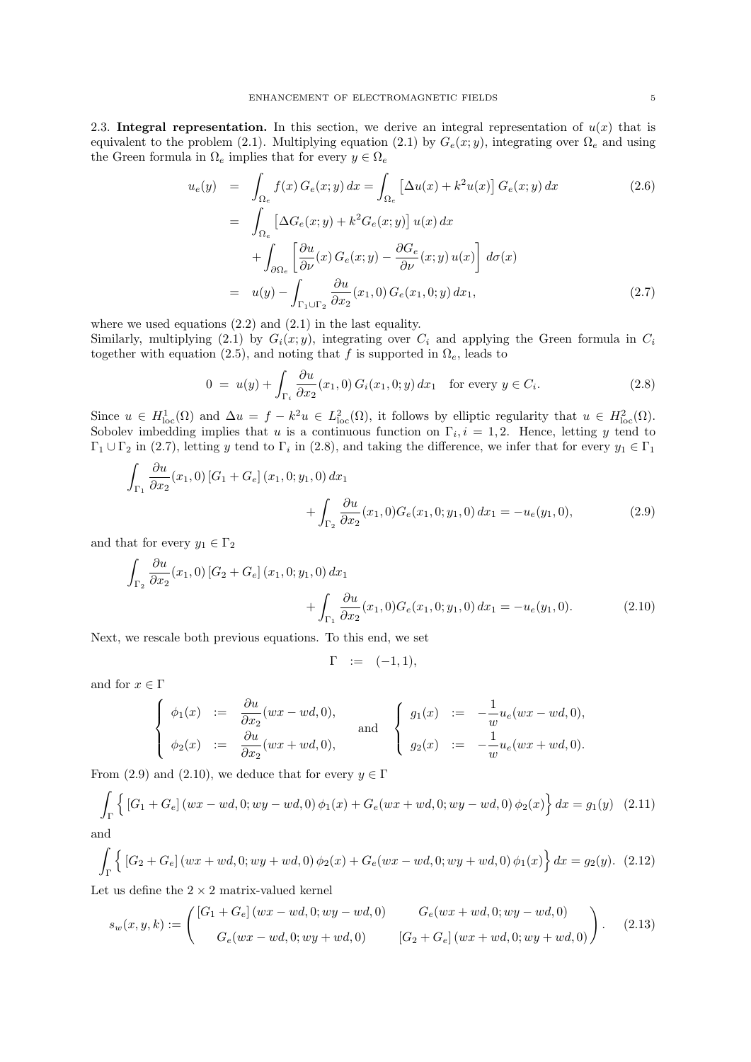2.3. **Integral representation.** In this section, we derive an integral representation of $u(x)$ that is equivalent to the problem (2.1). Multiplying equation (2.1) by $G_e(x;y)$, integrating over $\Omega_e$ and using the Green formula in $\Omega_e$ implies that for every $y \in \Omega_e$

$$
\begin{aligned}
u_e(y) &= \int_{\Omega_e} f(x)\, G_e(x;y)\, dx = \int_{\Omega_e} \left[\Delta u(x) + k^2 u(x)\right] G_e(x;y)\, dx \qquad (2.6)\\
&= \int_{\Omega_e} \left[\Delta G_e(x;y) + k^2 G_e(x;y)\right] u(x)\, dx \\
&\quad + \int_{\partial\Omega_e} \left[\frac{\partial u}{\partial \nu}(x)\, G_e(x;y) - \frac{\partial G_e}{\partial \nu}(x;y)\, u(x)\right] d\sigma(x) \\
&= u(y) - \int_{\Gamma_1 \cup \Gamma_2} \frac{\partial u}{\partial x_2}(x_1,0)\, G_e(x_1,0;y)\, dx_1, \qquad (2.7)
\end{aligned}
$$

where we used equations (2.2) and (2.1) in the last equality.
Similarly, multiplying (2.1) by $G_i(x;y)$, integrating over $C_i$ and applying the Green formula in $C_i$ together with equation (2.5), and noting that $f$ is supported in $\Omega_e$, leads to

$$
0 \;=\; u(y) + \int_{\Gamma_i} \frac{\partial u}{\partial x_2}(x_1,0)\, G_i(x_1,0;y)\, dx_1 \quad \text{for every } y \in C_i. \qquad (2.8)
$$

Since $u \in H^1_{\mathrm{loc}}(\Omega)$ and $\Delta u = f - k^2 u \in L^2_{\mathrm{loc}}(\Omega)$, it follows by elliptic regularity that $u \in H^2_{\mathrm{loc}}(\Omega)$. Sobolev imbedding implies that $u$ is a continuous function on $\Gamma_i, i = 1,2$. Hence, letting $y$ tend to $\Gamma_1 \cup \Gamma_2$ in (2.7), letting $y$ tend to $\Gamma_i$ in (2.8), and taking the difference, we infer that for every $y_1 \in \Gamma_1$

$$
\int_{\Gamma_1} \frac{\partial u}{\partial x_2}(x_1,0)\, [G_1 + G_e]\,(x_1,0;y_1,0)\, dx_1 + \int_{\Gamma_2} \frac{\partial u}{\partial x_2}(x_1,0) G_e(x_1,0;y_1,0)\, dx_1 = -u_e(y_1,0), \qquad (2.9)
$$

and that for every $y_1 \in \Gamma_2$

$$
\int_{\Gamma_2} \frac{\partial u}{\partial x_2}(x_1,0)\, [G_2 + G_e]\,(x_1,0;y_1,0)\, dx_1 + \int_{\Gamma_1} \frac{\partial u}{\partial x_2}(x_1,0) G_e(x_1,0;y_1,0)\, dx_1 = -u_e(y_1,0). \qquad (2.10)
$$

Next, we rescale both previous equations. To this end, we set

$$
\Gamma \;:=\; (-1,1),
$$

and for $x \in \Gamma$

$$
\left\{
\begin{array}{lcl}
\phi_1(x) &:=& \dfrac{\partial u}{\partial x_2}(wx - wd, 0), \\[2mm]
\phi_2(x) &:=& \dfrac{\partial u}{\partial x_2}(wx + wd, 0),
\end{array}
\right.
\quad \text{and} \quad
\left\{
\begin{array}{lcl}
g_1(x) &:=& -\dfrac{1}{w} u_e(wx - wd, 0), \\[2mm]
g_2(x) &:=& -\dfrac{1}{w} u_e(wx + wd, 0).
\end{array}
\right.
$$

From (2.9) and (2.10), we deduce that for every $y \in \Gamma$

$$
\int_\Gamma \Big\{ [G_1 + G_e]\,(wx - wd, 0; wy - wd, 0)\, \phi_1(x) + G_e(wx + wd, 0; wy - wd, 0)\, \phi_2(x) \Big\}\, dx = g_1(y) \qquad (2.11)
$$

and

$$
\int_\Gamma \Big\{ [G_2 + G_e]\,(wx + wd, 0; wy + wd, 0)\, \phi_2(x) + G_e(wx - wd, 0; wy + wd, 0)\, \phi_1(x) \Big\}\, dx = g_2(y). \qquad (2.12)
$$

Let us define the $2 \times 2$ matrix-valued kernel

$$
s_w(x,y,k) := \begin{pmatrix} [G_1 + G_e]\,(wx - wd, 0; wy - wd, 0) & G_e(wx + wd, 0; wy - wd, 0) \\ G_e(wx - wd, 0; wy + wd, 0) & [G_2 + G_e]\,(wx + wd, 0; wy + wd, 0) \end{pmatrix}. \qquad (2.13)
$$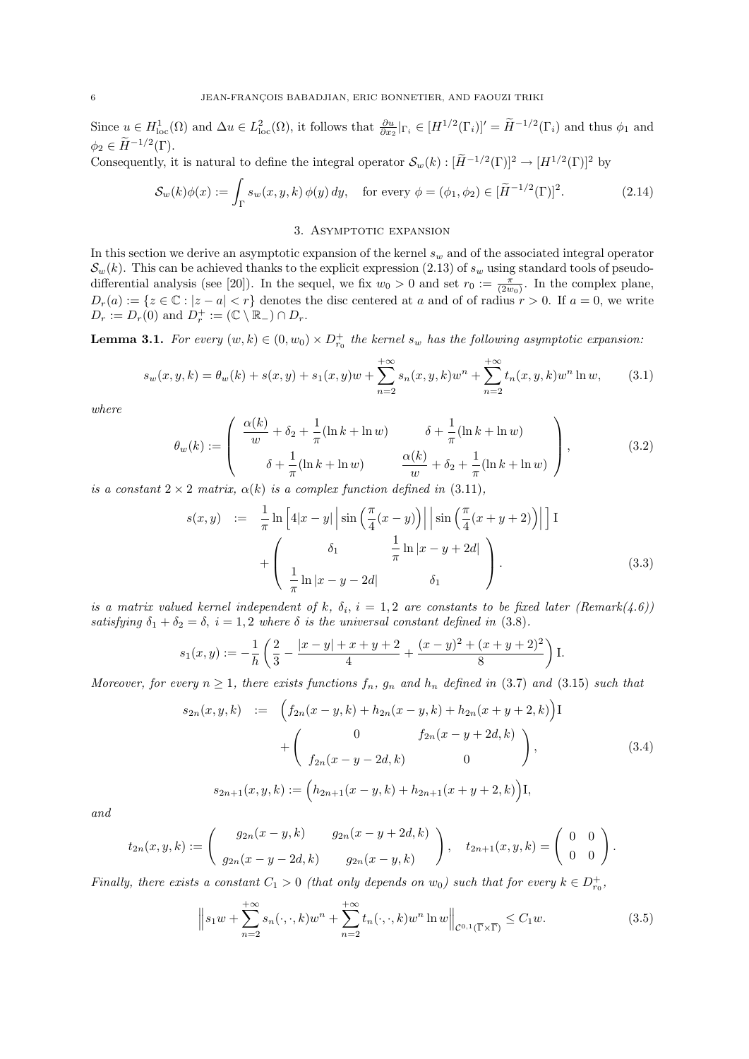Since $u \in H^1_{\rm loc}(\Omega)$ and $\Delta u \in L^2_{\rm loc}(\Omega)$, it follows that $\frac{\partial u}{\partial x_2}|_{\Gamma_i} \in [H^{1/2}(\Gamma_i)]' = \widetilde{H}^{-1/2}(\Gamma_i)$ and thus $\phi_1$ and $\phi_2 \in \widetilde{H}^{-1/2}(\Gamma)$.

Consequently, it is natural to define the integral operator $\mathcal{S}_w(k) : [\widetilde{H}^{-1/2}(\Gamma)]^2 \to [H^{1/2}(\Gamma)]^2$ by

$$\mathcal{S}_w(k)\phi(x) := \int_\Gamma s_w(x,y,k)\,\phi(y)\,dy, \quad \text{for every } \phi = (\phi_1,\phi_2) \in [\widetilde{H}^{-1/2}(\Gamma)]^2. \tag{2.14}$$

## 3. Asymptotic expansion

In this section we derive an asymptotic expansion of the kernel $s_w$ and of the associated integral operator $\mathcal{S}_w(k)$. This can be achieved thanks to the explicit expression (2.13) of $s_w$ using standard tools of pseudo-differential analysis (see [20]). In the sequel, we fix $w_0 > 0$ and set $r_0 := \frac{\pi}{(2w_0)}$. In the complex plane, $D_r(a) := \{z \in \mathbb{C} : |z - a| < r\}$ denotes the disc centered at $a$ and of of radius $r > 0$. If $a = 0$, we write $D_r := D_r(0)$ and $D_r^+ := (\mathbb{C} \setminus \mathbb{R}_-) \cap D_r$.

**Lemma 3.1.** *For every $(w,k) \in (0,w_0) \times D^+_{r_0}$ the kernel $s_w$ has the following asymptotic expansion:*

$$s_w(x,y,k) = \theta_w(k) + s(x,y) + s_1(x,y)w + \sum_{n=2}^{+\infty} s_n(x,y,k)w^n + \sum_{n=2}^{+\infty} t_n(x,y,k)w^n \ln w, \tag{3.1}$$

*where*

$$\theta_w(k) := \begin{pmatrix} \dfrac{\alpha(k)}{w} + \delta_2 + \dfrac{1}{\pi}(\ln k + \ln w) & \delta + \dfrac{1}{\pi}(\ln k + \ln w) \\ \delta + \dfrac{1}{\pi}(\ln k + \ln w) & \dfrac{\alpha(k)}{w} + \delta_2 + \dfrac{1}{\pi}(\ln k + \ln w) \end{pmatrix}, \tag{3.2}$$

*is a constant $2\times 2$ matrix, $\alpha(k)$ is a complex function defined in* (3.11),

$$\begin{aligned} s(x,y) \;:=\; & \frac{1}{\pi}\ln\Big[4|x-y|\,\Big|\sin\Big(\frac{\pi}{4}(x-y)\Big)\Big|\,\Big|\sin\Big(\frac{\pi}{4}(x+y+2)\Big)\Big|\,\Big]\,\mathrm{I} \\ & + \begin{pmatrix} \delta_1 & \dfrac{1}{\pi}\ln|x-y+2d| \\ \dfrac{1}{\pi}\ln|x-y-2d| & \delta_1 \end{pmatrix}. \end{aligned} \tag{3.3}$$

*is a matrix valued kernel independent of $k$, $\delta_i$, $i = 1,2$ are constants to be fixed later (Remark(4.6)) satisfying $\delta_1 + \delta_2 = \delta$, $i = 1,2$ where $\delta$ is the universal constant defined in* (3.8).

$$s_1(x,y) := -\frac{1}{h}\left(\frac{2}{3} - \frac{|x-y| + x + y + 2}{4} + \frac{(x-y)^2 + (x+y+2)^2}{8}\right)\mathrm{I}.$$

*Moreover, for every $n \geq 1$, there exists functions $f_n$, $g_n$ and $h_n$ defined in* (3.7) *and* (3.15) *such that*

$$\begin{aligned} s_{2n}(x,y,k) \;:=\; & \Big(f_{2n}(x-y,k) + h_{2n}(x-y,k) + h_{2n}(x+y+2,k)\Big)\mathrm{I} \\ & + \begin{pmatrix} 0 & f_{2n}(x-y+2d,k) \\ f_{2n}(x-y-2d,k) & 0 \end{pmatrix}, \end{aligned} \tag{3.4}$$

$$s_{2n+1}(x,y,k) := \Big(h_{2n+1}(x-y,k) + h_{2n+1}(x+y+2,k)\Big)\mathrm{I},$$

*and*

$$t_{2n}(x,y,k) := \begin{pmatrix} g_{2n}(x-y,k) & g_{2n}(x-y+2d,k) \\ g_{2n}(x-y-2d,k) & g_{2n}(x-y,k) \end{pmatrix}, \quad t_{2n+1}(x,y,k) = \begin{pmatrix} 0 & 0 \\ 0 & 0 \end{pmatrix}.$$

*Finally, there exists a constant $C_1 > 0$ (that only depends on $w_0$) such that for every $k \in D^+_{r_0}$,*

$$\Big\| s_1 w + \sum_{n=2}^{+\infty} s_n(\cdot,\cdot,k)w^n + \sum_{n=2}^{+\infty} t_n(\cdot,\cdot,k)w^n \ln w \Big\|_{\mathcal{C}^{0,1}(\overline{\Gamma}\times\overline{\Gamma})} \leq C_1 w. \tag{3.5}$$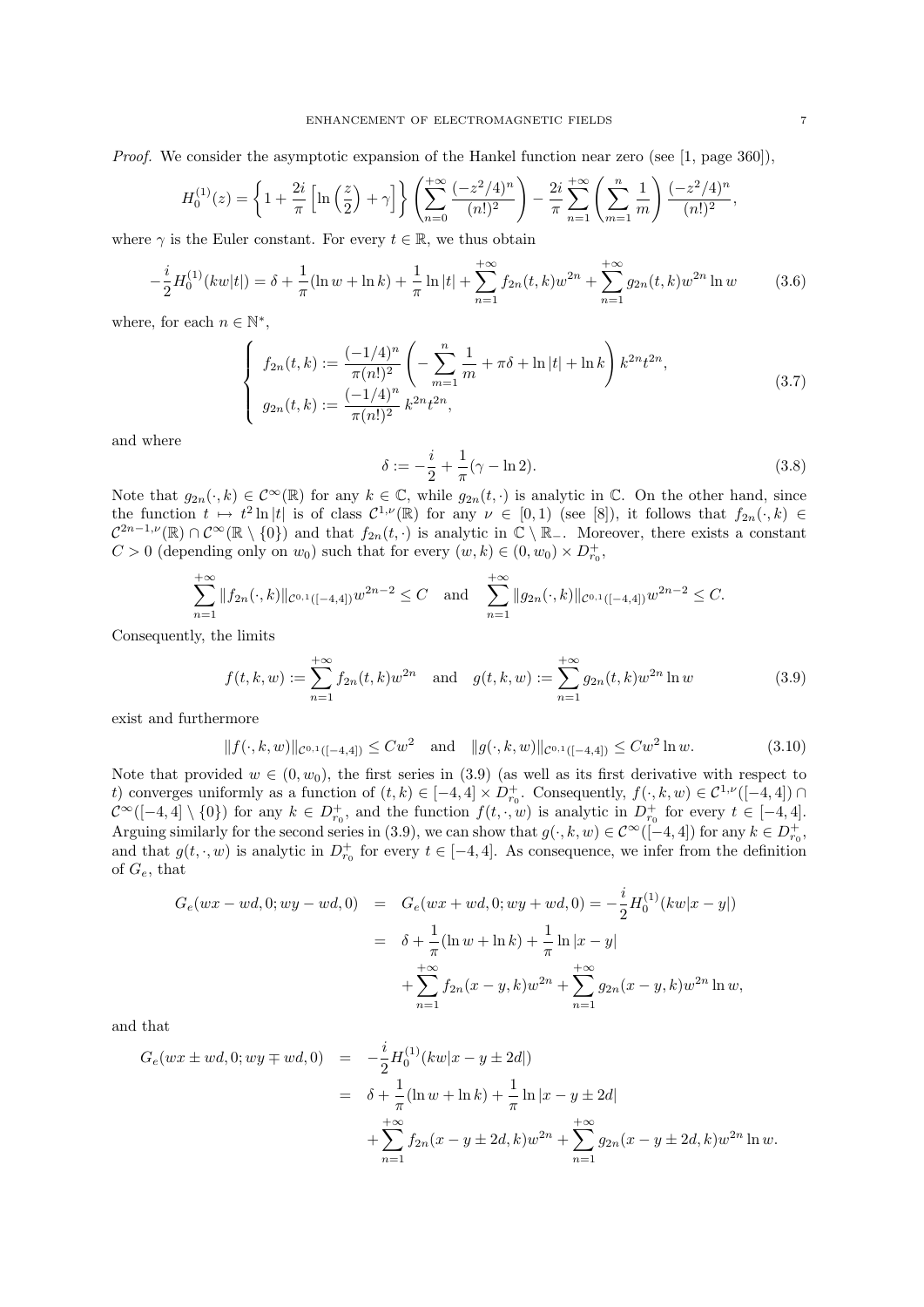*Proof.* We consider the asymptotic expansion of the Hankel function near zero (see [1, page 360]),

$$H_0^{(1)}(z) = \left\{1 + \frac{2i}{\pi}\left[\ln\left(\frac{z}{2}\right) + \gamma\right]\right\}\left(\sum_{n=0}^{+\infty} \frac{(-z^2/4)^n}{(n!)^2}\right) - \frac{2i}{\pi}\sum_{n=1}^{+\infty}\left(\sum_{m=1}^{n}\frac{1}{m}\right)\frac{(-z^2/4)^n}{(n!)^2},$$

where $\gamma$ is the Euler constant. For every $t \in \mathbb{R}$, we thus obtain

$$-\frac{i}{2}H_0^{(1)}(kw|t|) = \delta + \frac{1}{\pi}(\ln w + \ln k) + \frac{1}{\pi}\ln|t| + \sum_{n=1}^{+\infty} f_{2n}(t,k)w^{2n} + \sum_{n=1}^{+\infty} g_{2n}(t,k)w^{2n}\ln w \tag{3.6}$$

where, for each $n \in \mathbb{N}^*$,

$$\begin{cases} f_{2n}(t,k) := \dfrac{(-1/4)^n}{\pi(n!)^2}\left(-\displaystyle\sum_{m=1}^{n}\frac{1}{m} + \pi\delta + \ln|t| + \ln k\right)k^{2n}t^{2n}, \\ g_{2n}(t,k) := \dfrac{(-1/4)^n}{\pi(n!)^2}\, k^{2n}t^{2n}, \end{cases} \tag{3.7}$$

and where

$$\delta := -\frac{i}{2} + \frac{1}{\pi}(\gamma - \ln 2). \tag{3.8}$$

Note that $g_{2n}(\cdot,k) \in \mathcal{C}^\infty(\mathbb{R})$ for any $k \in \mathbb{C}$, while $g_{2n}(t,\cdot)$ is analytic in $\mathbb{C}$. On the other hand, since the function $t \mapsto t^2\ln|t|$ is of class $\mathcal{C}^{1,\nu}(\mathbb{R})$ for any $\nu \in [0,1)$ (see [8]), it follows that $f_{2n}(\cdot,k) \in \mathcal{C}^{2n-1,\nu}(\mathbb{R}) \cap \mathcal{C}^\infty(\mathbb{R}\setminus\{0\})$ and that $f_{2n}(t,\cdot)$ is analytic in $\mathbb{C}\setminus\mathbb{R}_-$. Moreover, there exists a constant $C > 0$ (depending only on $w_0$) such that for every $(w,k) \in (0,w_0)\times D_{r_0}^+$,

$$\sum_{n=1}^{+\infty}\|f_{2n}(\cdot,k)\|_{\mathcal{C}^{0,1}([-4,4])}w^{2n-2} \le C \quad \text{and} \quad \sum_{n=1}^{+\infty}\|g_{2n}(\cdot,k)\|_{\mathcal{C}^{0,1}([-4,4])}w^{2n-2} \le C.$$

Consequently, the limits

$$f(t,k,w) := \sum_{n=1}^{+\infty} f_{2n}(t,k)w^{2n} \quad \text{and} \quad g(t,k,w) := \sum_{n=1}^{+\infty} g_{2n}(t,k)w^{2n}\ln w \tag{3.9}$$

exist and furthermore

$$\|f(\cdot,k,w)\|_{\mathcal{C}^{0,1}([-4,4])} \le Cw^2 \quad \text{and} \quad \|g(\cdot,k,w)\|_{\mathcal{C}^{0,1}([-4,4])} \le Cw^2\ln w. \tag{3.10}$$

Note that provided $w \in (0,w_0)$, the first series in (3.9) (as well as its first derivative with respect to $t$) converges uniformly as a function of $(t,k) \in [-4,4]\times D_{r_0}^+$. Consequently, $f(\cdot,k,w) \in \mathcal{C}^{1,\nu}([-4,4]) \cap \mathcal{C}^\infty([-4,4]\setminus\{0\})$ for any $k \in D_{r_0}^+$, and the function $f(t,\cdot,w)$ is analytic in $D_{r_0}^+$ for every $t \in [-4,4]$. Arguing similarly for the second series in (3.9), we can show that $g(\cdot,k,w) \in \mathcal{C}^\infty([-4,4])$ for any $k \in D_{r_0}^+$, and that $g(t,\cdot,w)$ is analytic in $D_{r_0}^+$ for every $t \in [-4,4]$. As consequence, we infer from the definition of $G_e$, that

$$\begin{aligned} G_e(wx - wd, 0; wy - wd, 0) &= G_e(wx + wd, 0; wy + wd, 0) = -\frac{i}{2}H_0^{(1)}(kw|x-y|) \\ &= \delta + \frac{1}{\pi}(\ln w + \ln k) + \frac{1}{\pi}\ln|x-y| \\ &\quad + \sum_{n=1}^{+\infty} f_{2n}(x-y,k)w^{2n} + \sum_{n=1}^{+\infty} g_{2n}(x-y,k)w^{2n}\ln w, \end{aligned}$$

and that

$$\begin{aligned} G_e(wx \pm wd, 0; wy \mp wd, 0) &= -\frac{i}{2}H_0^{(1)}(kw|x-y\pm 2d|) \\ &= \delta + \frac{1}{\pi}(\ln w + \ln k) + \frac{1}{\pi}\ln|x-y\pm 2d| \\ &\quad + \sum_{n=1}^{+\infty} f_{2n}(x-y\pm 2d,k)w^{2n} + \sum_{n=1}^{+\infty} g_{2n}(x-y\pm 2d,k)w^{2n}\ln w. \end{aligned}$$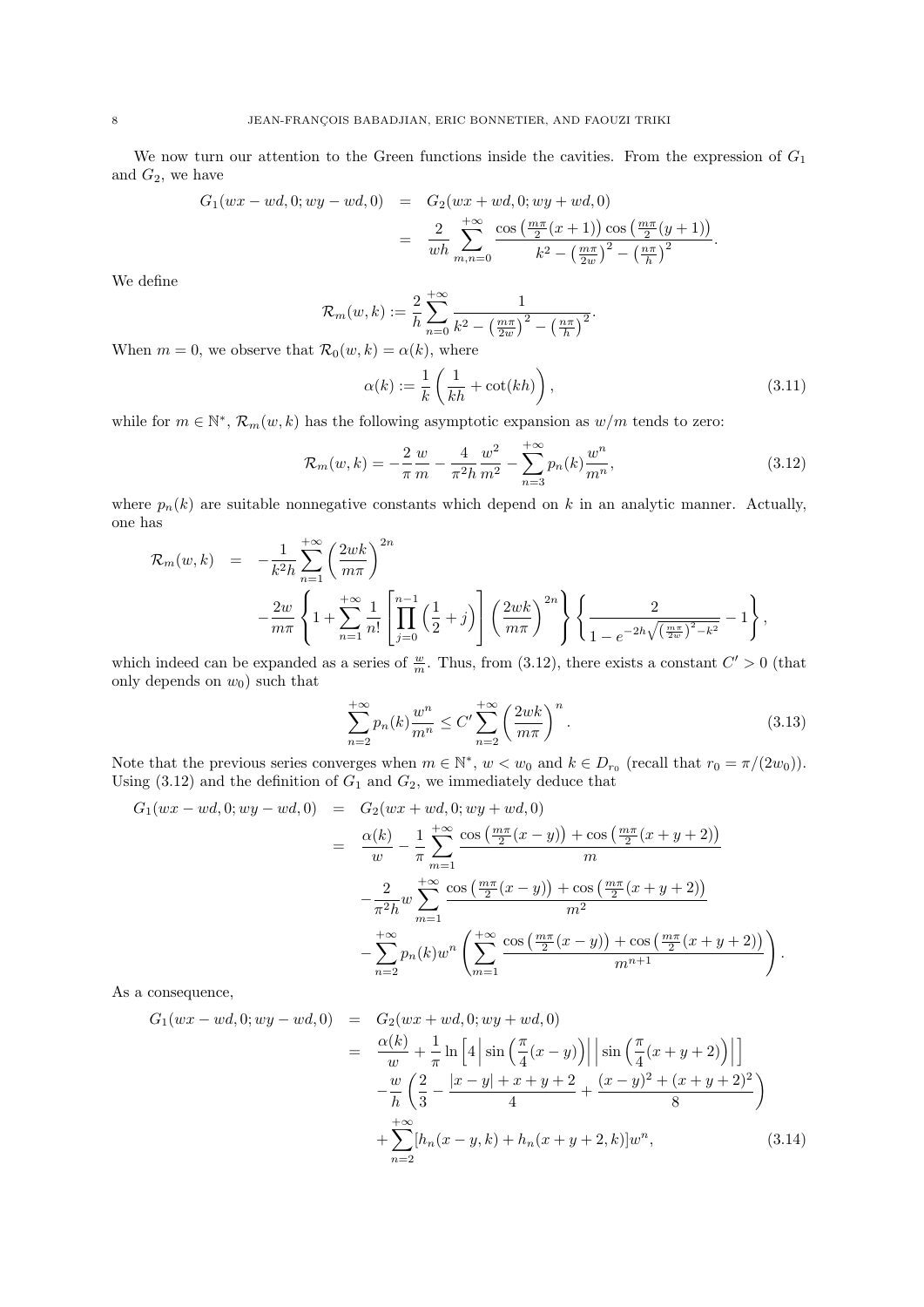We now turn our attention to the Green functions inside the cavities. From the expression of $G_1$ and $G_2$, we have

$$
\begin{aligned}
G_1(wx - wd, 0; wy - wd, 0) &= G_2(wx + wd, 0; wy + wd, 0) \\
&= \frac{2}{wh} \sum_{m,n=0}^{+\infty} \frac{\cos\left(\frac{m\pi}{2}(x+1)\right)\cos\left(\frac{m\pi}{2}(y+1)\right)}{k^2 - \left(\frac{m\pi}{2w}\right)^2 - \left(\frac{n\pi}{h}\right)^2}.
\end{aligned}
$$

We define

$$
\mathcal{R}_m(w,k) := \frac{2}{h} \sum_{n=0}^{+\infty} \frac{1}{k^2 - \left(\frac{m\pi}{2w}\right)^2 - \left(\frac{n\pi}{h}\right)^2}.
$$

When $m = 0$, we observe that $\mathcal{R}_0(w,k) = \alpha(k)$, where

$$
\alpha(k) := \frac{1}{k}\left(\frac{1}{kh} + \cot(kh)\right), \tag{3.11}
$$

while for $m \in \mathbb{N}^*$, $\mathcal{R}_m(w,k)$ has the following asymptotic expansion as $w/m$ tends to zero:

$$
\mathcal{R}_m(w,k) = -\frac{2}{\pi}\frac{w}{m} - \frac{4}{\pi^2 h}\frac{w^2}{m^2} - \sum_{n=3}^{+\infty} p_n(k)\frac{w^n}{m^n}, \tag{3.12}
$$

where $p_n(k)$ are suitable nonnegative constants which depend on $k$ in an analytic manner. Actually, one has

$$
\begin{aligned}
\mathcal{R}_m(w,k) &= -\frac{1}{k^2 h}\sum_{n=1}^{+\infty}\left(\frac{2wk}{m\pi}\right)^{2n} \\
&\quad -\frac{2w}{m\pi}\left\{1 + \sum_{n=1}^{+\infty}\frac{1}{n!}\left[\prod_{j=0}^{n-1}\left(\frac{1}{2}+j\right)\right]\left(\frac{2wk}{m\pi}\right)^{2n}\right\}\left\{\frac{2}{1 - e^{-2h\sqrt{\left(\frac{m\pi}{2w}\right)^2 - k^2}}} - 1\right\},
\end{aligned}
$$

which indeed can be expanded as a series of $\frac{w}{m}$. Thus, from (3.12), there exists a constant $C' > 0$ (that only depends on $w_0$) such that

$$
\sum_{n=2}^{+\infty} p_n(k)\frac{w^n}{m^n} \le C' \sum_{n=2}^{+\infty}\left(\frac{2wk}{m\pi}\right)^n. \tag{3.13}
$$

Note that the previous series converges when $m \in \mathbb{N}^*$, $w < w_0$ and $k \in D_{r_0}$ (recall that $r_0 = \pi/(2w_0)$). Using (3.12) and the definition of $G_1$ and $G_2$, we immediately deduce that

$$
\begin{aligned}
G_1(wx - wd, 0; wy - wd, 0) &= G_2(wx + wd, 0; wy + wd, 0) \\
&= \frac{\alpha(k)}{w} - \frac{1}{\pi}\sum_{m=1}^{+\infty}\frac{\cos\left(\frac{m\pi}{2}(x-y)\right) + \cos\left(\frac{m\pi}{2}(x+y+2)\right)}{m} \\
&\quad -\frac{2}{\pi^2 h} w \sum_{m=1}^{+\infty}\frac{\cos\left(\frac{m\pi}{2}(x-y)\right) + \cos\left(\frac{m\pi}{2}(x+y+2)\right)}{m^2} \\
&\quad -\sum_{n=2}^{+\infty} p_n(k) w^n \left(\sum_{m=1}^{+\infty}\frac{\cos\left(\frac{m\pi}{2}(x-y)\right) + \cos\left(\frac{m\pi}{2}(x+y+2)\right)}{m^{n+1}}\right).
\end{aligned}
$$

As a consequence,

$$
\begin{aligned}
G_1(wx - wd, 0; wy - wd, 0) &= G_2(wx + wd, 0; wy + wd, 0) \\
&= \frac{\alpha(k)}{w} + \frac{1}{\pi}\ln\left[4\left|\sin\left(\frac{\pi}{4}(x-y)\right)\right|\left|\sin\left(\frac{\pi}{4}(x+y+2)\right)\right|\right] \\
&\quad -\frac{w}{h}\left(\frac{2}{3} - \frac{|x-y| + x + y + 2}{4} + \frac{(x-y)^2 + (x+y+2)^2}{8}\right) \\
&\quad +\sum_{n=2}^{+\infty}[h_n(x-y,k) + h_n(x+y+2,k)]w^n,
\end{aligned} \tag{3.14}
$$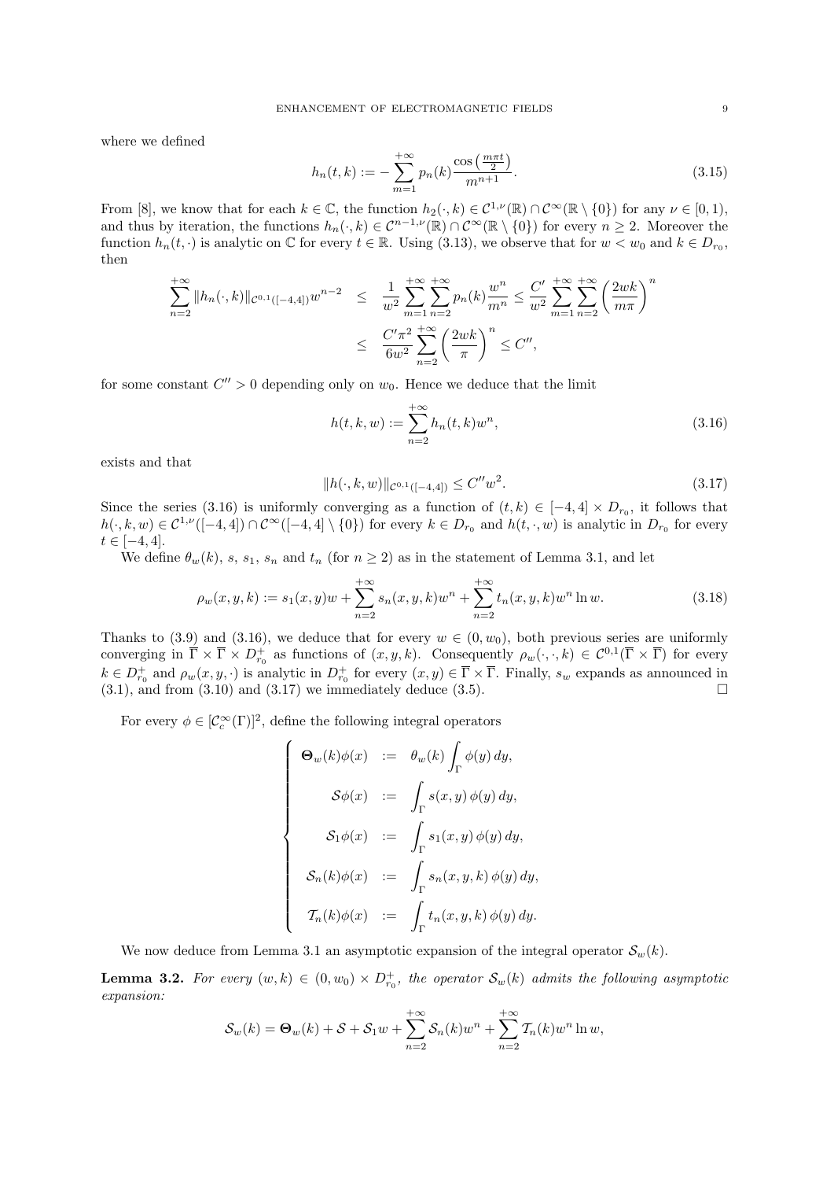where we defined

$$h_n(t,k) := -\sum_{m=1}^{+\infty} p_n(k) \frac{\cos\left(\frac{m\pi t}{2}\right)}{m^{n+1}}. \tag{3.15}$$

From [8], we know that for each $k \in \mathbb{C}$, the function $h_2(\cdot,k) \in \mathcal{C}^{1,\nu}(\mathbb{R}) \cap \mathcal{C}^\infty(\mathbb{R}\setminus\{0\})$ for any $\nu \in [0,1)$, and thus by iteration, the functions $h_n(\cdot,k) \in \mathcal{C}^{n-1,\nu}(\mathbb{R}) \cap \mathcal{C}^\infty(\mathbb{R}\setminus\{0\})$ for every $n \geq 2$. Moreover the function $h_n(t,\cdot)$ is analytic on $\mathbb{C}$ for every $t \in \mathbb{R}$. Using (3.13), we observe that for $w < w_0$ and $k \in D_{r_0}$, then

$$\begin{aligned}
\sum_{n=2}^{+\infty} \|h_n(\cdot,k)\|_{\mathcal{C}^{0,1}([-4,4])} w^{n-2} &\leq \frac{1}{w^2} \sum_{m=1}^{+\infty}\sum_{n=2}^{+\infty} p_n(k) \frac{w^n}{m^n} \leq \frac{C'}{w^2} \sum_{m=1}^{+\infty}\sum_{n=2}^{+\infty} \left(\frac{2wk}{m\pi}\right)^n \\
&\leq \frac{C'\pi^2}{6w^2} \sum_{n=2}^{+\infty} \left(\frac{2wk}{\pi}\right)^n \leq C'',
\end{aligned}$$

for some constant $C'' > 0$ depending only on $w_0$. Hence we deduce that the limit

$$h(t,k,w) := \sum_{n=2}^{+\infty} h_n(t,k) w^n, \tag{3.16}$$

exists and that

$$\|h(\cdot,k,w)\|_{\mathcal{C}^{0,1}([-4,4])} \leq C'' w^2. \tag{3.17}$$

Since the series (3.16) is uniformly converging as a function of $(t,k) \in [-4,4] \times D_{r_0}$, it follows that $h(\cdot,k,w) \in \mathcal{C}^{1,\nu}([-4,4]) \cap \mathcal{C}^\infty([-4,4]\setminus\{0\})$ for every $k \in D_{r_0}$ and $h(t,\cdot,w)$ is analytic in $D_{r_0}$ for every $t \in [-4,4]$.

We define $\theta_w(k)$, $s$, $s_1$, $s_n$ and $t_n$ (for $n \geq 2$) as in the statement of Lemma 3.1, and let

$$\rho_w(x,y,k) := s_1(x,y) w + \sum_{n=2}^{+\infty} s_n(x,y,k) w^n + \sum_{n=2}^{+\infty} t_n(x,y,k) w^n \ln w. \tag{3.18}$$

Thanks to (3.9) and (3.16), we deduce that for every $w \in (0,w_0)$, both previous series are uniformly converging in $\overline{\Gamma} \times \overline{\Gamma} \times D_{r_0}^+$ as functions of $(x,y,k)$. Consequently $\rho_w(\cdot,\cdot,k) \in \mathcal{C}^{0,1}(\overline{\Gamma}\times\overline{\Gamma})$ for every $k \in D_{r_0}^+$ and $\rho_w(x,y,\cdot)$ is analytic in $D_{r_0}^+$ for every $(x,y) \in \overline{\Gamma}\times\overline{\Gamma}$. Finally, $s_w$ expands as announced in (3.1), and from (3.10) and (3.17) we immediately deduce (3.5). $\square$

For every $\phi \in [\mathcal{C}_c^\infty(\Gamma)]^2$, define the following integral operators

$$\left\{\begin{array}{rcl}
\mathbf{\Theta}_w(k)\phi(x) &:=& \theta_w(k) \displaystyle\int_\Gamma \phi(y)\, dy, \\
\mathcal{S}\phi(x) &:=& \displaystyle\int_\Gamma s(x,y)\,\phi(y)\, dy, \\
\mathcal{S}_1\phi(x) &:=& \displaystyle\int_\Gamma s_1(x,y)\,\phi(y)\, dy, \\
\mathcal{S}_n(k)\phi(x) &:=& \displaystyle\int_\Gamma s_n(x,y,k)\,\phi(y)\, dy, \\
\mathcal{T}_n(k)\phi(x) &:=& \displaystyle\int_\Gamma t_n(x,y,k)\,\phi(y)\, dy.
\end{array}\right.$$

We now deduce from Lemma 3.1 an asymptotic expansion of the integral operator $\mathcal{S}_w(k)$.

**Lemma 3.2.** *For every $(w,k) \in (0,w_0) \times D_{r_0}^+$, the operator $\mathcal{S}_w(k)$ admits the following asymptotic expansion:*

$$\mathcal{S}_w(k) = \mathbf{\Theta}_w(k) + \mathcal{S} + \mathcal{S}_1 w + \sum_{n=2}^{+\infty} \mathcal{S}_n(k) w^n + \sum_{n=2}^{+\infty} \mathcal{T}_n(k) w^n \ln w,$$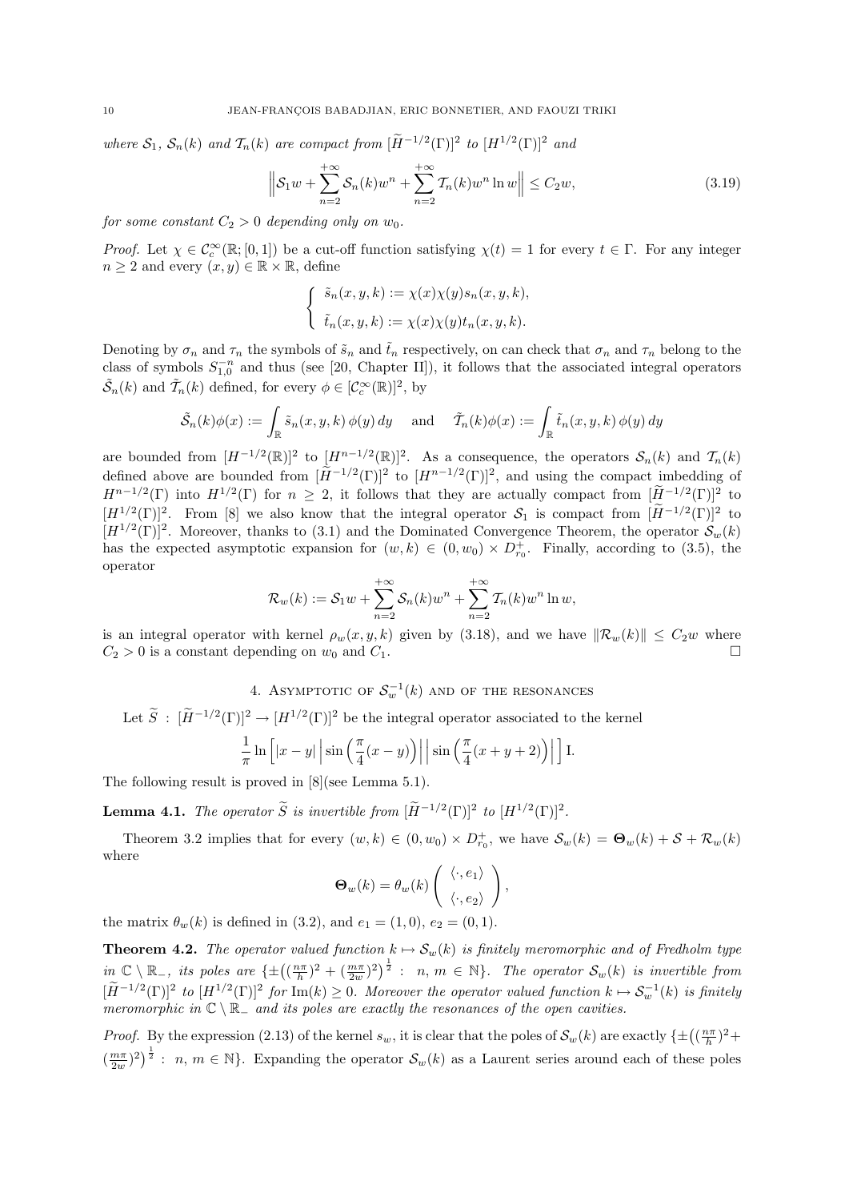*where $\mathcal{S}_1$, $\mathcal{S}_n(k)$ and $\mathcal{T}_n(k)$ are compact from $[\widetilde{H}^{-1/2}(\Gamma)]^2$ to $[H^{1/2}(\Gamma)]^2$ and*

$$\Big\| \mathcal{S}_1 w + \sum_{n=2}^{+\infty} \mathcal{S}_n(k) w^n + \sum_{n=2}^{+\infty} \mathcal{T}_n(k) w^n \ln w \Big\| \le C_2 w, \tag{3.19}$$

*for some constant $C_2 > 0$ depending only on $w_0$.*

*Proof.* Let $\chi \in \mathcal{C}_c^\infty(\mathbb{R};[0,1])$ be a cut-off function satisfying $\chi(t) = 1$ for every $t \in \Gamma$. For any integer $n \ge 2$ and every $(x,y) \in \mathbb{R} \times \mathbb{R}$, define

$$\begin{cases} \tilde{s}_n(x,y,k) := \chi(x)\chi(y) s_n(x,y,k), \\ \tilde{t}_n(x,y,k) := \chi(x)\chi(y) t_n(x,y,k). \end{cases}$$

Denoting by $\sigma_n$ and $\tau_n$ the symbols of $\tilde{s}_n$ and $\tilde{t}_n$ respectively, on can check that $\sigma_n$ and $\tau_n$ belong to the class of symbols $S_{1,0}^{-n}$ and thus (see [20, Chapter II]), it follows that the associated integral operators $\tilde{\mathcal{S}}_n(k)$ and $\tilde{\mathcal{T}}_n(k)$ defined, for every $\phi \in [\mathcal{C}_c^\infty(\mathbb{R})]^2$, by

$$\tilde{\mathcal{S}}_n(k)\phi(x) := \int_{\mathbb{R}} \tilde{s}_n(x,y,k)\,\phi(y)\,dy \quad \text{ and } \quad \tilde{\mathcal{T}}_n(k)\phi(x) := \int_{\mathbb{R}} \tilde{t}_n(x,y,k)\,\phi(y)\,dy$$

are bounded from $[H^{-1/2}(\mathbb{R})]^2$ to $[H^{n-1/2}(\mathbb{R})]^2$. As a consequence, the operators $\mathcal{S}_n(k)$ and $\mathcal{T}_n(k)$ defined above are bounded from $[\widetilde{H}^{-1/2}(\Gamma)]^2$ to $[H^{n-1/2}(\Gamma)]^2$, and using the compact imbedding of $H^{n-1/2}(\Gamma)$ into $H^{1/2}(\Gamma)$ for $n \ge 2$, it follows that they are actually compact from $[\widetilde{H}^{-1/2}(\Gamma)]^2$ to $[H^{1/2}(\Gamma)]^2$. From [8] we also know that the integral operator $\mathcal{S}_1$ is compact from $[\widetilde{H}^{-1/2}(\Gamma)]^2$ to $[H^{1/2}(\Gamma)]^2$. Moreover, thanks to (3.1) and the Dominated Convergence Theorem, the operator $\mathcal{S}_w(k)$ has the expected asymptotic expansion for $(w,k) \in (0,w_0) \times D_{r_0}^+$. Finally, according to (3.5), the operator

$$\mathcal{R}_w(k) := \mathcal{S}_1 w + \sum_{n=2}^{+\infty} \mathcal{S}_n(k) w^n + \sum_{n=2}^{+\infty} \mathcal{T}_n(k) w^n \ln w,$$

is an integral operator with kernel $\rho_w(x,y,k)$ given by (3.18), and we have $\|\mathcal{R}_w(k)\| \le C_2 w$ where $C_2 > 0$ is a constant depending on $w_0$ and $C_1$. ∎

## 4. Asymptotic of $\mathcal{S}_w^{-1}(k)$ and of the resonances

Let $\widetilde{S} : [\widetilde{H}^{-1/2}(\Gamma)]^2 \to [H^{1/2}(\Gamma)]^2$ be the integral operator associated to the kernel

$$\frac{1}{\pi} \ln \Big[ |x-y| \, \Big| \sin\Big(\frac{\pi}{4}(x-y)\Big) \Big| \, \Big| \sin\Big(\frac{\pi}{4}(x+y+2)\Big) \Big| \, \Big] \, \mathrm{I}.$$

The following result is proved in [8](see Lemma 5.1).

**Lemma 4.1.** *The operator $\widetilde{S}$ is invertible from $[\widetilde{H}^{-1/2}(\Gamma)]^2$ to $[H^{1/2}(\Gamma)]^2$.*

Theorem 3.2 implies that for every $(w,k) \in (0,w_0) \times D_{r_0}^+$, we have $\mathcal{S}_w(k) = \mathbf{\Theta}_w(k) + \mathcal{S} + \mathcal{R}_w(k)$ where

$$\mathbf{\Theta}_w(k) = \theta_w(k) \begin{pmatrix} \langle \cdot, e_1 \rangle \\ \langle \cdot, e_2 \rangle \end{pmatrix},$$

the matrix $\theta_w(k)$ is defined in (3.2), and $e_1 = (1,0)$, $e_2 = (0,1)$.

**Theorem 4.2.** *The operator valued function $k \mapsto \mathcal{S}_w(k)$ is finitely meromorphic and of Fredholm type in $\mathbb{C} \setminus \mathbb{R}_-$, its poles are $\{\pm\big((\frac{n\pi}{h})^2 + (\frac{m\pi}{2w})^2\big)^{\frac{1}{2}} : \ n, m \in \mathbb{N}\}$. The operator $\mathcal{S}_w(k)$ is invertible from $[\widetilde{H}^{-1/2}(\Gamma)]^2$ to $[H^{1/2}(\Gamma)]^2$ for $\mathrm{Im}(k) \ge 0$. Moreover the operator valued function $k \mapsto \mathcal{S}_w^{-1}(k)$ is finitely meromorphic in $\mathbb{C} \setminus \mathbb{R}_-$ and its poles are exactly the resonances of the open cavities.*

*Proof.* By the expression (2.13) of the kernel $s_w$, it is clear that the poles of $\mathcal{S}_w(k)$ are exactly $\{\pm\big((\frac{n\pi}{h})^2 + (\frac{m\pi}{2w})^2\big)^{\frac{1}{2}} : \ n, m \in \mathbb{N}\}$. Expanding the operator $\mathcal{S}_w(k)$ as a Laurent series around each of these poles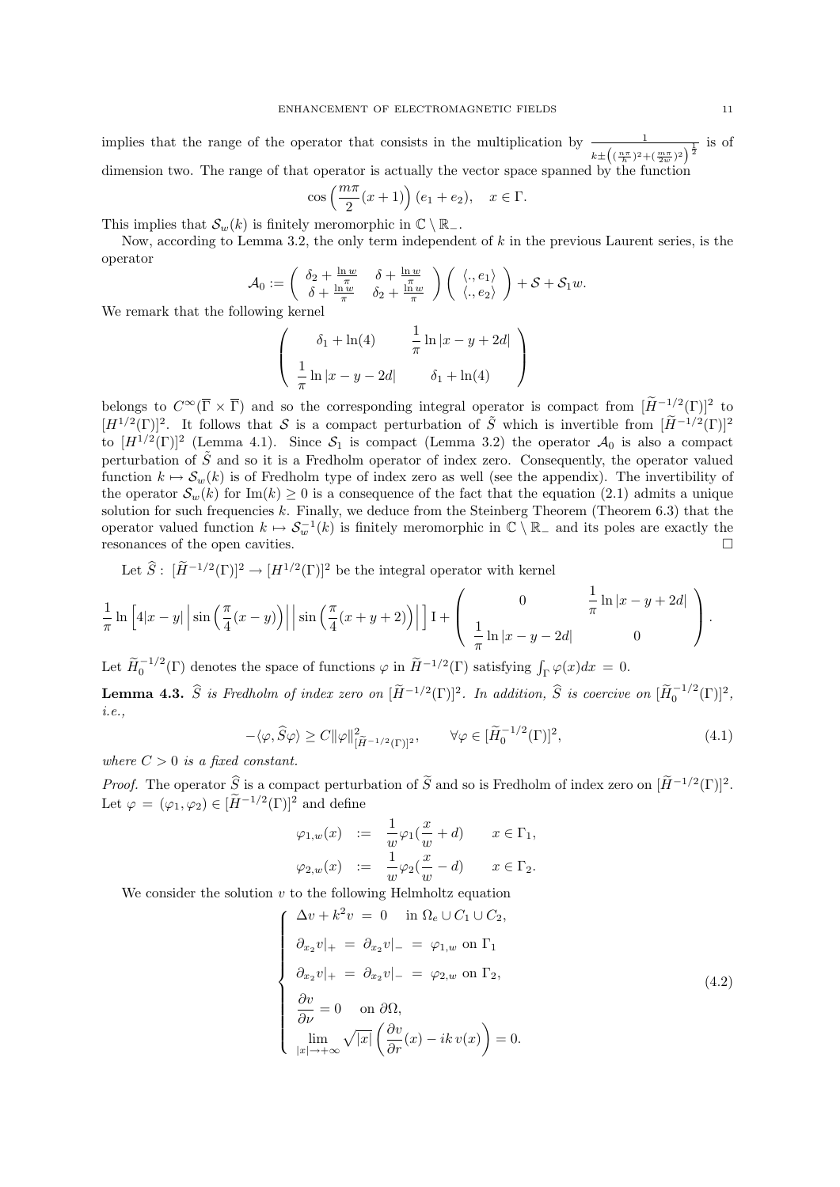implies that the range of the operator that consists in the multiplication by $\frac{1}{k\pm\left((\frac{n\pi}{h})^2+(\frac{m\pi}{2w})^2\right)^{\frac{1}{2}}}$ is of dimension two. The range of that operator is actually the vector space spanned by the function

$$\cos\Big(\frac{m\pi}{2}(x+1)\Big)\,(e_1+e_2),\quad x\in\Gamma.$$

This implies that $\mathcal{S}_w(k)$ is finitely meromorphic in $\mathbb{C}\setminus\mathbb{R}_-$.

Now, according to Lemma 3.2, the only term independent of $k$ in the previous Laurent series, is the operator

$$\mathcal{A}_0 := \begin{pmatrix} \delta_2+\frac{\ln w}{\pi} & \delta+\frac{\ln w}{\pi} \\ \delta+\frac{\ln w}{\pi} & \delta_2+\frac{\ln w}{\pi}\end{pmatrix}\begin{pmatrix}\langle .,e_1\rangle \\ \langle .,e_2\rangle\end{pmatrix}+\mathcal{S}+\mathcal{S}_1 w.$$

We remark that the following kernel

$$\begin{pmatrix} \delta_1+\ln(4) & \dfrac{1}{\pi}\ln|x-y+2d| \\[2ex] \dfrac{1}{\pi}\ln|x-y-2d| & \delta_1+\ln(4)\end{pmatrix}$$

belongs to $C^\infty(\overline{\Gamma}\times\overline{\Gamma})$ and so the corresponding integral operator is compact from $[\widetilde{H}^{-1/2}(\Gamma)]^2$ to $[H^{1/2}(\Gamma)]^2$. It follows that $\mathcal{S}$ is a compact perturbation of $\tilde{S}$ which is invertible from $[\widetilde{H}^{-1/2}(\Gamma)]^2$ to $[H^{1/2}(\Gamma)]^2$ (Lemma 4.1). Since $\mathcal{S}_1$ is compact (Lemma 3.2) the operator $\mathcal{A}_0$ is also a compact perturbation of $\tilde{S}$ and so it is a Fredholm operator of index zero. Consequently, the operator valued function $k\mapsto\mathcal{S}_w(k)$ is of Fredholm type of index zero as well (see the appendix). The invertibility of the operator $\mathcal{S}_w(k)$ for $\mathrm{Im}(k)\geq 0$ is a consequence of the fact that the equation (2.1) admits a unique solution for such frequencies $k$. Finally, we deduce from the Steinberg Theorem (Theorem 6.3) that the operator valued function $k\mapsto\mathcal{S}_w^{-1}(k)$ is finitely meromorphic in $\mathbb{C}\setminus\mathbb{R}_-$ and its poles are exactly the resonances of the open cavities. $\square$

Let $\widehat{S}:\ [\widetilde{H}^{-1/2}(\Gamma)]^2\to[H^{1/2}(\Gamma)]^2$ be the integral operator with kernel

$$\frac{1}{\pi}\ln\Big[4|x-y|\,\Big|\sin\Big(\frac{\pi}{4}(x-y)\Big)\Big|\,\Big|\sin\Big(\frac{\pi}{4}(x+y+2)\Big)\Big|\,\Big]\,\mathrm{I}+\begin{pmatrix} 0 & \dfrac{1}{\pi}\ln|x-y+2d| \\[2ex] \dfrac{1}{\pi}\ln|x-y-2d| & 0\end{pmatrix}.$$

Let $\widetilde{H}_0^{-1/2}(\Gamma)$ denotes the space of functions $\varphi$ in $\widetilde{H}^{-1/2}(\Gamma)$ satisfying $\int_\Gamma\varphi(x)dx=0$.

**Lemma 4.3.** *$\widehat{S}$ is Fredholm of index zero on $[\widetilde{H}^{-1/2}(\Gamma)]^2$. In addition, $\widehat{S}$ is coercive on $[\widetilde{H}_0^{-1/2}(\Gamma)]^2$, i.e.,*

$$-\langle\varphi,\widehat{S}\varphi\rangle\geq C\|\varphi\|^2_{[\widetilde{H}^{-1/2}(\Gamma)]^2},\qquad\forall\varphi\in[\widetilde{H}_0^{-1/2}(\Gamma)]^2,\tag{4.1}$$

*where $C>0$ is a fixed constant.*

*Proof.* The operator $\widehat{S}$ is a compact perturbation of $\widetilde{S}$ and so is Fredholm of index zero on $[\widetilde{H}^{-1/2}(\Gamma)]^2$. Let $\varphi=(\varphi_1,\varphi_2)\in[\widetilde{H}^{-1/2}(\Gamma)]^2$ and define

$$\begin{aligned}\varphi_{1,w}(x) &:= \frac{1}{w}\varphi_1(\frac{x}{w}+d) \qquad x\in\Gamma_1,\\ \varphi_{2,w}(x) &:= \frac{1}{w}\varphi_2(\frac{x}{w}-d) \qquad x\in\Gamma_2.\end{aligned}$$

We consider the solution $v$ to the following Helmholtz equation

$$\begin{cases}\Delta v+k^2v\ =\ 0\quad \text{ in }\Omega_e\cup C_1\cup C_2,\\[1ex] \partial_{x_2}v|_+\ =\ \partial_{x_2}v|_-\ =\ \varphi_{1,w}\text{ on }\Gamma_1\\[1ex] \partial_{x_2}v|_+\ =\ \partial_{x_2}v|_-\ =\ \varphi_{2,w}\text{ on }\Gamma_2,\\[1ex] \dfrac{\partial v}{\partial\nu}=0\quad\text{ on }\partial\Omega,\\[1ex] \displaystyle\lim_{|x|\to+\infty}\sqrt{|x|}\left(\frac{\partial v}{\partial r}(x)-ik\,v(x)\right)=0.\end{cases}\tag{4.2}$$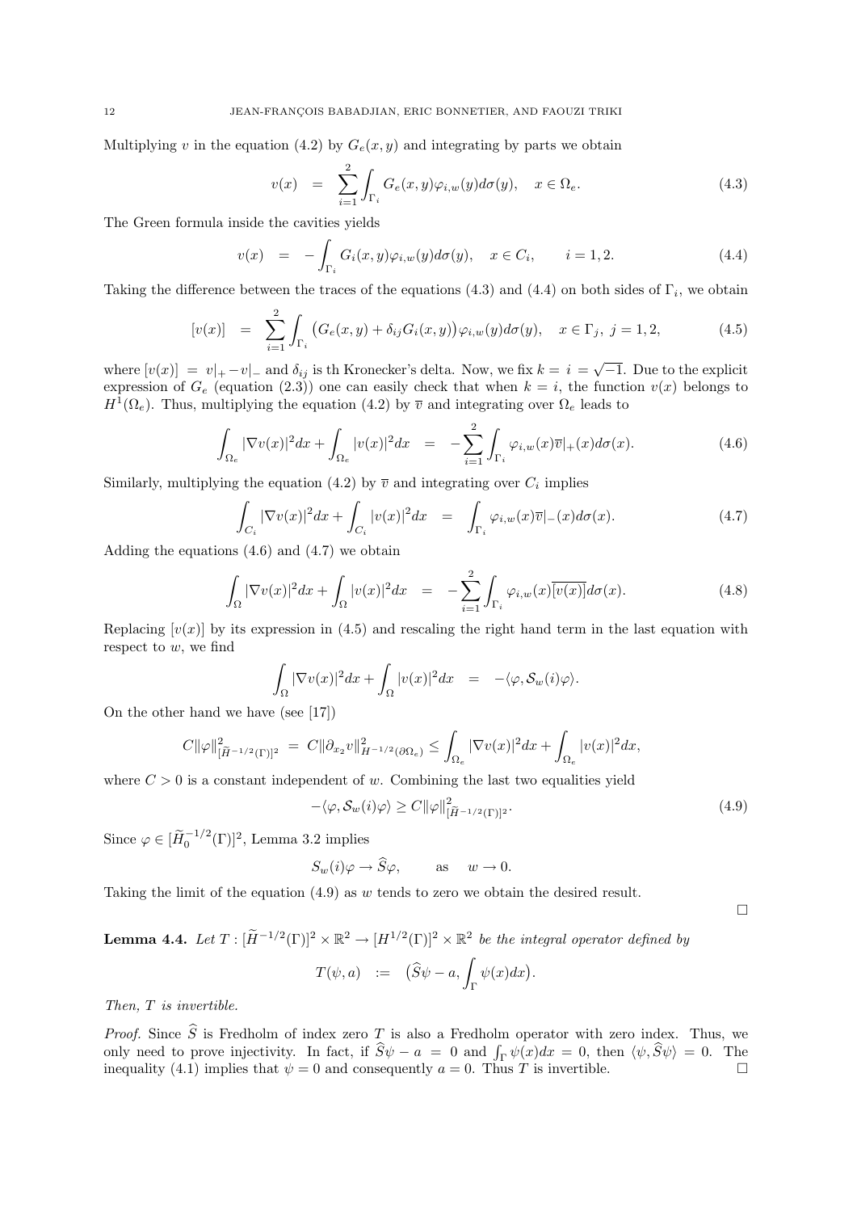Multiplying $v$ in the equation (4.2) by $G_e(x,y)$ and integrating by parts we obtain

$$v(x) \quad = \quad \sum_{i=1}^{2}\int_{\Gamma_i} G_e(x,y)\varphi_{i,w}(y)d\sigma(y), \quad x\in\Omega_e. \tag{4.3}$$

The Green formula inside the cavities yields

$$v(x) \quad = \quad -\int_{\Gamma_i} G_i(x,y)\varphi_{i,w}(y)d\sigma(y), \quad x\in C_i, \qquad i=1,2. \tag{4.4}$$

Taking the difference between the traces of the equations (4.3) and (4.4) on both sides of $\Gamma_i$, we obtain

$$[v(x)] \quad = \quad \sum_{i=1}^{2}\int_{\Gamma_i} \big(G_e(x,y)+\delta_{ij}G_i(x,y)\big)\varphi_{i,w}(y)d\sigma(y), \quad x\in\Gamma_j,\ j=1,2, \tag{4.5}$$

where $[v(x)] = v|_+ - v|_-$ and $\delta_{ij}$ is th Kronecker's delta. Now, we fix $k = i = \sqrt{-1}$. Due to the explicit expression of $G_e$ (equation (2.3)) one can easily check that when $k=i$, the function $v(x)$ belongs to $H^1(\Omega_e)$. Thus, multiplying the equation (4.2) by $\overline{v}$ and integrating over $\Omega_e$ leads to

$$\int_{\Omega_e}|\nabla v(x)|^2dx + \int_{\Omega_e}|v(x)|^2dx \quad = \quad -\sum_{i=1}^{2}\int_{\Gamma_i}\varphi_{i,w}(x)\overline{v}|_+(x)d\sigma(x). \tag{4.6}$$

Similarly, multiplying the equation (4.2) by $\overline{v}$ and integrating over $C_i$ implies

$$\int_{C_i}|\nabla v(x)|^2dx + \int_{C_i}|v(x)|^2dx \quad = \quad \int_{\Gamma_i}\varphi_{i,w}(x)\overline{v}|_-(x)d\sigma(x). \tag{4.7}$$

Adding the equations (4.6) and (4.7) we obtain

$$\int_{\Omega}|\nabla v(x)|^2dx + \int_{\Omega}|v(x)|^2dx \quad = \quad -\sum_{i=1}^{2}\int_{\Gamma_i}\varphi_{i,w}(x)\overline{[v(x)]}d\sigma(x). \tag{4.8}$$

Replacing $[v(x)]$ by its expression in (4.5) and rescaling the right hand term in the last equation with respect to $w$, we find

$$\int_{\Omega}|\nabla v(x)|^2dx + \int_{\Omega}|v(x)|^2dx \quad = \quad -\langle\varphi, \mathcal{S}_w(i)\varphi\rangle.$$

On the other hand we have (see [17])

$$C\|\varphi\|^2_{[\widetilde{H}^{-1/2}(\Gamma)]^2} \;=\; C\|\partial_{x_2}v\|^2_{H^{-1/2}(\partial\Omega_e)} \le \int_{\Omega_e}|\nabla v(x)|^2dx + \int_{\Omega_e}|v(x)|^2dx,$$

where $C>0$ is a constant independent of $w$. Combining the last two equalities yield

$$-\langle\varphi, \mathcal{S}_w(i)\varphi\rangle \ge C\|\varphi\|^2_{[\widetilde{H}^{-1/2}(\Gamma)]^2}. \tag{4.9}$$

Since $\varphi\in[\widetilde{H}_0^{-1/2}(\Gamma)]^2$, Lemma 3.2 implies

$$S_w(i)\varphi \to \widehat{S}\varphi, \qquad \text{as} \quad w\to 0.$$

Taking the limit of the equation (4.9) as $w$ tends to zero we obtain the desired result. □

**Lemma 4.4.** *Let $T:[\widetilde{H}^{-1/2}(\Gamma)]^2\times\mathbb{R}^2 \to [H^{1/2}(\Gamma)]^2\times\mathbb{R}^2$ be the integral operator defined by*

$$T(\psi,a) \quad := \quad \big(\widehat{S}\psi - a, \int_\Gamma \psi(x)dx\big).$$

*Then, $T$ is invertible.*

*Proof.* Since $\widehat{S}$ is Fredholm of index zero $T$ is also a Fredholm operator with zero index. Thus, we only need to prove injectivity. In fact, if $\widehat{S}\psi - a = 0$ and $\int_\Gamma\psi(x)dx = 0$, then $\langle\psi, \widehat{S}\psi\rangle = 0$. The inequality (4.1) implies that $\psi = 0$ and consequently $a = 0$. Thus $T$ is invertible. □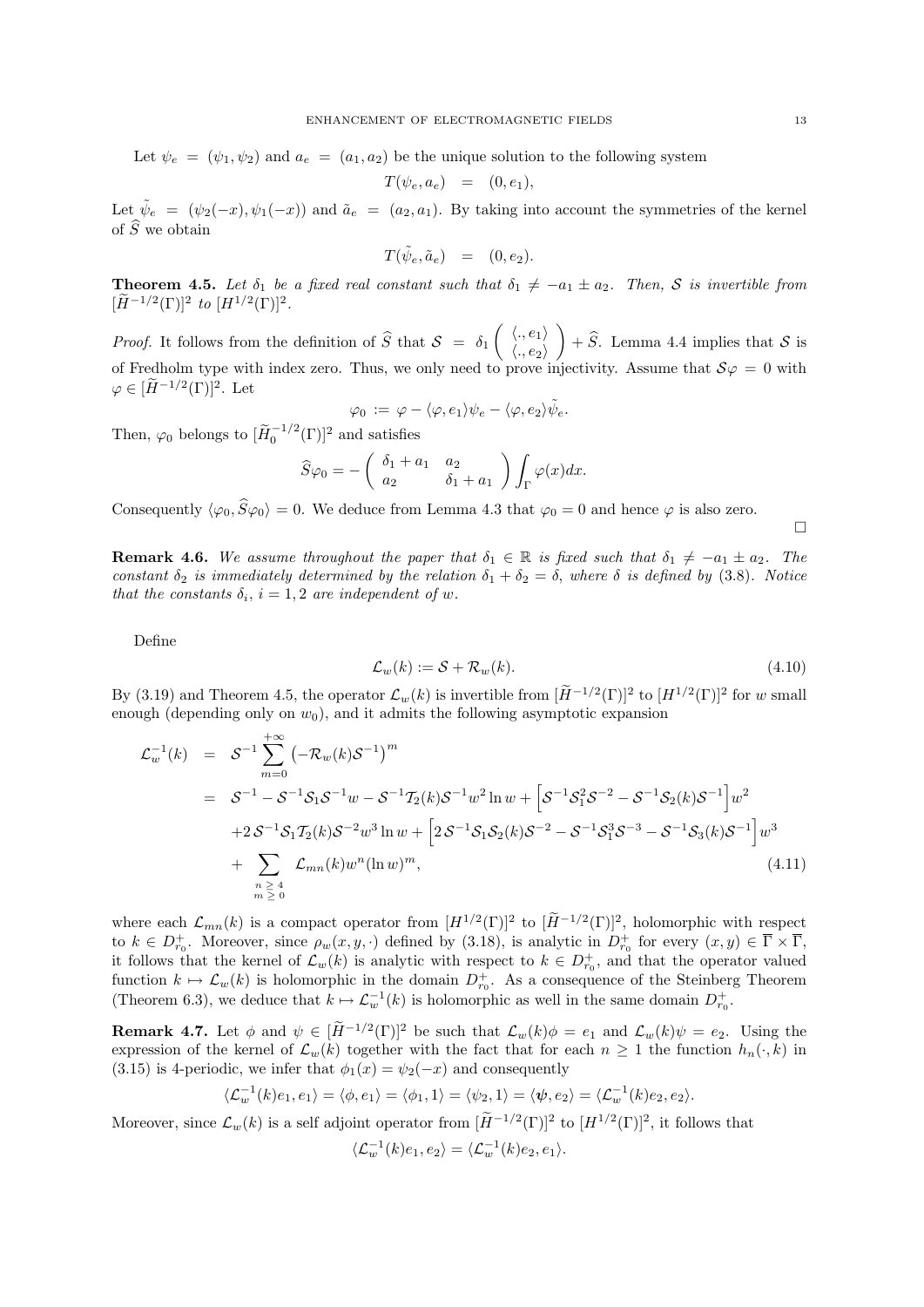Let $\psi_e = (\psi_1, \psi_2)$ and $a_e = (a_1, a_2)$ be the unique solution to the following system

$$T(\psi_e, a_e) \;=\; (0, e_1),$$

Let $\tilde{\psi}_e = (\psi_2(-x), \psi_1(-x))$ and $\tilde{a}_e = (a_2, a_1)$. By taking into account the symmetries of the kernel of $\widehat{S}$ we obtain

$$T(\tilde{\psi}_e, \tilde{a}_e) \;=\; (0, e_2).$$

**Theorem 4.5.** *Let $\delta_1$ be a fixed real constant such that $\delta_1 \neq -a_1 \pm a_2$. Then, $\mathcal{S}$ is invertible from $[\widetilde{H}^{-1/2}(\Gamma)]^2$ to $[H^{1/2}(\Gamma)]^2$.*

*Proof.* It follows from the definition of $\widehat{S}$ that $\mathcal{S} \;=\; \delta_1 \begin{pmatrix} \langle ., e_1 \rangle \\ \langle ., e_2 \rangle \end{pmatrix} + \widehat{S}$. Lemma 4.4 implies that $\mathcal{S}$ is of Fredholm type with index zero. Thus, we only need to prove injectivity. Assume that $\mathcal{S}\varphi \;=\; 0$ with $\varphi \in [\widetilde{H}^{-1/2}(\Gamma)]^2$. Let

$$\varphi_0 \;:=\; \varphi - \langle \varphi, e_1 \rangle \psi_e - \langle \varphi, e_2 \rangle \tilde{\psi}_e.$$

Then, $\varphi_0$ belongs to $[\widetilde{H}_0^{-1/2}(\Gamma)]^2$ and satisfies

$$\widehat{S}\varphi_0 = -\begin{pmatrix} \delta_1 + a_1 & a_2 \\ a_2 & \delta_1 + a_1 \end{pmatrix} \int_\Gamma \varphi(x) dx.$$

Consequently $\langle \varphi_0, \widehat{S}\varphi_0 \rangle = 0$. We deduce from Lemma 4.3 that $\varphi_0 = 0$ and hence $\varphi$ is also zero. $\square$

**Remark 4.6.** *We assume throughout the paper that $\delta_1 \in \mathbb{R}$ is fixed such that $\delta_1 \neq -a_1 \pm a_2$. The constant $\delta_2$ is immediately determined by the relation $\delta_1 + \delta_2 = \delta$, where $\delta$ is defined by (3.8). Notice that the constants $\delta_i$, $i = 1, 2$ are independent of $w$.*

Define

$$\mathcal{L}_w(k) := \mathcal{S} + \mathcal{R}_w(k). \tag{4.10}$$

By (3.19) and Theorem 4.5, the operator $\mathcal{L}_w(k)$ is invertible from $[\widetilde{H}^{-1/2}(\Gamma)]^2$ to $[H^{1/2}(\Gamma)]^2$ for $w$ small enough (depending only on $w_0$), and it admits the following asymptotic expansion

$$\begin{aligned}
\mathcal{L}_w^{-1}(k) \;&=\; \mathcal{S}^{-1} \sum_{m=0}^{+\infty} \left(-\mathcal{R}_w(k)\mathcal{S}^{-1}\right)^m \\
&=\; \mathcal{S}^{-1} - \mathcal{S}^{-1}\mathcal{S}_1\mathcal{S}^{-1}w - \mathcal{S}^{-1}\mathcal{T}_2(k)\mathcal{S}^{-1}w^2 \ln w + \Big[\mathcal{S}^{-1}\mathcal{S}_1^2\mathcal{S}^{-2} - \mathcal{S}^{-1}\mathcal{S}_2(k)\mathcal{S}^{-1}\Big]w^2 \\
&\quad +2\,\mathcal{S}^{-1}\mathcal{S}_1\mathcal{T}_2(k)\mathcal{S}^{-2}w^3 \ln w + \Big[2\,\mathcal{S}^{-1}\mathcal{S}_1\mathcal{S}_2(k)\mathcal{S}^{-2} - \mathcal{S}^{-1}\mathcal{S}_1^3\mathcal{S}^{-3} - \mathcal{S}^{-1}\mathcal{S}_3(k)\mathcal{S}^{-1}\Big]w^3 \\
&\quad + \sum_{\substack{n \geq 4 \\ m \geq 0}} \mathcal{L}_{mn}(k) w^n (\ln w)^m,
\end{aligned} \tag{4.11}$$

where each $\mathcal{L}_{mn}(k)$ is a compact operator from $[H^{1/2}(\Gamma)]^2$ to $[\widetilde{H}^{-1/2}(\Gamma)]^2$, holomorphic with respect to $k \in D_{r_0}^+$. Moreover, since $\rho_w(x, y, \cdot)$ defined by (3.18), is analytic in $D_{r_0}^+$ for every $(x, y) \in \overline{\Gamma} \times \overline{\Gamma}$, it follows that the kernel of $\mathcal{L}_w(k)$ is analytic with respect to $k \in D_{r_0}^+$, and that the operator valued function $k \mapsto \mathcal{L}_w(k)$ is holomorphic in the domain $D_{r_0}^+$. As a consequence of the Steinberg Theorem (Theorem 6.3), we deduce that $k \mapsto \mathcal{L}_w^{-1}(k)$ is holomorphic as well in the same domain $D_{r_0}^+$.

**Remark 4.7.** Let $\phi$ and $\psi \in [\widetilde{H}^{-1/2}(\Gamma)]^2$ be such that $\mathcal{L}_w(k)\phi = e_1$ and $\mathcal{L}_w(k)\psi = e_2$. Using the expression of the kernel of $\mathcal{L}_w(k)$ together with the fact that for each $n \geq 1$ the function $h_n(\cdot, k)$ in (3.15) is 4-periodic, we infer that $\phi_1(x) = \psi_2(-x)$ and consequently

$$\langle \mathcal{L}_w^{-1}(k)e_1, e_1 \rangle = \langle \phi, e_1 \rangle = \langle \phi_1, 1 \rangle = \langle \psi_2, 1 \rangle = \langle \boldsymbol{\psi}, e_2 \rangle = \langle \mathcal{L}_w^{-1}(k)e_2, e_2 \rangle.$$

Moreover, since $\mathcal{L}_w(k)$ is a self adjoint operator from $[\widetilde{H}^{-1/2}(\Gamma)]^2$ to $[H^{1/2}(\Gamma)]^2$, it follows that

$$\langle \mathcal{L}_w^{-1}(k)e_1, e_2 \rangle = \langle \mathcal{L}_w^{-1}(k)e_2, e_1 \rangle.$$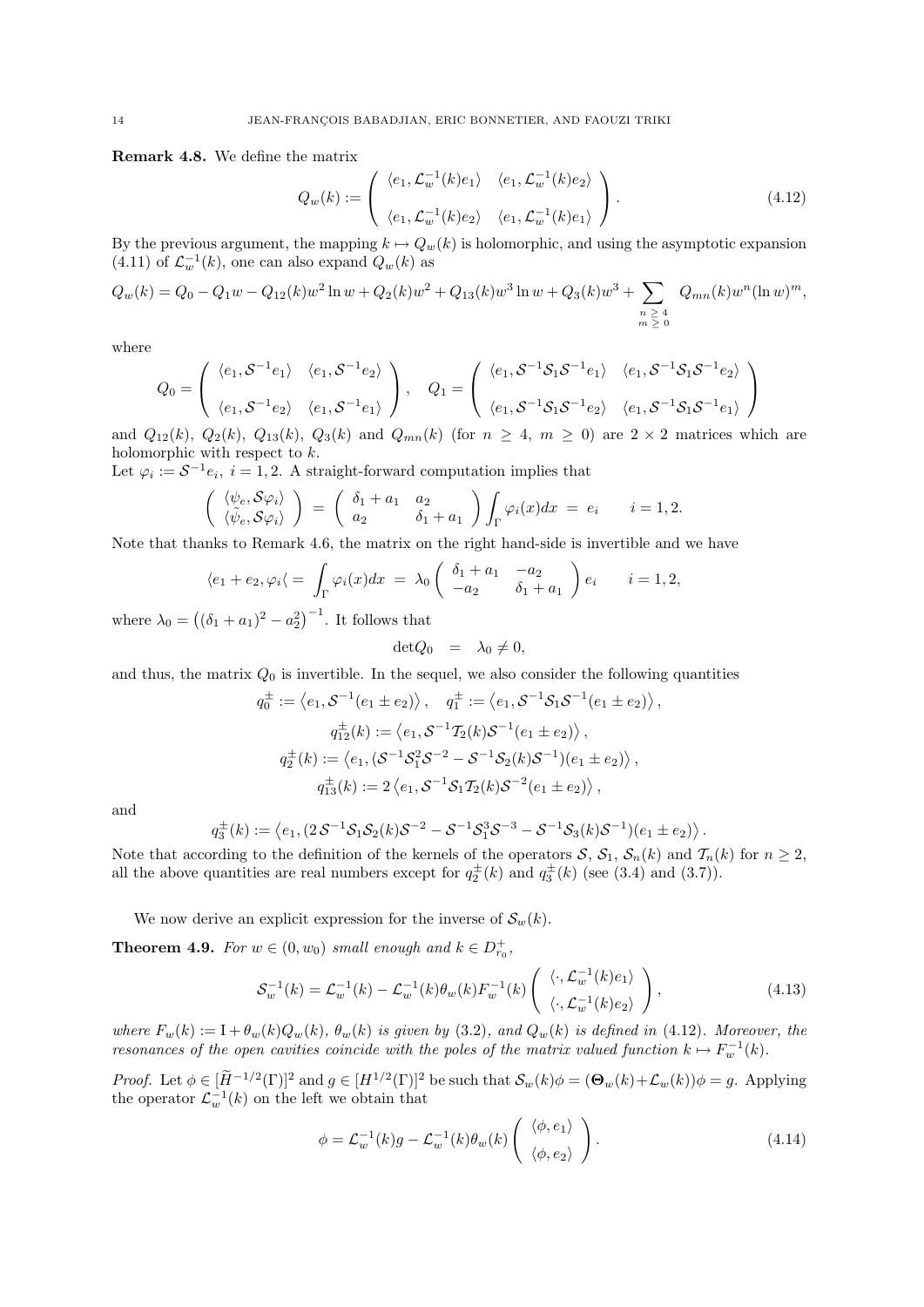**Remark 4.8.** We define the matrix

$$Q_w(k) := \begin{pmatrix} \langle e_1, \mathcal{L}_w^{-1}(k)e_1\rangle & \langle e_1, \mathcal{L}_w^{-1}(k)e_2\rangle \\ \\ \langle e_1, \mathcal{L}_w^{-1}(k)e_2\rangle & \langle e_1, \mathcal{L}_w^{-1}(k)e_1\rangle \end{pmatrix}. \tag{4.12}$$

By the previous argument, the mapping $k \mapsto Q_w(k)$ is holomorphic, and using the asymptotic expansion (4.11) of $\mathcal{L}_w^{-1}(k)$, one can also expand $Q_w(k)$ as

$$Q_w(k) = Q_0 - Q_1 w - Q_{12}(k)w^2 \ln w + Q_2(k)w^2 + Q_{13}(k)w^3 \ln w + Q_3(k)w^3 + \sum_{\substack{n \geq 4 \\ m \geq 0}} Q_{mn}(k)w^n(\ln w)^m,$$

where

$$Q_0 = \begin{pmatrix} \langle e_1, \mathcal{S}^{-1}e_1\rangle & \langle e_1, \mathcal{S}^{-1}e_2\rangle \\ \\ \langle e_1, \mathcal{S}^{-1}e_2\rangle & \langle e_1, \mathcal{S}^{-1}e_1\rangle \end{pmatrix}, \quad Q_1 = \begin{pmatrix} \langle e_1, \mathcal{S}^{-1}\mathcal{S}_1\mathcal{S}^{-1}e_1\rangle & \langle e_1, \mathcal{S}^{-1}\mathcal{S}_1\mathcal{S}^{-1}e_2\rangle \\ \\ \langle e_1, \mathcal{S}^{-1}\mathcal{S}_1\mathcal{S}^{-1}e_2\rangle & \langle e_1, \mathcal{S}^{-1}\mathcal{S}_1\mathcal{S}^{-1}e_1\rangle \end{pmatrix}$$

and $Q_{12}(k)$, $Q_2(k)$, $Q_{13}(k)$, $Q_3(k)$ and $Q_{mn}(k)$ (for $n \geq 4$, $m \geq 0$) are $2\times 2$ matrices which are holomorphic with respect to $k$.

Let $\varphi_i := \mathcal{S}^{-1}e_i$, $i = 1, 2$. A straight-forward computation implies that

$$\begin{pmatrix} \langle \psi_e, \mathcal{S}\varphi_i\rangle \\ \langle \tilde\psi_e, \mathcal{S}\varphi_i\rangle \end{pmatrix} = \begin{pmatrix} \delta_1 + a_1 & a_2 \\ a_2 & \delta_1 + a_1 \end{pmatrix} \int_\Gamma \varphi_i(x)dx \;=\; e_i \qquad i = 1, 2.$$

Note that thanks to Remark 4.6, the matrix on the right hand-side is invertible and we have

$$\langle e_1 + e_2, \varphi_i\langle = \int_\Gamma \varphi_i(x)dx \;=\; \lambda_0 \begin{pmatrix} \delta_1 + a_1 & -a_2 \\ -a_2 & \delta_1 + a_1 \end{pmatrix} e_i \qquad i = 1, 2,$$

where $\lambda_0 = \left((\delta_1 + a_1)^2 - a_2^2\right)^{-1}$. It follows that

$$\det Q_0 \;\;=\;\; \lambda_0 \neq 0,$$

and thus, the matrix $Q_0$ is invertible. In the sequel, we also consider the following quantities

$$q_0^\pm := \left\langle e_1, \mathcal{S}^{-1}(e_1 \pm e_2)\right\rangle, \quad q_1^\pm := \left\langle e_1, \mathcal{S}^{-1}\mathcal{S}_1\mathcal{S}^{-1}(e_1 \pm e_2)\right\rangle,$$

$$q_{12}^\pm(k) := \left\langle e_1, \mathcal{S}^{-1}\mathcal{T}_2(k)\mathcal{S}^{-1}(e_1 \pm e_2)\right\rangle,$$

$$q_2^\pm(k) := \left\langle e_1, (\mathcal{S}^{-1}\mathcal{S}_1^2\mathcal{S}^{-2} - \mathcal{S}^{-1}\mathcal{S}_2(k)\mathcal{S}^{-1})(e_1 \pm e_2)\right\rangle,$$

$$q_{13}^\pm(k) := 2\left\langle e_1, \mathcal{S}^{-1}\mathcal{S}_1\mathcal{T}_2(k)\mathcal{S}^{-2}(e_1 \pm e_2)\right\rangle,$$

and

$$q_3^\pm(k) := \left\langle e_1, (2\,\mathcal{S}^{-1}\mathcal{S}_1\mathcal{S}_2(k)\mathcal{S}^{-2} - \mathcal{S}^{-1}\mathcal{S}_1^3\mathcal{S}^{-3} - \mathcal{S}^{-1}\mathcal{S}_3(k)\mathcal{S}^{-1})(e_1 \pm e_2)\right\rangle.$$

Note that according to the definition of the kernels of the operators $\mathcal{S}$, $\mathcal{S}_1$, $\mathcal{S}_n(k)$ and $\mathcal{T}_n(k)$ for $n \geq 2$, all the above quantities are real numbers except for $q_2^\pm(k)$ and $q_3^\pm(k)$ (see (3.4) and (3.7)).

We now derive an explicit expression for the inverse of $\mathcal{S}_w(k)$.

**Theorem 4.9.** *For $w \in (0, w_0)$ small enough and $k \in D_{r_0}^+$,*

$$\mathcal{S}_w^{-1}(k) = \mathcal{L}_w^{-1}(k) - \mathcal{L}_w^{-1}(k)\theta_w(k)F_w^{-1}(k) \begin{pmatrix} \langle \cdot, \mathcal{L}_w^{-1}(k)e_1\rangle \\ \\ \langle \cdot, \mathcal{L}_w^{-1}(k)e_2\rangle \end{pmatrix}, \tag{4.13}$$

*where $F_w(k) := \mathrm{I} + \theta_w(k)Q_w(k)$, $\theta_w(k)$ is given by (3.2), and $Q_w(k)$ is defined in (4.12). Moreover, the resonances of the open cavities coincide with the poles of the matrix valued function $k \mapsto F_w^{-1}(k)$.*

*Proof.* Let $\phi \in [\widetilde{H}^{-1/2}(\Gamma)]^2$ and $g \in [H^{1/2}(\Gamma)]^2$ be such that $\mathcal{S}_w(k)\phi = (\boldsymbol{\Theta}_w(k) + \mathcal{L}_w(k))\phi = g$. Applying the operator $\mathcal{L}_w^{-1}(k)$ on the left we obtain that

$$\phi = \mathcal{L}_w^{-1}(k)g - \mathcal{L}_w^{-1}(k)\theta_w(k) \begin{pmatrix} \langle \phi, e_1\rangle \\ \\ \langle \phi, e_2\rangle \end{pmatrix}. \tag{4.14}$$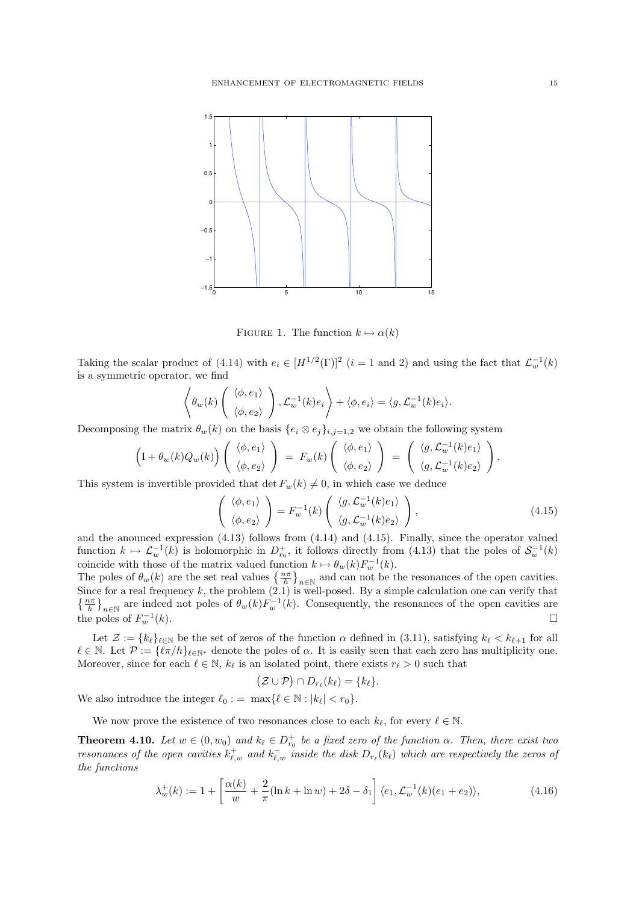FIGURE 1. The function $k \mapsto \alpha(k)$

Taking the scalar product of (4.14) with $e_i \in [H^{1/2}(\Gamma)]^2$ ($i = 1$ and 2) and using the fact that $\mathcal{L}_w^{-1}(k)$ is a symmetric operator, we find

$$\left\langle \theta_w(k) \begin{pmatrix} \langle \phi, e_1 \rangle \\ \langle \phi, e_2 \rangle \end{pmatrix}, \mathcal{L}_w^{-1}(k) e_i \right\rangle + \langle \phi, e_i \rangle = \langle g, \mathcal{L}_w^{-1}(k) e_i \rangle.$$

Decomposing the matrix $\theta_w(k)$ on the basis $\{e_i \otimes e_j\}_{i,j=1,2}$ we obtain the following system

$$\Big(\mathrm{I} + \theta_w(k) Q_w(k)\Big) \begin{pmatrix} \langle \phi, e_1 \rangle \\ \langle \phi, e_2 \rangle \end{pmatrix} = F_w(k) \begin{pmatrix} \langle \phi, e_1 \rangle \\ \langle \phi, e_2 \rangle \end{pmatrix} = \begin{pmatrix} \langle g, \mathcal{L}_w^{-1}(k) e_1 \rangle \\ \langle g, \mathcal{L}_w^{-1}(k) e_2 \rangle \end{pmatrix}.$$

This system is invertible provided that $\det F_w(k) \neq 0$, in which case we deduce

$$\begin{pmatrix} \langle \phi, e_1 \rangle \\ \langle \phi, e_2 \rangle \end{pmatrix} = F_w^{-1}(k) \begin{pmatrix} \langle g, \mathcal{L}_w^{-1}(k) e_1 \rangle \\ \langle g, \mathcal{L}_w^{-1}(k) e_2 \rangle \end{pmatrix}, \tag{4.15}$$

and the anounced expression (4.13) follows from (4.14) and (4.15). Finally, since the operator valued function $k \mapsto \mathcal{L}_w^{-1}(k)$ is holomorphic in $D_{r_0}^+$, it follows directly from (4.13) that the poles of $\mathcal{S}_w^{-1}(k)$ coincide with those of the matrix valued function $k \mapsto \theta_w(k) F_w^{-1}(k)$.
The poles of $\theta_w(k)$ are the set real values $\left\{\frac{n\pi}{h}\right\}_{n\in\mathbb{N}}$ and can not be the resonances of the open cavities. Since for a real frequency $k$, the problem (2.1) is well-posed. By a simple calculation one can verify that $\left\{\frac{n\pi}{h}\right\}_{n\in\mathbb{N}}$ are indeed not poles of $\theta_w(k) F_w^{-1}(k)$. Consequently, the resonances of the open cavities are the poles of $F_w^{-1}(k)$. $\square$

Let $\mathcal{Z} := \{k_\ell\}_{\ell\in\mathbb{N}}$ be the set of zeros of the function $\alpha$ defined in (3.11), satisfying $k_\ell < k_{\ell+1}$ for all $\ell \in \mathbb{N}$. Let $\mathcal{P} := \{\ell\pi/h\}_{\ell\in\mathbb{N}^*}$ denote the poles of $\alpha$. It is easily seen that each zero has multiplicity one. Moreover, since for each $\ell \in \mathbb{N}$, $k_\ell$ is an isolated point, there exists $r_\ell > 0$ such that

$$\big(\mathcal{Z} \cup \mathcal{P}\big) \cap D_{r_\ell}(k_\ell) = \{k_\ell\}.$$

We also introduce the integer $\ell_0 := \max\{\ell \in \mathbb{N} : |k_\ell| < r_0\}$.

We now prove the existence of two resonances close to each $k_\ell$, for every $\ell \in \mathbb{N}$.

**Theorem 4.10.** *Let $w \in (0, w_0)$ and $k_\ell \in D_{r_0}^+$ be a fixed zero of the function $\alpha$. Then, there exist two resonances of the open cavities $k_{\ell,w}^+$ and $k_{\ell,w}^-$ inside the disk $D_{r_\ell}(k_\ell)$ which are respectively the zeros of the functions*

$$\lambda_w^+(k) := 1 + \left[\frac{\alpha(k)}{w} + \frac{2}{\pi}(\ln k + \ln w) + 2\delta - \delta_1\right] \langle e_1, \mathcal{L}_w^{-1}(k)(e_1 + e_2) \rangle, \tag{4.16}$$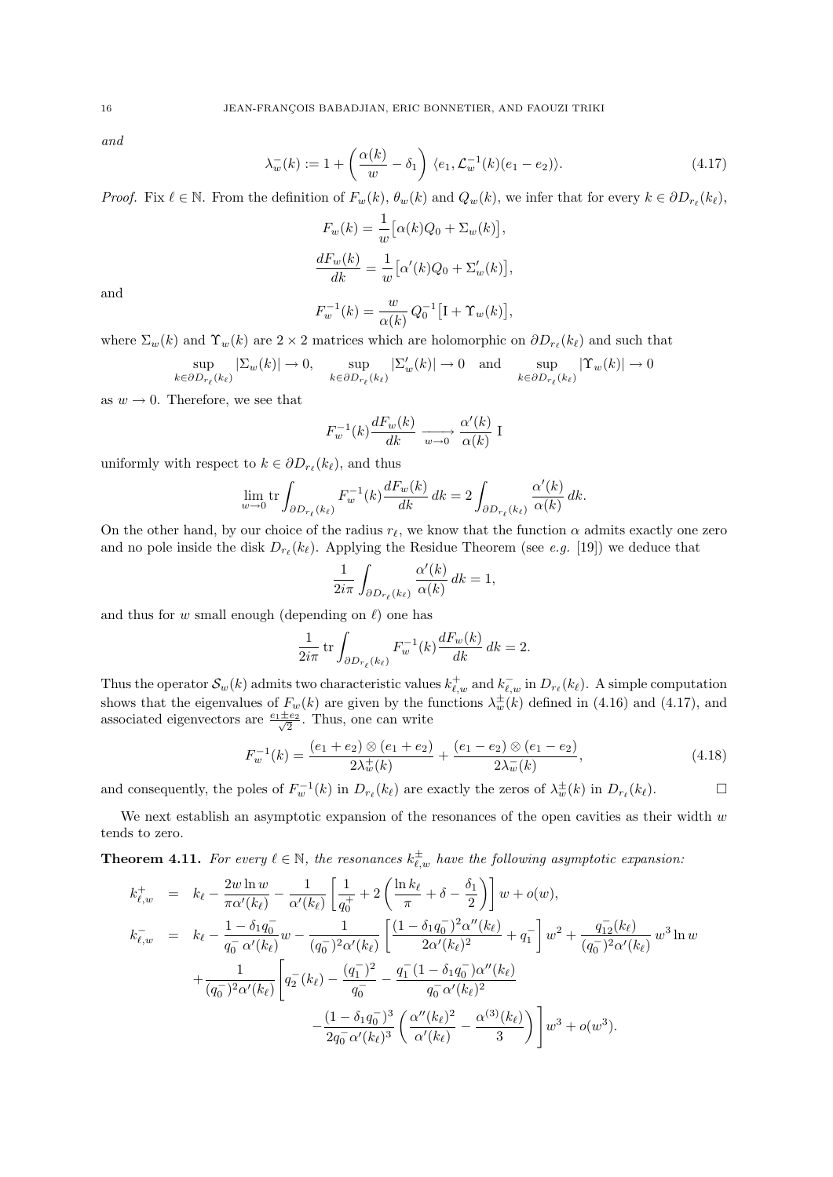and

$$\lambda_w^-(k) := 1 + \left(\frac{\alpha(k)}{w} - \delta_1\right) \langle e_1, \mathcal{L}_w^{-1}(k)(e_1 - e_2)\rangle. \tag{4.17}$$

*Proof.* Fix $\ell \in \mathbb{N}$. From the definition of $F_w(k)$, $\theta_w(k)$ and $Q_w(k)$, we infer that for every $k \in \partial D_{r_\ell}(k_\ell)$,

$$F_w(k) = \frac{1}{w}\big[\alpha(k) Q_0 + \Sigma_w(k)\big],$$

$$\frac{dF_w(k)}{dk} = \frac{1}{w}\big[\alpha'(k) Q_0 + \Sigma_w'(k)\big],$$

and

$$F_w^{-1}(k) = \frac{w}{\alpha(k)}\, Q_0^{-1}\big[\mathrm{I} + \Upsilon_w(k)\big],$$

where $\Sigma_w(k)$ and $\Upsilon_w(k)$ are $2\times 2$ matrices which are holomorphic on $\partial D_{r_\ell}(k_\ell)$ and such that

$$\sup_{k\in \partial D_{r_\ell}(k_\ell)} |\Sigma_w(k)| \to 0, \qquad \sup_{k\in \partial D_{r_\ell}(k_\ell)} |\Sigma_w'(k)| \to 0 \quad \text{and} \qquad \sup_{k\in \partial D_{r_\ell}(k_\ell)} |\Upsilon_w(k)| \to 0$$

as $w \to 0$. Therefore, we see that

$$F_w^{-1}(k)\frac{dF_w(k)}{dk} \underset{w\to 0}{\longrightarrow} \frac{\alpha'(k)}{\alpha(k)}\, \mathrm{I}$$

uniformly with respect to $k \in \partial D_{r_\ell}(k_\ell)$, and thus

$$\lim_{w\to 0} \mathrm{tr} \int_{\partial D_{r_\ell}(k_\ell)} F_w^{-1}(k)\frac{dF_w(k)}{dk}\, dk = 2\int_{\partial D_{r_\ell}(k_\ell)} \frac{\alpha'(k)}{\alpha(k)}\, dk.$$

On the other hand, by our choice of the radius $r_\ell$, we know that the function $\alpha$ admits exactly one zero and no pole inside the disk $D_{r_\ell}(k_\ell)$. Applying the Residue Theorem (see *e.g.* [19]) we deduce that

$$\frac{1}{2i\pi}\int_{\partial D_{r_\ell}(k_\ell)} \frac{\alpha'(k)}{\alpha(k)}\, dk = 1,$$

and thus for $w$ small enough (depending on $\ell$) one has

$$\frac{1}{2i\pi}\,\mathrm{tr} \int_{\partial D_{r_\ell}(k_\ell)} F_w^{-1}(k)\frac{dF_w(k)}{dk}\, dk = 2.$$

Thus the operator $\mathcal{S}_w(k)$ admits two characteristic values $k_{\ell,w}^+$ and $k_{\ell,w}^-$ in $D_{r_\ell}(k_\ell)$. A simple computation shows that the eigenvalues of $F_w(k)$ are given by the functions $\lambda_w^\pm(k)$ defined in (4.16) and (4.17), and associated eigenvectors are $\frac{e_1\pm e_2}{\sqrt{2}}$. Thus, one can write

$$F_w^{-1}(k) = \frac{(e_1+e_2)\otimes(e_1+e_2)}{2\lambda_w^+(k)} + \frac{(e_1-e_2)\otimes(e_1-e_2)}{2\lambda_w^-(k)}, \tag{4.18}$$

and consequently, the poles of $F_w^{-1}(k)$ in $D_{r_\ell}(k_\ell)$ are exactly the zeros of $\lambda_w^\pm(k)$ in $D_{r_\ell}(k_\ell)$. □

We next establish an asymptotic expansion of the resonances of the open cavities as their width $w$ tends to zero.

**Theorem 4.11.** *For every $\ell \in \mathbb{N}$, the resonances $k_{\ell,w}^\pm$ have the following asymptotic expansion:*

$$\begin{aligned}
k_{\ell,w}^+ &= k_\ell - \frac{2w\ln w}{\pi\alpha'(k_\ell)} - \frac{1}{\alpha'(k_\ell)}\left[\frac{1}{q_0^+} + 2\left(\frac{\ln k_\ell}{\pi} + \delta - \frac{\delta_1}{2}\right)\right] w + o(w),\\
k_{\ell,w}^- &= k_\ell - \frac{1-\delta_1 q_0^-}{q_0^-\,\alpha'(k_\ell)} w - \frac{1}{(q_0^-)^2\alpha'(k_\ell)}\left[\frac{(1-\delta_1 q_0^-)^2\alpha''(k_\ell)}{2\alpha'(k_\ell)^2} + q_1^-\right] w^2 + \frac{q_{12}^-(k_\ell)}{(q_0^-)^2\alpha'(k_\ell)}\, w^3 \ln w\\
&\quad + \frac{1}{(q_0^-)^2\alpha'(k_\ell)}\Bigg[q_2^-(k_\ell) - \frac{(q_1^-)^2}{q_0^-} - \frac{q_1^-(1-\delta_1 q_0^-)\alpha''(k_\ell)}{q_0^-\alpha'(k_\ell)^2}\\
&\qquad\qquad - \frac{(1-\delta_1 q_0^-)^3}{2q_0^-\,\alpha'(k_\ell)^3}\left(\frac{\alpha''(k_\ell)^2}{\alpha'(k_\ell)} - \frac{\alpha^{(3)}(k_\ell)}{3}\right)\Bigg] w^3 + o(w^3).
\end{aligned}$$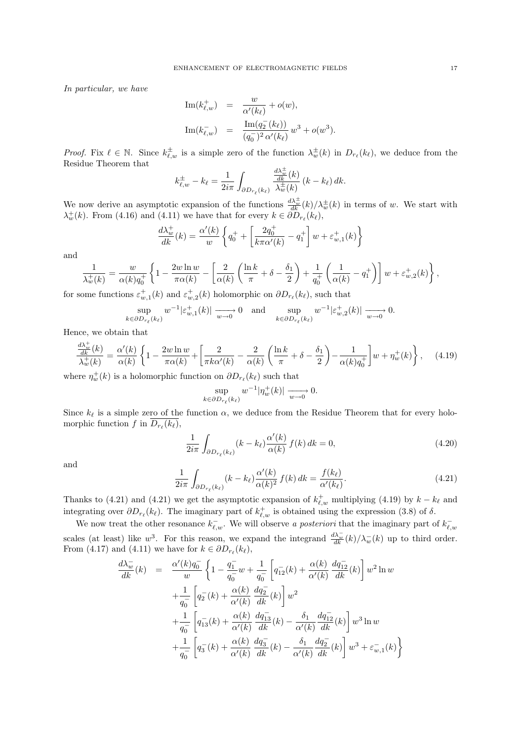*In particular, we have*

$$
\begin{aligned}
\operatorname{Im}(k^+_{\ell,w}) &= \frac{w}{\alpha'(k_\ell)} + o(w),\\
\operatorname{Im}(k^-_{\ell,w}) &= \frac{\operatorname{Im}(q_2^-(k_\ell))}{(q_0^-)^2\,\alpha'(k_\ell)}\,w^3 + o(w^3).
\end{aligned}
$$

*Proof.* Fix $\ell \in \mathbb{N}$. Since $k^\pm_{\ell,w}$ is a simple zero of the function $\lambda^\pm_w(k)$ in $D_{r_\ell}(k_\ell)$, we deduce from the Residue Theorem that

$$
k^\pm_{\ell,w} - k_\ell = \frac{1}{2i\pi}\int_{\partial D_{r_\ell}(k_\ell)} \frac{\frac{d\lambda^\pm_w}{dk}(k)}{\lambda^\pm_w(k)}\,(k-k_\ell)\,dk.
$$

We now derive an asymptotic expansion of the functions $\frac{d\lambda^\pm_w}{dk}(k)/\lambda^\pm_w(k)$ in terms of $w$. We start with $\lambda^+_w(k)$. From (4.16) and (4.11) we have that for every $k \in \partial D_{r_\ell}(k_\ell)$,

$$
\frac{d\lambda^+_w}{dk}(k) = \frac{\alpha'(k)}{w}\left\{q_0^+ + \left[\frac{2q_0^+}{k\pi\alpha'(k)} - q_1^+\right]w + \varepsilon^+_{w,1}(k)\right\}
$$

and

$$
\frac{1}{\lambda^+_w(k)} = \frac{w}{\alpha(k)q_0^+}\left\{1 - \frac{2w\ln w}{\pi\alpha(k)} - \left[\frac{2}{\alpha(k)}\left(\frac{\ln k}{\pi} + \delta - \frac{\delta_1}{2}\right) + \frac{1}{q_0^+}\left(\frac{1}{\alpha(k)} - q_1^+\right)\right]w + \varepsilon^+_{w,2}(k)\right\},
$$

for some functions $\varepsilon^+_{w,1}(k)$ and $\varepsilon^+_{w,2}(k)$ holomorphic on $\partial D_{r_\ell}(k_\ell)$, such that

$$
\sup_{k\in\partial D_{r_\ell}(k_\ell)} w^{-1}|\varepsilon^+_{w,1}(k)| \xrightarrow[w\to 0]{} 0 \quad\text{and}\quad \sup_{k\in\partial D_{r_\ell}(k_\ell)} w^{-1}|\varepsilon^+_{w,2}(k)| \xrightarrow[w\to 0]{} 0.
$$

Hence, we obtain that

$$
\frac{\frac{d\lambda^+_w}{dk}(k)}{\lambda^+_w(k)} = \frac{\alpha'(k)}{\alpha(k)}\left\{1 - \frac{2w\ln w}{\pi\alpha(k)} + \left[\frac{2}{\pi k\alpha'(k)} - \frac{2}{\alpha(k)}\left(\frac{\ln k}{\pi} + \delta - \frac{\delta_1}{2}\right) - \frac{1}{\alpha(k)q_0^+}\right]w + \eta^+_w(k)\right\}, \tag{4.19}
$$

where $\eta^+_w(k)$ is a holomorphic function on $\partial D_{r_\ell}(k_\ell)$ such that

$$
\sup_{k\in\partial D_{r_\ell}(k_\ell)} w^{-1}|\eta^+_w(k)| \xrightarrow[w\to 0]{} 0.
$$

Since $k_\ell$ is a simple zero of the function $\alpha$, we deduce from the Residue Theorem that for every holomorphic function $f$ in $\overline{D_{r_\ell}(k_\ell)}$,

$$
\frac{1}{2i\pi}\int_{\partial D_{r_\ell}(k_\ell)} (k-k_\ell)\frac{\alpha'(k)}{\alpha(k)}\,f(k)\,dk = 0, \tag{4.20}
$$

and

$$
\frac{1}{2i\pi}\int_{\partial D_{r_\ell}(k_\ell)} (k-k_\ell)\frac{\alpha'(k)}{\alpha(k)^2}\,f(k)\,dk = \frac{f(k_\ell)}{\alpha'(k_\ell)}. \tag{4.21}
$$

Thanks to (4.21) and (4.21) we get the asymptotic expansion of $k^+_{\ell,w}$ multiplying (4.19) by $k-k_\ell$ and integrating over $\partial D_{r_\ell}(k_\ell)$. The imaginary part of $k^+_{\ell,w}$ is obtained using the expression (3.8) of $\delta$.

We now treat the other resonance $k^-_{\ell,w}$. We will observe *a posteriori* that the imaginary part of $k^-_{\ell,w}$ scales (at least) like $w^3$. For this reason, we expand the integrand $\frac{d\lambda^-_w}{dk}(k)/\lambda^-_w(k)$ up to third order. From (4.17) and (4.11) we have for $k \in \partial D_{r_\ell}(k_\ell)$,

$$
\begin{aligned}
\frac{d\lambda^-_w}{dk}(k) &= \frac{\alpha'(k)q_0^-}{w}\left\{1 - \frac{q_1^-}{q_0^-}w + \frac{1}{q_0^-}\left[q_{12}^-(k) + \frac{\alpha(k)}{\alpha'(k)}\,\frac{dq_{12}^-}{dk}(k)\right]w^2\ln w\right.\\
&\quad + \frac{1}{q_0^-}\left[q_2^-(k) + \frac{\alpha(k)}{\alpha'(k)}\,\frac{dq_2^-}{dk}(k)\right]w^2\\
&\quad + \frac{1}{q_0^-}\left[q_{13}^-(k) + \frac{\alpha(k)}{\alpha'(k)}\,\frac{dq_{13}^-}{dk}(k) - \frac{\delta_1}{\alpha'(k)}\frac{dq_{12}^-}{dk}(k)\right]w^3\ln w\\
&\quad \left. + \frac{1}{q_0^-}\left[q_3^-(k) + \frac{\alpha(k)}{\alpha'(k)}\,\frac{dq_3^-}{dk}(k) - \frac{\delta_1}{\alpha'(k)}\frac{dq_2^-}{dk}(k)\right]w^3 + \varepsilon^-_{w,1}(k)\right\}
\end{aligned}
$$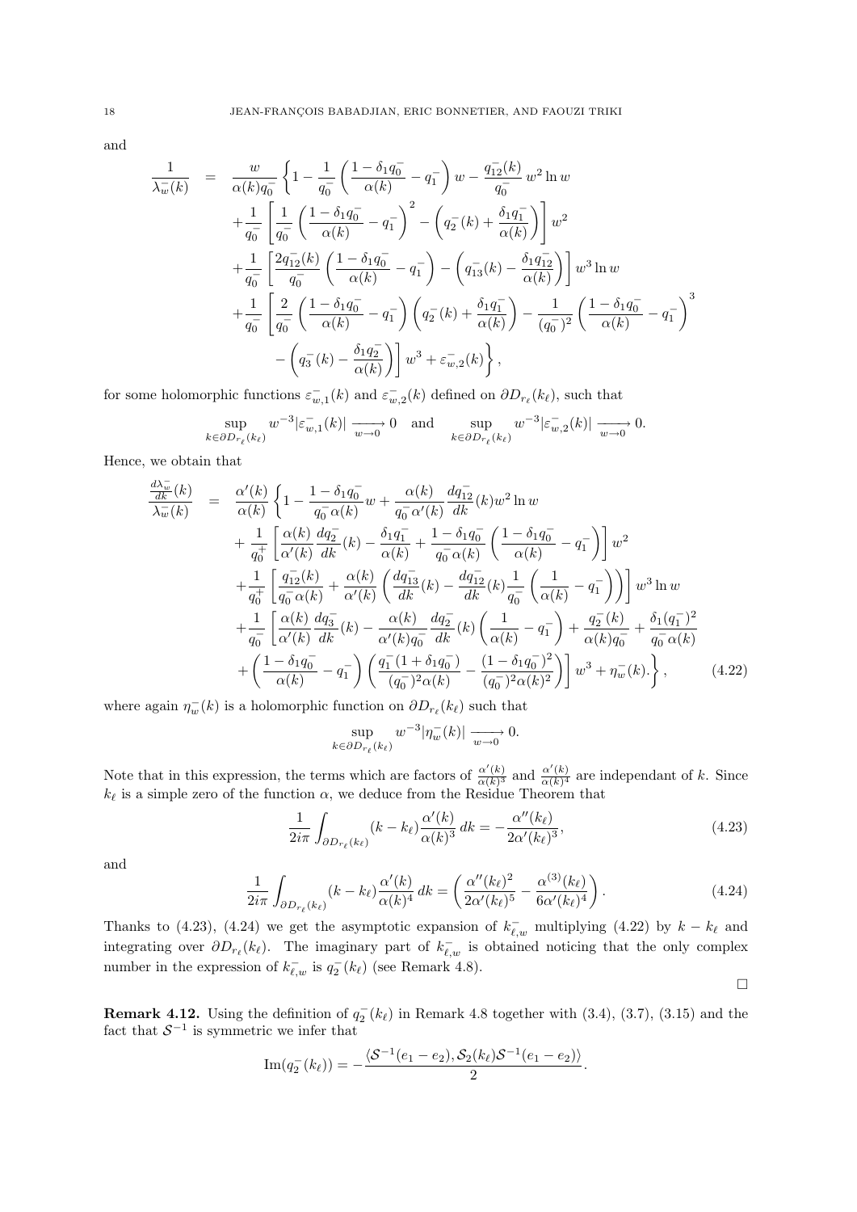and

$$
\begin{aligned}
\frac{1}{\lambda_w^-(k)} &= \frac{w}{\alpha(k) q_0^-}\left\{1 - \frac{1}{q_0^-}\left(\frac{1-\delta_1 q_0^-}{\alpha(k)} - q_1^-\right) w - \frac{q_{12}^-(k)}{q_0^-}\, w^2 \ln w \right. \\
&\quad + \frac{1}{q_0^-}\left[\frac{1}{q_0^-}\left(\frac{1-\delta_1 q_0^-}{\alpha(k)} - q_1^-\right)^2 - \left(q_2^-(k) + \frac{\delta_1 q_1^-}{\alpha(k)}\right)\right] w^2 \\
&\quad + \frac{1}{q_0^-}\left[\frac{2 q_{12}^-(k)}{q_0^-}\left(\frac{1-\delta_1 q_0^-}{\alpha(k)} - q_1^-\right) - \left(q_{13}^-(k) - \frac{\delta_1 q_{12}^-}{\alpha(k)}\right)\right] w^3 \ln w \\
&\quad + \frac{1}{q_0^-}\left[\frac{2}{q_0^-}\left(\frac{1-\delta_1 q_0^-}{\alpha(k)} - q_1^-\right)\left(q_2^-(k) + \frac{\delta_1 q_1^-}{\alpha(k)}\right) - \frac{1}{(q_0^-)^2}\left(\frac{1-\delta_1 q_0^-}{\alpha(k)} - q_1^-\right)^3 \right. \\
&\quad \left.\left. - \left(q_3^-(k) - \frac{\delta_1 q_2^-}{\alpha(k)}\right)\right] w^3 + \varepsilon_{w,2}^-(k)\right\},
\end{aligned}
$$

for some holomorphic functions $\varepsilon_{w,1}^-(k)$ and $\varepsilon_{w,2}^-(k)$ defined on $\partial D_{r_\ell}(k_\ell)$, such that

$$
\sup_{k\in\partial D_{r_\ell}(k_\ell)} w^{-3}|\varepsilon_{w,1}^-(k)| \xrightarrow[w\to 0]{} 0 \quad \text{and} \quad \sup_{k\in\partial D_{r_\ell}(k_\ell)} w^{-3}|\varepsilon_{w,2}^-(k)| \xrightarrow[w\to 0]{} 0.
$$

Hence, we obtain that

$$
\begin{aligned}
\frac{\frac{d\lambda_w^-}{dk}(k)}{\lambda_w^-(k)} &= \frac{\alpha'(k)}{\alpha(k)}\left\{1 - \frac{1-\delta_1 q_0^-}{q_0^-\alpha(k)} w + \frac{\alpha(k)}{q_0^-\alpha'(k)}\frac{dq_{12}^-}{dk}(k) w^2 \ln w \right. \\
&\quad + \frac{1}{q_0^+}\left[\frac{\alpha(k)}{\alpha'(k)}\frac{dq_2^-}{dk}(k) - \frac{\delta_1 q_1^-}{\alpha(k)} + \frac{1-\delta_1 q_0^-}{q_0^-\alpha(k)}\left(\frac{1-\delta_1 q_0^-}{\alpha(k)} - q_1^-\right)\right] w^2 \\
&\quad + \frac{1}{q_0^+}\left[\frac{q_{12}^-(k)}{q_0^-\alpha(k)} + \frac{\alpha(k)}{\alpha'(k)}\left(\frac{dq_{13}^-}{dk}(k) - \frac{dq_{12}^-}{dk}(k)\frac{1}{q_0^-}\left(\frac{1}{\alpha(k)} - q_1^-\right)\right)\right] w^3 \ln w \\
&\quad + \frac{1}{q_0^-}\left[\frac{\alpha(k)}{\alpha'(k)}\frac{dq_3^-}{dk}(k) - \frac{\alpha(k)}{\alpha'(k) q_0^-}\frac{dq_2^-}{dk}(k)\left(\frac{1}{\alpha(k)} - q_1^-\right) + \frac{q_2^-(k)}{\alpha(k) q_0^-} + \frac{\delta_1 (q_1^-)^2}{q_0^-\alpha(k)} \right. \\
&\quad \left.\left. + \left(\frac{1-\delta_1 q_0^-}{\alpha(k)} - q_1^-\right)\left(\frac{q_1^-(1+\delta_1 q_0^-)}{(q_0^-)^2\alpha(k)} - \frac{(1-\delta_1 q_0^-)^2}{(q_0^-)^2\alpha(k)^2}\right)\right] w^3 + \eta_w^-(k).\right\}, 
\end{aligned}
\tag{4.22}
$$

where again $\eta_w^-(k)$ is a holomorphic function on $\partial D_{r_\ell}(k_\ell)$ such that

$$
\sup_{k\in\partial D_{r_\ell}(k_\ell)} w^{-3}|\eta_w^-(k)| \xrightarrow[w\to 0]{} 0.
$$

Note that in this expression, the terms which are factors of $\frac{\alpha'(k)}{\alpha(k)^3}$ and $\frac{\alpha'(k)}{\alpha(k)^4}$ are independant of $k$. Since $k_\ell$ is a simple zero of the function $\alpha$, we deduce from the Residue Theorem that

$$
\frac{1}{2i\pi}\int_{\partial D_{r_\ell}(k_\ell)} (k-k_\ell)\frac{\alpha'(k)}{\alpha(k)^3}\, dk = -\frac{\alpha''(k_\ell)}{2\alpha'(k_\ell)^3}, \tag{4.23}
$$

and

$$
\frac{1}{2i\pi}\int_{\partial D_{r_\ell}(k_\ell)} (k-k_\ell)\frac{\alpha'(k)}{\alpha(k)^4}\, dk = \left(\frac{\alpha''(k_\ell)^2}{2\alpha'(k_\ell)^5} - \frac{\alpha^{(3)}(k_\ell)}{6\alpha'(k_\ell)^4}\right). \tag{4.24}
$$

Thanks to (4.23), (4.24) we get the asymptotic expansion of $k_{\ell,w}^-$ multiplying (4.22) by $k - k_\ell$ and integrating over $\partial D_{r_\ell}(k_\ell)$. The imaginary part of $k_{\ell,w}^-$ is obtained noticing that the only complex number in the expression of $k_{\ell,w}^-$ is $q_2^-(k_\ell)$ (see Remark 4.8).

$\square$

**Remark 4.12.** Using the definition of $q_2^-(k_\ell)$ in Remark 4.8 together with (3.4), (3.7), (3.15) and the fact that $\mathcal{S}^{-1}$ is symmetric we infer that

$$
\operatorname{Im}(q_2^-(k_\ell)) = -\frac{\langle \mathcal{S}^{-1}(e_1 - e_2), \mathcal{S}_2(k_\ell)\mathcal{S}^{-1}(e_1 - e_2)\rangle}{2}.
$$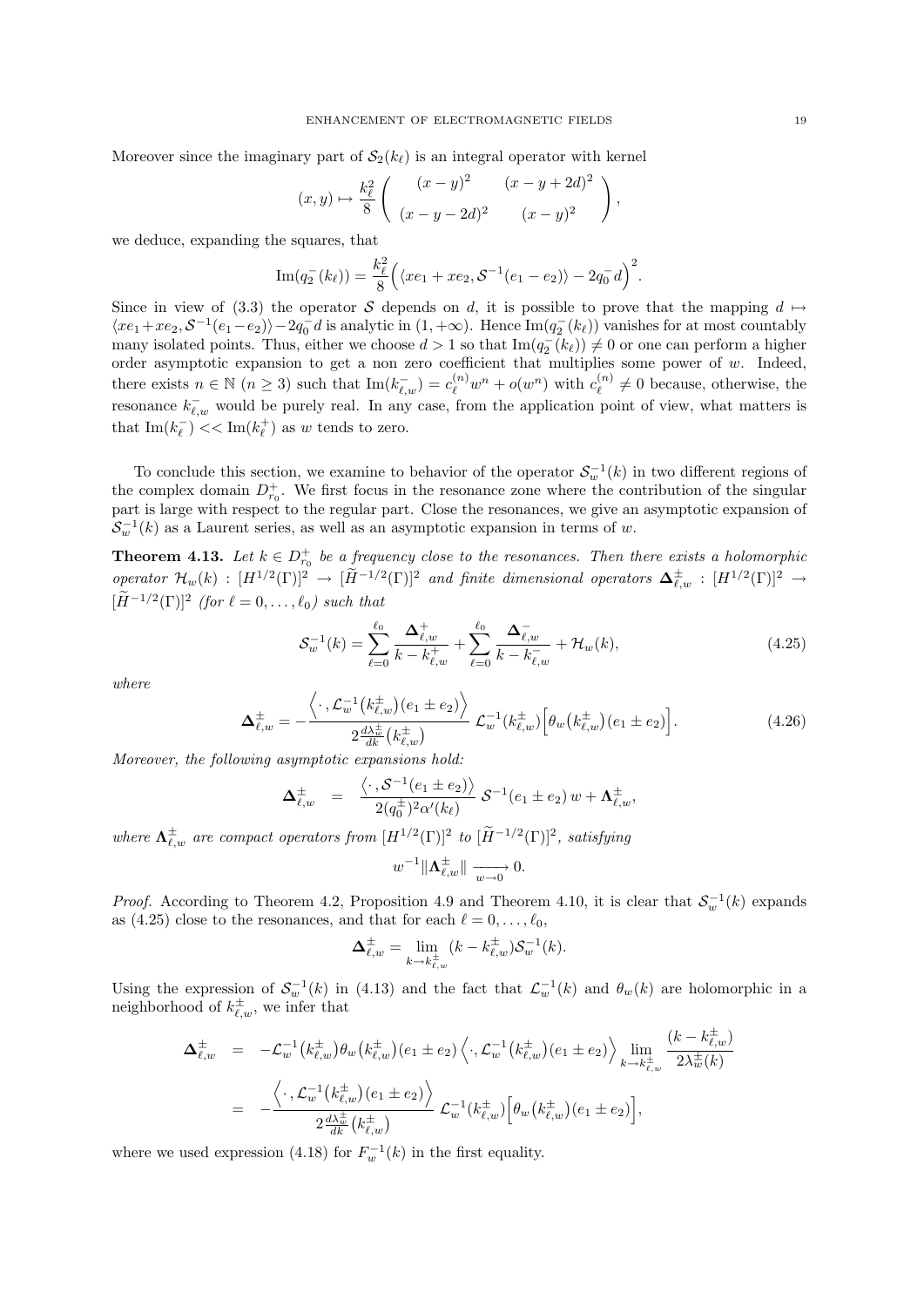Moreover since the imaginary part of $\mathcal{S}_2(k_\ell)$ is an integral operator with kernel

$$(x,y) \mapsto \frac{k_\ell^2}{8} \begin{pmatrix} (x-y)^2 & (x-y+2d)^2 \\ (x-y-2d)^2 & (x-y)^2 \end{pmatrix},$$

we deduce, expanding the squares, that

$$\mathrm{Im}(q_2^-(k_\ell)) = \frac{k_\ell^2}{8}\Big(\langle xe_1 + xe_2, \mathcal{S}^{-1}(e_1-e_2)\rangle - 2q_0^- d\Big)^2.$$

Since in view of (3.3) the operator $\mathcal{S}$ depends on $d$, it is possible to prove that the mapping $d \mapsto \langle xe_1+xe_2, \mathcal{S}^{-1}(e_1-e_2)\rangle - 2q_0^- d$ is analytic in $(1,+\infty)$. Hence $\mathrm{Im}(q_2^-(k_\ell))$ vanishes for at most countably many isolated points. Thus, either we choose $d>1$ so that $\mathrm{Im}(q_2^-(k_\ell)) \neq 0$ or one can perform a higher order asymptotic expansion to get a non zero coefficient that multiplies some power of $w$. Indeed, there exists $n \in \mathbb{N}$ ($n \geq 3$) such that $\mathrm{Im}(k_{\ell,w}^-) = c_\ell^{(n)} w^n + o(w^n)$ with $c_\ell^{(n)} \neq 0$ because, otherwise, the resonance $k_{\ell,w}^-$ would be purely real. In any case, from the application point of view, what matters is that $\mathrm{Im}(k_\ell^-) << \mathrm{Im}(k_\ell^+)$ as $w$ tends to zero.

To conclude this section, we examine to behavior of the operator $\mathcal{S}_w^{-1}(k)$ in two different regions of the complex domain $D_{r_0}^+$. We first focus in the resonance zone where the contribution of the singular part is large with respect to the regular part. Close the resonances, we give an asymptotic expansion of $\mathcal{S}_w^{-1}(k)$ as a Laurent series, as well as an asymptotic expansion in terms of $w$.

**Theorem 4.13.** *Let $k \in D_{r_0}^+$ be a frequency close to the resonances. Then there exists a holomorphic operator $\mathcal{H}_w(k) : [H^{1/2}(\Gamma)]^2 \to [\widetilde{H}^{-1/2}(\Gamma)]^2$ and finite dimensional operators $\mathbf{\Delta}_{\ell,w}^\pm : [H^{1/2}(\Gamma)]^2 \to [\widetilde{H}^{-1/2}(\Gamma)]^2$ (for $\ell = 0,\dots,\ell_0$) such that*

$$\mathcal{S}_w^{-1}(k) = \sum_{\ell=0}^{\ell_0} \frac{\mathbf{\Delta}_{\ell,w}^+}{k-k_{\ell,w}^+} + \sum_{\ell=0}^{\ell_0} \frac{\mathbf{\Delta}_{\ell,w}^-}{k-k_{\ell,w}^-} + \mathcal{H}_w(k), \tag{4.25}$$

*where*

$$\mathbf{\Delta}_{\ell,w}^\pm = -\frac{\Big\langle \cdot\,, \mathcal{L}_w^{-1}\big(k_{\ell,w}^\pm\big)(e_1 \pm e_2)\Big\rangle}{2\frac{d\lambda_w^\pm}{dk}\big(k_{\ell,w}^\pm\big)}\, \mathcal{L}_w^{-1}(k_{\ell,w}^\pm)\Big[\theta_w\big(k_{\ell,w}^\pm\big)(e_1\pm e_2)\Big]. \tag{4.26}$$

*Moreover, the following asymptotic expansions hold:*

$$\mathbf{\Delta}_{\ell,w}^\pm \;=\; \frac{\big\langle \cdot\,, \mathcal{S}^{-1}(e_1\pm e_2)\big\rangle}{2(q_0^\pm)^2\alpha'(k_\ell)}\,\mathcal{S}^{-1}(e_1\pm e_2)\,w + \mathbf{\Lambda}_{\ell,w}^\pm,$$

*where $\mathbf{\Lambda}_{\ell,w}^\pm$ are compact operators from $[H^{1/2}(\Gamma)]^2$ to $[\widetilde{H}^{-1/2}(\Gamma)]^2$, satisfying*

$$w^{-1}\|\mathbf{\Lambda}_{\ell,w}^\pm\| \xrightarrow[w\to 0]{} 0.$$

*Proof.* According to Theorem 4.2, Proposition 4.9 and Theorem 4.10, it is clear that $\mathcal{S}_w^{-1}(k)$ expands as (4.25) close to the resonances, and that for each $\ell = 0,\dots,\ell_0$,

$$\mathbf{\Delta}_{\ell,w}^\pm = \lim_{k\to k_{\ell,w}^\pm}(k-k_{\ell,w}^\pm)\mathcal{S}_w^{-1}(k).$$

Using the expression of $\mathcal{S}_w^{-1}(k)$ in (4.13) and the fact that $\mathcal{L}_w^{-1}(k)$ and $\theta_w(k)$ are holomorphic in a neighborhood of $k_{\ell,w}^\pm$, we infer that

$$\begin{aligned}
\mathbf{\Delta}_{\ell,w}^\pm &= -\mathcal{L}_w^{-1}\big(k_{\ell,w}^\pm\big)\theta_w\big(k_{\ell,w}^\pm\big)(e_1\pm e_2)\Big\langle \cdot, \mathcal{L}_w^{-1}\big(k_{\ell,w}^\pm\big)(e_1\pm e_2)\Big\rangle \lim_{k\to k_{\ell,w}^\pm}\frac{(k-k_{\ell,w}^\pm)}{2\lambda_w^\pm(k)} \\
&= -\frac{\Big\langle \cdot\,, \mathcal{L}_w^{-1}\big(k_{\ell,w}^\pm\big)(e_1\pm e_2)\Big\rangle}{2\frac{d\lambda_w^\pm}{dk}\big(k_{\ell,w}^\pm\big)}\,\mathcal{L}_w^{-1}(k_{\ell,w}^\pm)\Big[\theta_w\big(k_{\ell,w}^\pm\big)(e_1\pm e_2)\Big],
\end{aligned}$$

where we used expression (4.18) for $F_w^{-1}(k)$ in the first equality.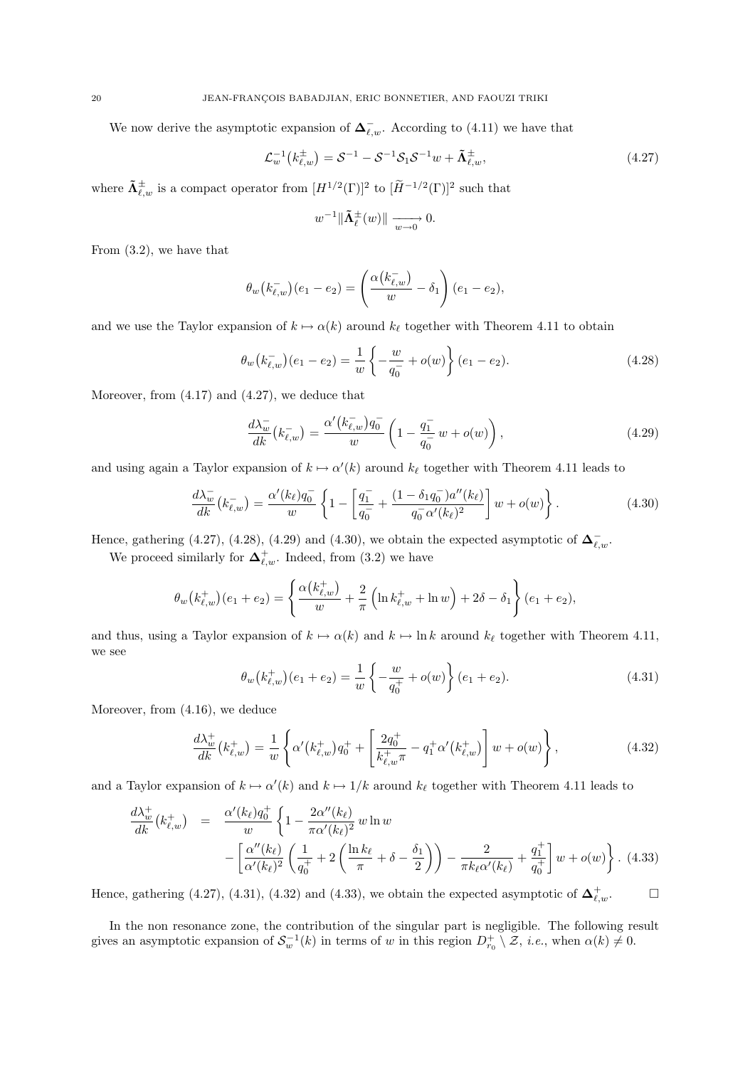We now derive the asymptotic expansion of $\mathbf{\Delta}^-_{\ell,w}$. According to (4.11) we have that

$$
\mathcal{L}_w^{-1}(k^\pm_{\ell,w}) = \mathcal{S}^{-1} - \mathcal{S}^{-1}\mathcal{S}_1\mathcal{S}^{-1}w + \tilde{\mathbf{\Lambda}}^\pm_{\ell,w}, \tag{4.27}
$$

where $\tilde{\mathbf{\Lambda}}^\pm_{\ell,w}$ is a compact operator from $[H^{1/2}(\Gamma)]^2$ to $[\widetilde{H}^{-1/2}(\Gamma)]^2$ such that

$$
w^{-1}\|\tilde{\mathbf{\Lambda}}^\pm_\ell(w)\| \xrightarrow[w\to 0]{} 0.
$$

From (3.2), we have that

$$
\theta_w(k^-_{\ell,w})(e_1 - e_2) = \left(\frac{\alpha(k^-_{\ell,w})}{w} - \delta_1\right)(e_1 - e_2),
$$

and we use the Taylor expansion of $k \mapsto \alpha(k)$ around $k_\ell$ together with Theorem 4.11 to obtain

$$
\theta_w(k^-_{\ell,w})(e_1 - e_2) = \frac{1}{w}\left\{-\frac{w}{q_0^-} + o(w)\right\}(e_1 - e_2). \tag{4.28}
$$

Moreover, from (4.17) and (4.27), we deduce that

$$
\frac{d\lambda^-_w}{dk}(k^-_{\ell,w}) = \frac{\alpha'(k^-_{\ell,w})q_0^-}{w}\left(1 - \frac{q_1^-}{q_0^-}w + o(w)\right), \tag{4.29}
$$

and using again a Taylor expansion of $k \mapsto \alpha'(k)$ around $k_\ell$ together with Theorem 4.11 leads to

$$
\frac{d\lambda^-_w}{dk}(k^-_{\ell,w}) = \frac{\alpha'(k_\ell)q_0^-}{w}\left\{1 - \left[\frac{q_1^-}{q_0^-} + \frac{(1-\delta_1 q_0^-)a''(k_\ell)}{q_0^-\alpha'(k_\ell)^2}\right]w + o(w)\right\}. \tag{4.30}
$$

Hence, gathering (4.27), (4.28), (4.29) and (4.30), we obtain the expected asymptotic of $\mathbf{\Delta}^-_{\ell,w}$.

We proceed similarly for $\mathbf{\Delta}^+_{\ell,w}$. Indeed, from (3.2) we have

$$
\theta_w(k^+_{\ell,w})(e_1 + e_2) = \left\{\frac{\alpha(k^+_{\ell,w})}{w} + \frac{2}{\pi}\left(\ln k^+_{\ell,w} + \ln w\right) + 2\delta - \delta_1\right\}(e_1 + e_2),
$$

and thus, using a Taylor expansion of $k \mapsto \alpha(k)$ and $k \mapsto \ln k$ around $k_\ell$ together with Theorem 4.11, we see

$$
\theta_w(k^+_{\ell,w})(e_1 + e_2) = \frac{1}{w}\left\{-\frac{w}{q_0^+} + o(w)\right\}(e_1 + e_2). \tag{4.31}
$$

Moreover, from (4.16), we deduce

$$
\frac{d\lambda^+_w}{dk}(k^+_{\ell,w}) = \frac{1}{w}\left\{\alpha'(k^+_{\ell,w})q_0^+ + \left[\frac{2q_0^+}{k^+_{\ell,w}\pi} - q_1^+\alpha'(k^+_{\ell,w})\right]w + o(w)\right\}, \tag{4.32}
$$

and a Taylor expansion of $k \mapsto \alpha'(k)$ and $k \mapsto 1/k$ around $k_\ell$ together with Theorem 4.11 leads to

$$
\begin{aligned}
\frac{d\lambda^+_w}{dk}(k^+_{\ell,w}) &= \frac{\alpha'(k_\ell)q_0^+}{w}\left\{1 - \frac{2\alpha''(k_\ell)}{\pi\alpha'(k_\ell)^2}w\ln w\right. \\
&\left.\quad - \left[\frac{\alpha''(k_\ell)}{\alpha'(k_\ell)^2}\left(\frac{1}{q_0^+} + 2\left(\frac{\ln k_\ell}{\pi} + \delta - \frac{\delta_1}{2}\right)\right) - \frac{2}{\pi k_\ell \alpha'(k_\ell)} + \frac{q_1^+}{q_0^+}\right]w + o(w)\right\}.
\end{aligned} \tag{4.33}
$$

Hence, gathering (4.27), (4.31), (4.32) and (4.33), we obtain the expected asymptotic of $\mathbf{\Delta}^+_{\ell,w}$. $\square$

In the non resonance zone, the contribution of the singular part is negligible. The following result gives an asymptotic expansion of $\mathcal{S}_w^{-1}(k)$ in terms of $w$ in this region $D^+_{r_0} \setminus \mathcal{Z}$, *i.e.*, when $\alpha(k) \neq 0$.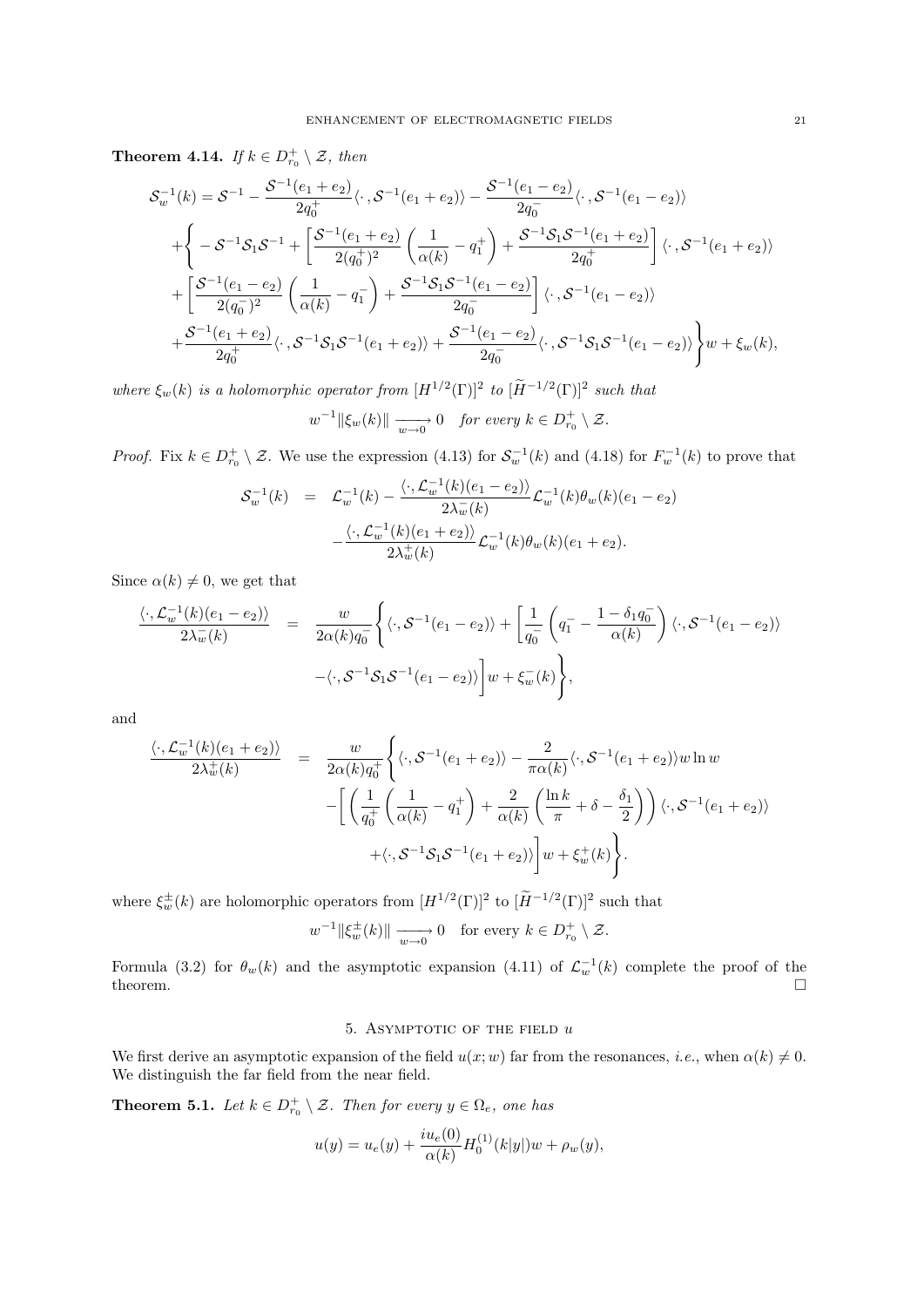**Theorem 4.14.** *If $k \in D_{r_0}^+ \setminus \mathcal{Z}$, then*

$$
\begin{aligned}
\mathcal{S}_w^{-1}(k) &= \mathcal{S}^{-1} - \frac{\mathcal{S}^{-1}(e_1+e_2)}{2q_0^+}\langle \cdot\,, \mathcal{S}^{-1}(e_1+e_2)\rangle - \frac{\mathcal{S}^{-1}(e_1-e_2)}{2q_0^-}\langle \cdot\,, \mathcal{S}^{-1}(e_1-e_2)\rangle \\
&+\Bigg\{ -\mathcal{S}^{-1}\mathcal{S}_1\mathcal{S}^{-1} + \left[\frac{\mathcal{S}^{-1}(e_1+e_2)}{2(q_0^+)^2}\left(\frac{1}{\alpha(k)} - q_1^+\right) + \frac{\mathcal{S}^{-1}\mathcal{S}_1\mathcal{S}^{-1}(e_1+e_2)}{2q_0^+}\right]\langle \cdot\,, \mathcal{S}^{-1}(e_1+e_2)\rangle \\
&+\left[\frac{\mathcal{S}^{-1}(e_1-e_2)}{2(q_0^-)^2}\left(\frac{1}{\alpha(k)} - q_1^-\right) + \frac{\mathcal{S}^{-1}\mathcal{S}_1\mathcal{S}^{-1}(e_1-e_2)}{2q_0^-}\right]\langle \cdot\,, \mathcal{S}^{-1}(e_1-e_2)\rangle \\
&+\frac{\mathcal{S}^{-1}(e_1+e_2)}{2q_0^+}\langle \cdot\,, \mathcal{S}^{-1}\mathcal{S}_1\mathcal{S}^{-1}(e_1+e_2)\rangle + \frac{\mathcal{S}^{-1}(e_1-e_2)}{2q_0^-}\langle \cdot\,, \mathcal{S}^{-1}\mathcal{S}_1\mathcal{S}^{-1}(e_1-e_2)\rangle\Bigg\} w + \xi_w(k),
\end{aligned}
$$

*where $\xi_w(k)$ is a holomorphic operator from $[H^{1/2}(\Gamma)]^2$ to $[\widetilde{H}^{-1/2}(\Gamma)]^2$ such that*

$$
w^{-1}\|\xi_w(k)\| \xrightarrow[w\to 0]{} 0 \quad \textit{for every } k \in D_{r_0}^+ \setminus \mathcal{Z}.
$$

*Proof.* Fix $k \in D_{r_0}^+ \setminus \mathcal{Z}$. We use the expression (4.13) for $\mathcal{S}_w^{-1}(k)$ and (4.18) for $F_w^{-1}(k)$ to prove that

$$
\begin{aligned}
\mathcal{S}_w^{-1}(k) &= \mathcal{L}_w^{-1}(k) - \frac{\langle \cdot, \mathcal{L}_w^{-1}(k)(e_1-e_2)\rangle}{2\lambda_w^-(k)}\mathcal{L}_w^{-1}(k)\theta_w(k)(e_1-e_2) \\
&\quad - \frac{\langle \cdot, \mathcal{L}_w^{-1}(k)(e_1+e_2)\rangle}{2\lambda_w^+(k)}\mathcal{L}_w^{-1}(k)\theta_w(k)(e_1+e_2).
\end{aligned}
$$

Since $\alpha(k) \neq 0$, we get that

$$
\begin{aligned}
\frac{\langle \cdot, \mathcal{L}_w^{-1}(k)(e_1-e_2)\rangle}{2\lambda_w^-(k)} &= \frac{w}{2\alpha(k)q_0^-}\Bigg\{\langle \cdot, \mathcal{S}^{-1}(e_1-e_2)\rangle + \left[\frac{1}{q_0^-}\left(q_1^- - \frac{1-\delta_1 q_0^-}{\alpha(k)}\right)\langle \cdot, \mathcal{S}^{-1}(e_1-e_2)\rangle \right. \\
&\quad \left. - \langle \cdot, \mathcal{S}^{-1}\mathcal{S}_1\mathcal{S}^{-1}(e_1-e_2)\rangle\right] w + \xi_w^-(k)\Bigg\},
\end{aligned}
$$

and

$$
\begin{aligned}
\frac{\langle \cdot, \mathcal{L}_w^{-1}(k)(e_1+e_2)\rangle}{2\lambda_w^+(k)} &= \frac{w}{2\alpha(k)q_0^+}\Bigg\{\langle \cdot, \mathcal{S}^{-1}(e_1+e_2)\rangle - \frac{2}{\pi\alpha(k)}\langle \cdot, \mathcal{S}^{-1}(e_1+e_2)\rangle w \ln w \\
&\quad - \left[\left(\frac{1}{q_0^+}\left(\frac{1}{\alpha(k)} - q_1^+\right) + \frac{2}{\alpha(k)}\left(\frac{\ln k}{\pi} + \delta - \frac{\delta_1}{2}\right)\right)\langle \cdot, \mathcal{S}^{-1}(e_1+e_2)\rangle \right. \\
&\quad \left. + \langle \cdot, \mathcal{S}^{-1}\mathcal{S}_1\mathcal{S}^{-1}(e_1+e_2)\rangle\right] w + \xi_w^+(k)\Bigg\}.
\end{aligned}
$$

where $\xi_w^{\pm}(k)$ are holomorphic operators from $[H^{1/2}(\Gamma)]^2$ to $[\widetilde{H}^{-1/2}(\Gamma)]^2$ such that

$$
w^{-1}\|\xi_w^{\pm}(k)\| \xrightarrow[w\to 0]{} 0 \quad \text{for every } k \in D_{r_0}^+ \setminus \mathcal{Z}.
$$

Formula (3.2) for $\theta_w(k)$ and the asymptotic expansion (4.11) of $\mathcal{L}_w^{-1}(k)$ complete the proof of the theorem. $\square$

## 5. Asymptotic of the field $u$

We first derive an asymptotic expansion of the field $u(x;w)$ far from the resonances, *i.e.*, when $\alpha(k) \neq 0$. We distinguish the far field from the near field.

**Theorem 5.1.** *Let $k \in D_{r_0}^+ \setminus \mathcal{Z}$. Then for every $y \in \Omega_e$, one has*

$$
u(y) = u_e(y) + \frac{iu_e(0)}{\alpha(k)}H_0^{(1)}(k|y|)w + \rho_w(y),
$$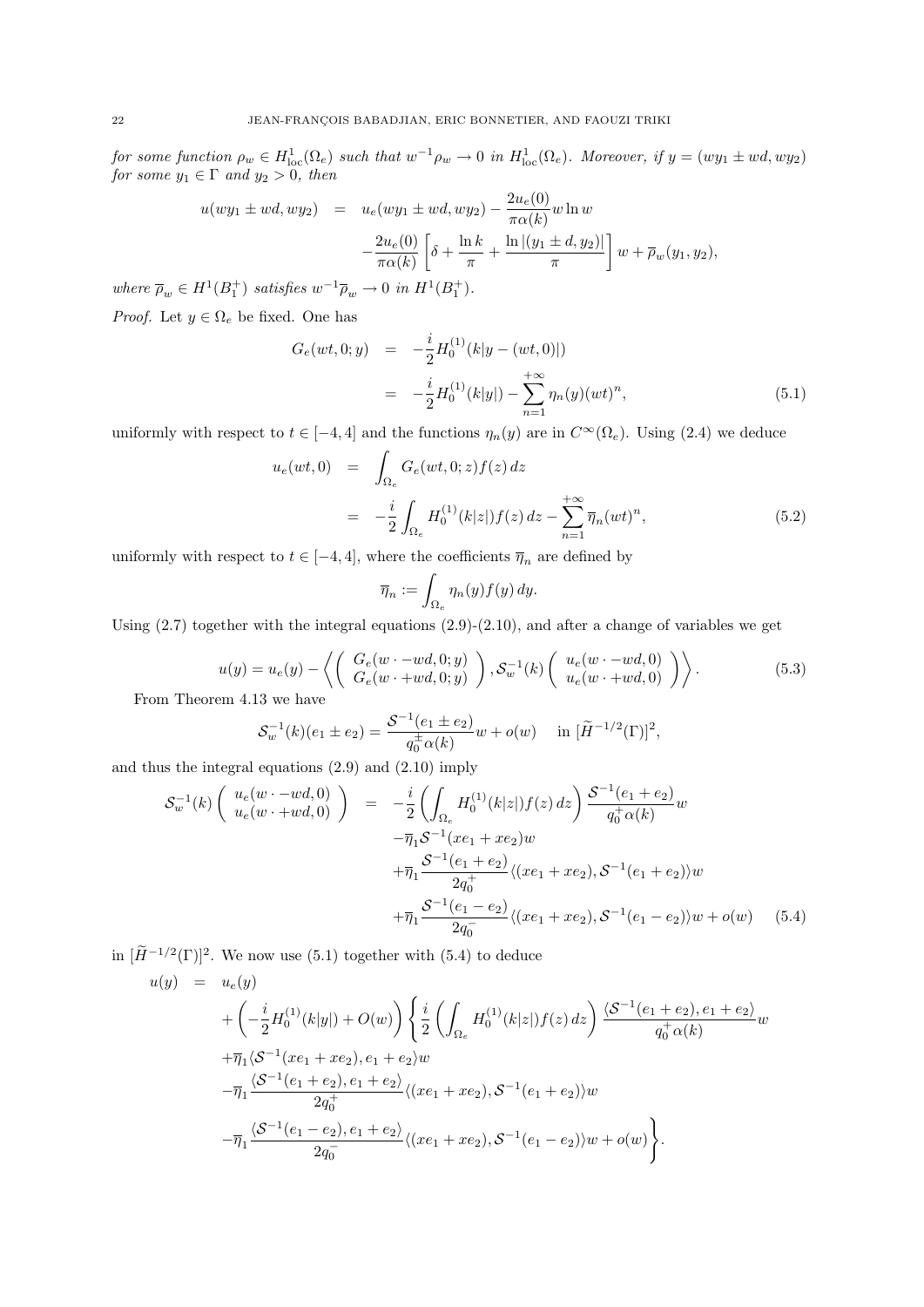*for some function $\rho_w \in H^1_{\rm loc}(\Omega_e)$ such that $w^{-1}\rho_w \to 0$ in $H^1_{\rm loc}(\Omega_e)$. Moreover, if $y = (wy_1 \pm wd, wy_2)$ for some $y_1 \in \Gamma$ and $y_2 > 0$, then*

$$
\begin{aligned}
u(wy_1 \pm wd, wy_2) &= u_e(wy_1 \pm wd, wy_2) - \frac{2u_e(0)}{\pi\alpha(k)} w \ln w \\
&\quad - \frac{2u_e(0)}{\pi\alpha(k)} \left[ \delta + \frac{\ln k}{\pi} + \frac{\ln|(y_1 \pm d, y_2)|}{\pi} \right] w + \overline{\rho}_w(y_1, y_2),
\end{aligned}
$$

*where $\overline{\rho}_w \in H^1(B_1^+)$ satisfies $w^{-1}\overline{\rho}_w \to 0$ in $H^1(B_1^+)$.*

*Proof.* Let $y \in \Omega_e$ be fixed. One has

$$
\begin{aligned}
G_e(wt, 0; y) &= -\frac{i}{2} H_0^{(1)}(k|y - (wt, 0)|) \\
&= -\frac{i}{2} H_0^{(1)}(k|y|) - \sum_{n=1}^{+\infty} \eta_n(y)(wt)^n, \qquad (5.1)
\end{aligned}
$$

uniformly with respect to $t \in [-4, 4]$ and the functions $\eta_n(y)$ are in $C^\infty(\Omega_e)$. Using (2.4) we deduce

$$
\begin{aligned}
u_e(wt, 0) &= \int_{\Omega_e} G_e(wt, 0; z) f(z)\, dz \\
&= -\frac{i}{2} \int_{\Omega_e} H_0^{(1)}(k|z|) f(z)\, dz - \sum_{n=1}^{+\infty} \overline{\eta}_n (wt)^n, \qquad (5.2)
\end{aligned}
$$

uniformly with respect to $t \in [-4, 4]$, where the coefficients $\overline{\eta}_n$ are defined by

$$
\overline{\eta}_n := \int_{\Omega_e} \eta_n(y) f(y)\, dy.
$$

Using (2.7) together with the integral equations (2.9)-(2.10), and after a change of variables we get

$$
u(y) = u_e(y) - \left\langle \begin{pmatrix} G_e(w \cdot -wd, 0; y) \\ G_e(w \cdot +wd, 0; y) \end{pmatrix}, \mathcal{S}_w^{-1}(k) \begin{pmatrix} u_e(w \cdot -wd, 0) \\ u_e(w \cdot +wd, 0) \end{pmatrix} \right\rangle. \qquad (5.3)
$$

From Theorem 4.13 we have

$$
\mathcal{S}_w^{-1}(k)(e_1 \pm e_2) = \frac{\mathcal{S}^{-1}(e_1 \pm e_2)}{q_0^{\pm}\alpha(k)} w + o(w) \quad \text{ in } [\widetilde{H}^{-1/2}(\Gamma)]^2,
$$

and thus the integral equations (2.9) and (2.10) imply

$$
\begin{aligned}
\mathcal{S}_w^{-1}(k) \begin{pmatrix} u_e(w \cdot -wd, 0) \\ u_e(w \cdot +wd, 0) \end{pmatrix} &= -\frac{i}{2} \left( \int_{\Omega_e} H_0^{(1)}(k|z|) f(z)\, dz \right) \frac{\mathcal{S}^{-1}(e_1 + e_2)}{q_0^+\alpha(k)} w \\
&\quad - \overline{\eta}_1 \mathcal{S}^{-1}(xe_1 + xe_2) w \\
&\quad + \overline{\eta}_1 \frac{\mathcal{S}^{-1}(e_1 + e_2)}{2q_0^+} \langle (xe_1 + xe_2), \mathcal{S}^{-1}(e_1 + e_2) \rangle w \\
&\quad + \overline{\eta}_1 \frac{\mathcal{S}^{-1}(e_1 - e_2)}{2q_0^-} \langle (xe_1 + xe_2), \mathcal{S}^{-1}(e_1 - e_2) \rangle w + o(w) \qquad (5.4)
\end{aligned}
$$

in $[\widetilde{H}^{-1/2}(\Gamma)]^2$. We now use (5.1) together with (5.4) to deduce

$$
\begin{aligned}
u(y) &= u_e(y) \\
&\quad + \left( -\frac{i}{2} H_0^{(1)}(k|y|) + O(w) \right) \Bigg\{ \frac{i}{2} \left( \int_{\Omega_e} H_0^{(1)}(k|z|) f(z)\, dz \right) \frac{\langle \mathcal{S}^{-1}(e_1 + e_2), e_1 + e_2 \rangle}{q_0^+\alpha(k)} w \\
&\quad + \overline{\eta}_1 \langle \mathcal{S}^{-1}(xe_1 + xe_2), e_1 + e_2 \rangle w \\
&\quad - \overline{\eta}_1 \frac{\langle \mathcal{S}^{-1}(e_1 + e_2), e_1 + e_2 \rangle}{2q_0^+} \langle (xe_1 + xe_2), \mathcal{S}^{-1}(e_1 + e_2) \rangle w \\
&\quad - \overline{\eta}_1 \frac{\langle \mathcal{S}^{-1}(e_1 - e_2), e_1 + e_2 \rangle}{2q_0^-} \langle (xe_1 + xe_2), \mathcal{S}^{-1}(e_1 - e_2) \rangle w + o(w) \Bigg\}.
\end{aligned}
$$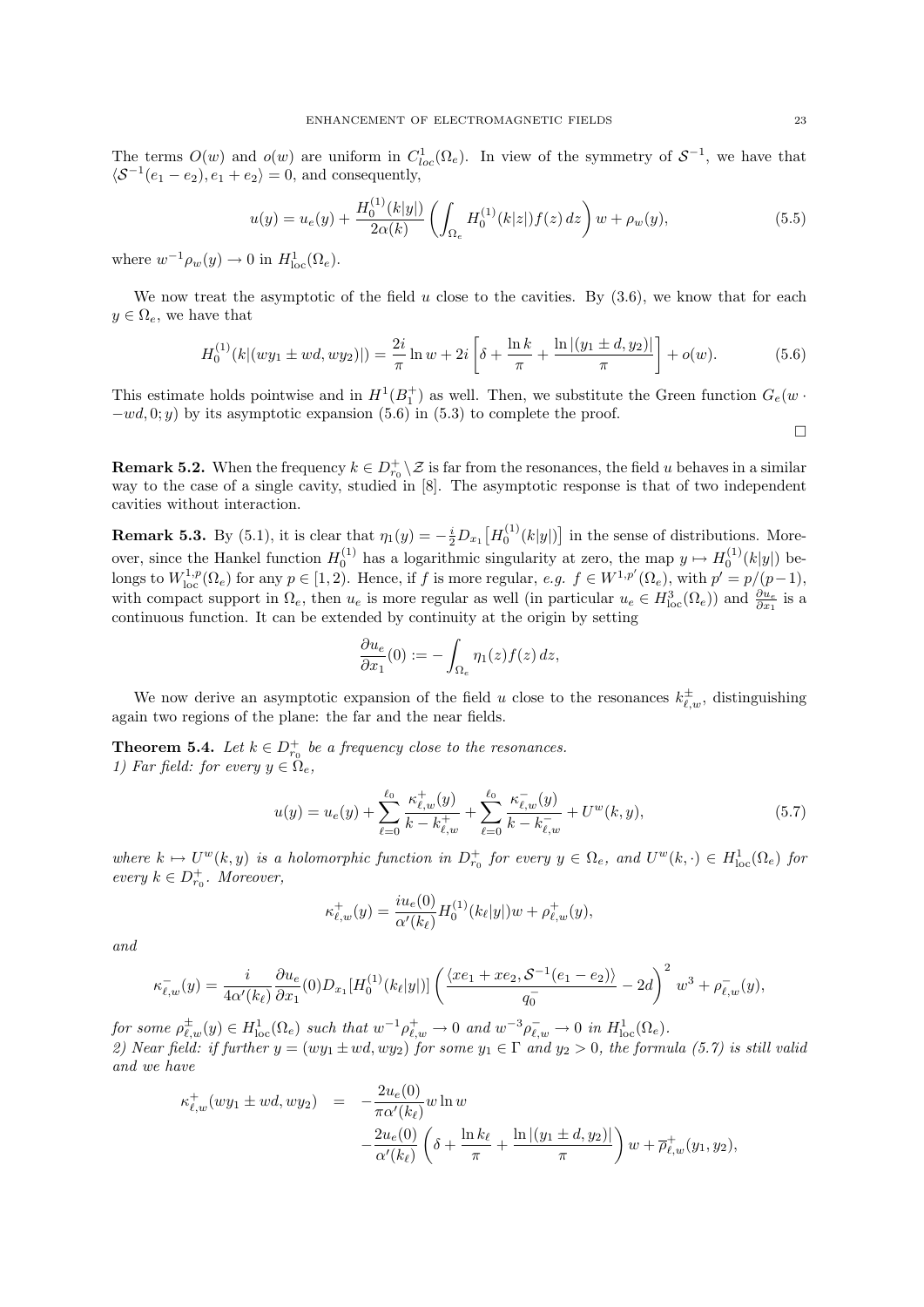The terms $O(w)$ and $o(w)$ are uniform in $C^1_{loc}(\Omega_e)$. In view of the symmetry of $\mathcal{S}^{-1}$, we have that $\langle \mathcal{S}^{-1}(e_1 - e_2), e_1 + e_2\rangle = 0$, and consequently,

$$
u(y) = u_e(y) + \frac{H_0^{(1)}(k|y|)}{2\alpha(k)} \left( \int_{\Omega_e} H_0^{(1)}(k|z|) f(z)\, dz \right) w + \rho_w(y), \tag{5.5}
$$

where $w^{-1}\rho_w(y) \to 0$ in $H^1_{\rm loc}(\Omega_e)$.

We now treat the asymptotic of the field $u$ close to the cavities. By (3.6), we know that for each $y \in \Omega_e$, we have that

$$
H_0^{(1)}(k|(wy_1 \pm wd, wy_2)|) = \frac{2i}{\pi} \ln w + 2i \left[ \delta + \frac{\ln k}{\pi} + \frac{\ln |(y_1 \pm d, y_2)|}{\pi} \right] + o(w). \tag{5.6}
$$

This estimate holds pointwise and in $H^1(B_1^+)$ as well. Then, we substitute the Green function $G_e(w \cdot -wd, 0; y)$ by its asymptotic expansion (5.6) in (5.3) to complete the proof.

□

**Remark 5.2.** When the frequency $k \in D^+_{r_0} \setminus \mathcal{Z}$ is far from the resonances, the field $u$ behaves in a similar way to the case of a single cavity, studied in [8]. The asymptotic response is that of two independent cavities without interaction.

**Remark 5.3.** By (5.1), it is clear that $\eta_1(y) = -\frac{i}{2} D_{x_1}\left[H_0^{(1)}(k|y|)\right]$ in the sense of distributions. Moreover, since the Hankel function $H_0^{(1)}$ has a logarithmic singularity at zero, the map $y \mapsto H_0^{(1)}(k|y|)$ belongs to $W^{1,p}_{\rm loc}(\Omega_e)$ for any $p \in [1, 2)$. Hence, if $f$ is more regular, *e.g.* $f \in W^{1,p'}(\Omega_e)$, with $p' = p/(p-1)$, with compact support in $\Omega_e$, then $u_e$ is more regular as well (in particular $u_e \in H^3_{\rm loc}(\Omega_e)$) and $\frac{\partial u_e}{\partial x_1}$ is a continuous function. It can be extended by continuity at the origin by setting

$$
\frac{\partial u_e}{\partial x_1}(0) := - \int_{\Omega_e} \eta_1(z) f(z)\, dz,
$$

We now derive an asymptotic expansion of the field $u$ close to the resonances $k^{\pm}_{\ell,w}$, distinguishing again two regions of the plane: the far and the near fields.

**Theorem 5.4.** *Let $k \in D^+_{r_0}$ be a frequency close to the resonances.*
*1) Far field: for every $y \in \Omega_e$,*

$$
u(y) = u_e(y) + \sum_{\ell=0}^{\ell_0} \frac{\kappa^+_{\ell,w}(y)}{k - k^+_{\ell,w}} + \sum_{\ell=0}^{\ell_0} \frac{\kappa^-_{\ell,w}(y)}{k - k^-_{\ell,w}} + U^w(k, y), \tag{5.7}
$$

*where $k \mapsto U^w(k, y)$ is a holomorphic function in $D^+_{r_0}$ for every $y \in \Omega_e$, and $U^w(k, \cdot) \in H^1_{\rm loc}(\Omega_e)$ for every $k \in D^+_{r_0}$. Moreover,*

$$
\kappa^+_{\ell,w}(y) = \frac{i u_e(0)}{\alpha'(k_\ell)} H_0^{(1)}(k_\ell |y|) w + \rho^+_{\ell,w}(y),
$$

*and*

$$
\kappa^-_{\ell,w}(y) = \frac{i}{4\alpha'(k_\ell)} \frac{\partial u_e}{\partial x_1}(0) D_{x_1}[H_0^{(1)}(k_\ell|y|)] \left( \frac{\langle x e_1 + x e_2, \mathcal{S}^{-1}(e_1 - e_2)\rangle}{q_0^-} - 2d \right)^2 w^3 + \rho^-_{\ell,w}(y),
$$

*for some $\rho^{\pm}_{\ell,w}(y) \in H^1_{\rm loc}(\Omega_e)$ such that $w^{-1}\rho^+_{\ell,w} \to 0$ and $w^{-3}\rho^-_{\ell,w} \to 0$ in $H^1_{\rm loc}(\Omega_e)$.*
*2) Near field: if further $y = (wy_1 \pm wd, wy_2)$ for some $y_1 \in \Gamma$ and $y_2 > 0$, the formula (5.7) is still valid and we have*

$$
\begin{aligned}
\kappa^+_{\ell,w}(wy_1 \pm wd, wy_2) &= -\frac{2u_e(0)}{\pi\alpha'(k_\ell)} w \ln w \\
&\quad - \frac{2u_e(0)}{\alpha'(k_\ell)} \left( \delta + \frac{\ln k_\ell}{\pi} + \frac{\ln |(y_1 \pm d, y_2)|}{\pi} \right) w + \overline{\rho}^+_{\ell,w}(y_1, y_2),
\end{aligned}
$$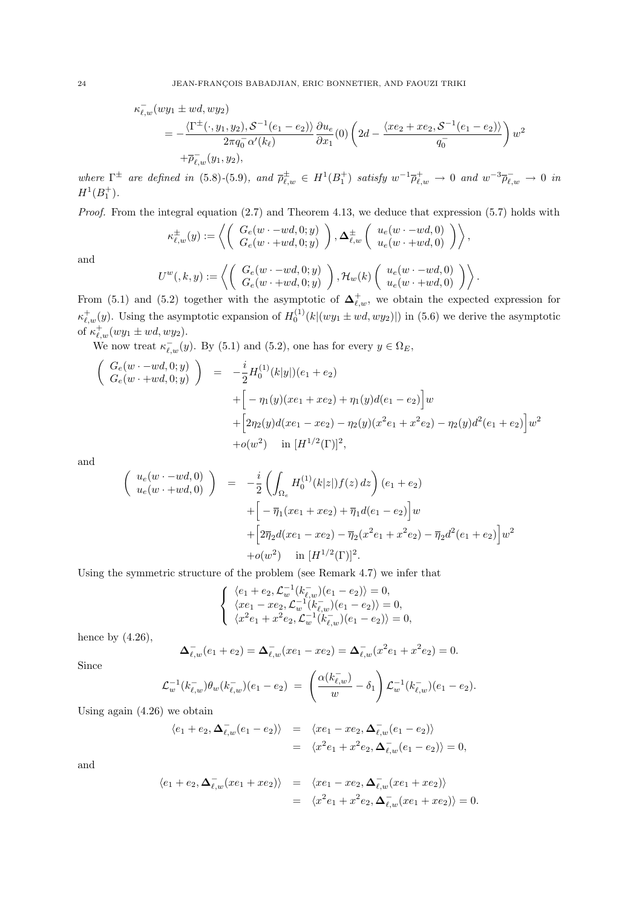$$\kappa^-_{\ell,w}(wy_1 \pm wd, wy_2)$$
$$= -\frac{\langle \Gamma^\pm(\cdot, y_1, y_2), \mathcal{S}^{-1}(e_1 - e_2)\rangle}{2\pi q_0^- \alpha'(k_\ell)} \frac{\partial u_e}{\partial x_1}(0)\left(2d - \frac{\langle xe_2 + xe_2, \mathcal{S}^{-1}(e_1 - e_2)\rangle}{q_0^-}\right) w^2$$
$$+\overline{\rho}^-_{\ell,w}(y_1, y_2),$$

*where $\Gamma^\pm$ are defined in (5.8)-(5.9), and $\overline{\rho}^\pm_{\ell,w} \in H^1(B_1^+)$ satisfy $w^{-1}\overline{\rho}^+_{\ell,w} \to 0$ and $w^{-3}\overline{\rho}^-_{\ell,w} \to 0$ in $H^1(B_1^+)$.*

*Proof.* From the integral equation (2.7) and Theorem 4.13, we deduce that expression (5.7) holds with

$$\kappa^\pm_{\ell,w}(y) := \left\langle \left( \begin{array}{c} G_e(w \cdot -wd, 0; y) \\ G_e(w \cdot +wd, 0; y) \end{array} \right), \mathbf{\Delta}^\pm_{\ell,w} \left( \begin{array}{c} u_e(w \cdot -wd, 0) \\ u_e(w \cdot +wd, 0) \end{array} \right) \right\rangle,$$

and

$$U^w(, k, y) := \left\langle \left( \begin{array}{c} G_e(w \cdot -wd, 0; y) \\ G_e(w \cdot +wd, 0; y) \end{array} \right), \mathcal{H}_w(k) \left( \begin{array}{c} u_e(w \cdot -wd, 0) \\ u_e(w \cdot +wd, 0) \end{array} \right) \right\rangle.$$

From (5.1) and (5.2) together with the asymptotic of $\mathbf{\Delta}^+_{\ell,w}$, we obtain the expected expression for $\kappa^+_{\ell,w}(y)$. Using the asymptotic expansion of $H_0^{(1)}(k|(wy_1 \pm wd, wy_2)|)$ in (5.6) we derive the asymptotic of $\kappa^+_{\ell,w}(wy_1 \pm wd, wy_2)$.

We now treat $\kappa^-_{\ell,w}(y)$. By (5.1) and (5.2), one has for every $y \in \Omega_E$,

$$\begin{aligned}
\left( \begin{array}{c} G_e(w \cdot -wd, 0; y) \\ G_e(w \cdot +wd, 0; y) \end{array} \right) &= -\frac{i}{2} H_0^{(1)}(k|y|)(e_1 + e_2) \\
&\quad + \Big[ -\eta_1(y)(xe_1 + xe_2) + \eta_1(y)d(e_1 - e_2)\Big] w \\
&\quad + \Big[ 2\eta_2(y)d(xe_1 - xe_2) - \eta_2(y)(x^2e_1 + x^2e_2) - \eta_2(y)d^2(e_1 + e_2)\Big] w^2 \\
&\quad + o(w^2) \quad \text{ in } [H^{1/2}(\Gamma)]^2,
\end{aligned}$$

and

$$\begin{aligned}
\left( \begin{array}{c} u_e(w \cdot -wd, 0) \\ u_e(w \cdot +wd, 0) \end{array} \right) &= -\frac{i}{2} \left( \int_{\Omega_e} H_0^{(1)}(k|z|) f(z)\, dz \right) (e_1 + e_2) \\
&\quad + \Big[ -\overline{\eta}_1(xe_1 + xe_2) + \overline{\eta}_1 d(e_1 - e_2)\Big] w \\
&\quad + \Big[ 2\overline{\eta}_2 d(xe_1 - xe_2) - \overline{\eta}_2(x^2e_1 + x^2e_2) - \overline{\eta}_2 d^2(e_1 + e_2)\Big] w^2 \\
&\quad + o(w^2) \quad \text{ in } [H^{1/2}(\Gamma)]^2.
\end{aligned}$$

Using the symmetric structure of the problem (see Remark 4.7) we infer that

$$\left\{ \begin{array}{l}
\langle e_1 + e_2, \mathcal{L}_w^{-1}(k^-_{\ell,w})(e_1 - e_2)\rangle = 0, \\
\langle xe_1 - xe_2, \mathcal{L}_w^{-1}(k^-_{\ell,w})(e_1 - e_2)\rangle = 0, \\
\langle x^2e_1 + x^2e_2, \mathcal{L}_w^{-1}(k^-_{\ell,w})(e_1 - e_2)\rangle = 0,
\end{array} \right.$$

hence by (4.26),

$$\mathbf{\Delta}^-_{\ell,w}(e_1 + e_2) = \mathbf{\Delta}^-_{\ell,w}(xe_1 - xe_2) = \mathbf{\Delta}^-_{\ell,w}(x^2e_1 + x^2e_2) = 0.$$

Since

$$\mathcal{L}_w^{-1}(k^-_{\ell,w})\theta_w(k^-_{\ell,w})(e_1 - e_2) \;=\; \left( \frac{\alpha(k^-_{\ell,w})}{w} - \delta_1 \right) \mathcal{L}_w^{-1}(k^-_{\ell,w})(e_1 - e_2).$$

Using again (4.26) we obtain

$$\begin{aligned}
\langle e_1 + e_2, \mathbf{\Delta}^-_{\ell,w}(e_1 - e_2)\rangle &= \langle xe_1 - xe_2, \mathbf{\Delta}^-_{\ell,w}(e_1 - e_2)\rangle \\
&= \langle x^2e_1 + x^2e_2, \mathbf{\Delta}^-_{\ell,w}(e_1 - e_2)\rangle = 0,
\end{aligned}$$

and

$$\begin{aligned}
\langle e_1 + e_2, \mathbf{\Delta}^-_{\ell,w}(xe_1 + xe_2)\rangle &= \langle xe_1 - xe_2, \mathbf{\Delta}^-_{\ell,w}(xe_1 + xe_2)\rangle \\
&= \langle x^2e_1 + x^2e_2, \mathbf{\Delta}^-_{\ell,w}(xe_1 + xe_2)\rangle = 0.
\end{aligned}$$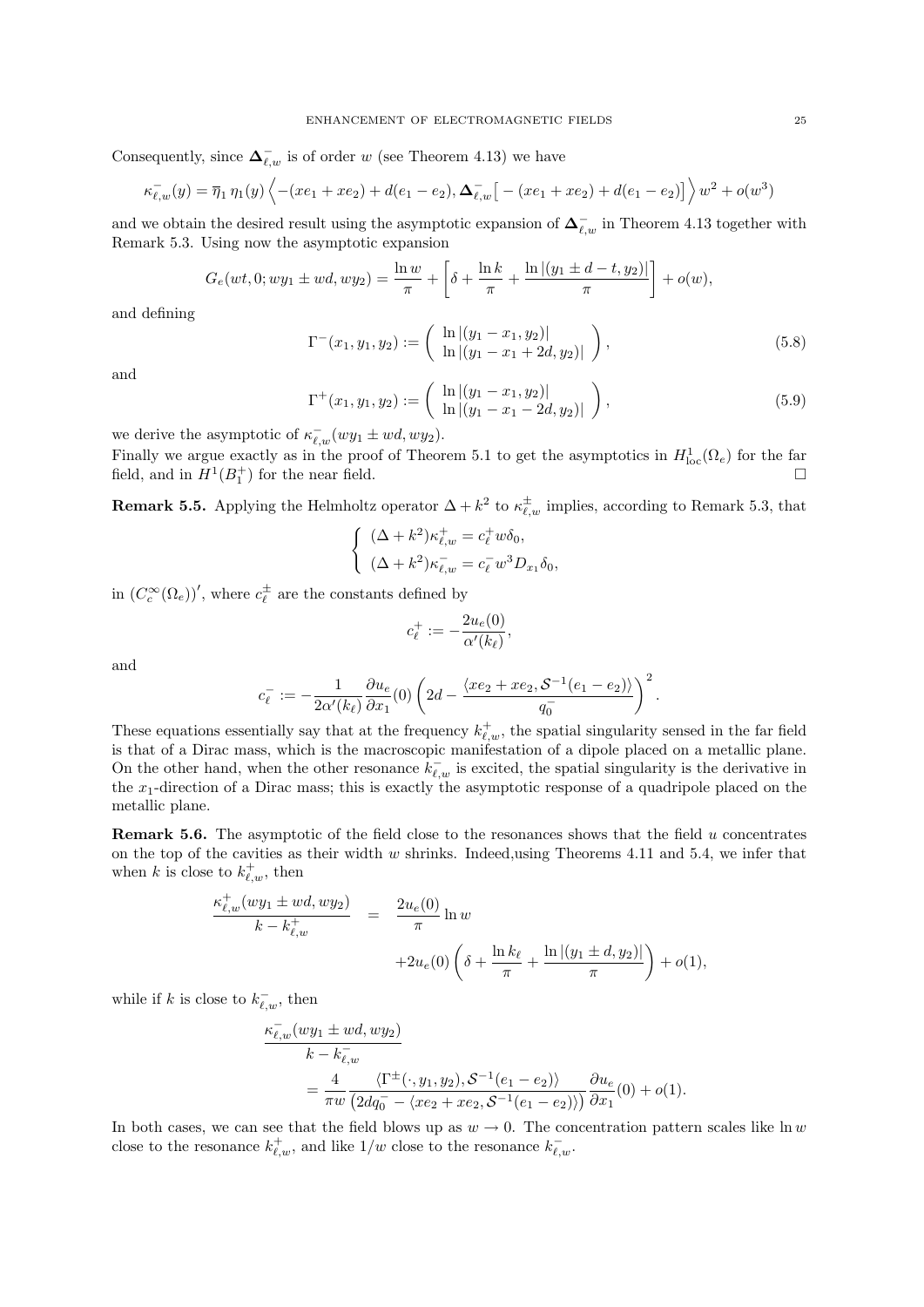Consequently, since $\mathbf{\Delta}^-_{\ell,w}$ is of order $w$ (see Theorem 4.13) we have

$$\kappa^-_{\ell,w}(y) = \overline{\eta}_1\, \eta_1(y) \left\langle -(xe_1 + xe_2) + d(e_1 - e_2), \mathbf{\Delta}^-_{\ell,w}\big[ -(xe_1 + xe_2) + d(e_1 - e_2)\big] \right\rangle w^2 + o(w^3)$$

and we obtain the desired result using the asymptotic expansion of $\mathbf{\Delta}^-_{\ell,w}$ in Theorem 4.13 together with Remark 5.3. Using now the asymptotic expansion

$$G_e(wt, 0; wy_1 \pm wd, wy_2) = \frac{\ln w}{\pi} + \left[\delta + \frac{\ln k}{\pi} + \frac{\ln |(y_1 \pm d - t, y_2)|}{\pi}\right] + o(w),$$

and defining

$$\Gamma^-(x_1, y_1, y_2) := \begin{pmatrix} \ln |(y_1 - x_1, y_2)| \\ \ln |(y_1 - x_1 + 2d, y_2)| \end{pmatrix}, \tag{5.8}$$

and

$$\Gamma^+(x_1, y_1, y_2) := \begin{pmatrix} \ln |(y_1 - x_1, y_2)| \\ \ln |(y_1 - x_1 - 2d, y_2)| \end{pmatrix}, \tag{5.9}$$

we derive the asymptotic of $\kappa^-_{\ell,w}(wy_1 \pm wd, wy_2)$.
Finally we argue exactly as in the proof of Theorem 5.1 to get the asymptotics in $H^1_{\mathrm{loc}}(\Omega_e)$ for the far field, and in $H^1(B_1^+)$ for the near field. $\square$

**Remark 5.5.** Applying the Helmholtz operator $\Delta + k^2$ to $\kappa^\pm_{\ell,w}$ implies, according to Remark 5.3, that

$$\begin{cases} (\Delta + k^2)\kappa^+_{\ell,w} = c^+_\ell w \delta_0, \\ (\Delta + k^2)\kappa^-_{\ell,w} = c^-_\ell w^3 D_{x_1}\delta_0, \end{cases}$$

in $(C^\infty_c(\Omega_e))'$, where $c^\pm_\ell$ are the constants defined by

$$c^+_\ell := -\frac{2u_e(0)}{\alpha'(k_\ell)},$$

and

$$c^-_\ell := -\frac{1}{2\alpha'(k_\ell)} \frac{\partial u_e}{\partial x_1}(0) \left(2d - \frac{\langle xe_2 + xe_2, \mathcal{S}^{-1}(e_1 - e_2)\rangle}{q_0^-}\right)^2.$$

These equations essentially say that at the frequency $k^+_{\ell,w}$, the spatial singularity sensed in the far field is that of a Dirac mass, which is the macroscopic manifestation of a dipole placed on a metallic plane. On the other hand, when the other resonance $k^-_{\ell,w}$ is excited, the spatial singularity is the derivative in the $x_1$-direction of a Dirac mass; this is exactly the asymptotic response of a quadripole placed on the metallic plane.

**Remark 5.6.** The asymptotic of the field close to the resonances shows that the field $u$ concentrates on the top of the cavities as their width $w$ shrinks. Indeed,using Theorems 4.11 and 5.4, we infer that when $k$ is close to $k^+_{\ell,w}$, then

$$\begin{aligned} \frac{\kappa^+_{\ell,w}(wy_1 \pm wd, wy_2)}{k - k^+_{\ell,w}} &= \frac{2u_e(0)}{\pi} \ln w \\ &\quad + 2u_e(0)\left(\delta + \frac{\ln k_\ell}{\pi} + \frac{\ln |(y_1 \pm d, y_2)|}{\pi}\right) + o(1), \end{aligned}$$

while if $k$ is close to $k^-_{\ell,w}$, then

$$\begin{aligned} &\frac{\kappa^-_{\ell,w}(wy_1 \pm wd, wy_2)}{k - k^-_{\ell,w}} \\ &= \frac{4}{\pi w} \frac{\langle \Gamma^\pm(\cdot, y_1, y_2), \mathcal{S}^{-1}(e_1 - e_2)\rangle}{\left(2dq_0^- - \langle xe_2 + xe_2, \mathcal{S}^{-1}(e_1 - e_2)\rangle\right)} \frac{\partial u_e}{\partial x_1}(0) + o(1). \end{aligned}$$

In both cases, we can see that the field blows up as $w \to 0$. The concentration pattern scales like $\ln w$ close to the resonance $k^+_{\ell,w}$, and like $1/w$ close to the resonance $k^-_{\ell,w}$.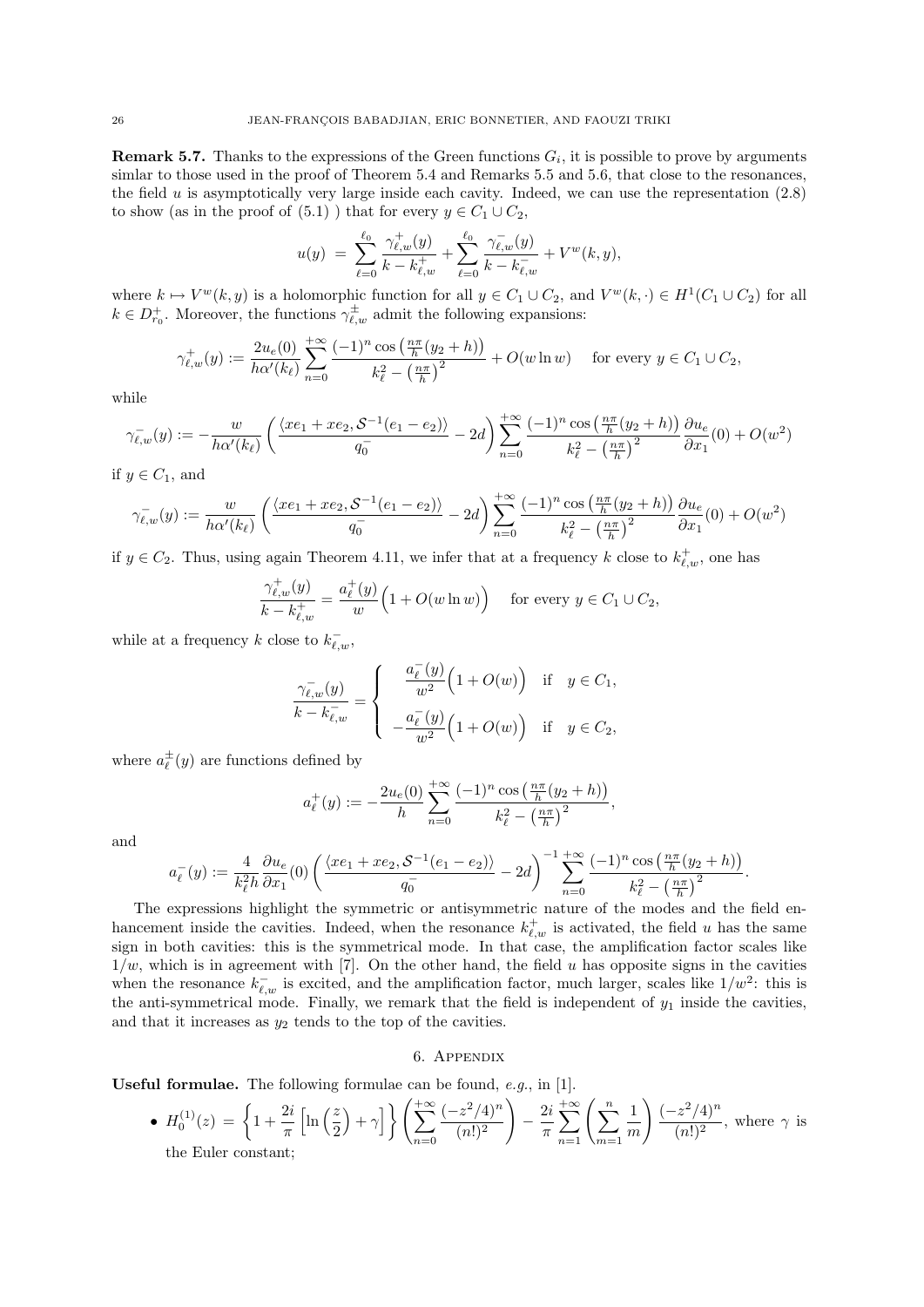**Remark 5.7.** Thanks to the expressions of the Green functions $G_i$, it is possible to prove by arguments simlar to those used in the proof of Theorem 5.4 and Remarks 5.5 and 5.6, that close to the resonances, the field $u$ is asymptotically very large inside each cavity. Indeed, we can use the representation (2.8) to show (as in the proof of (5.1) ) that for every $y \in C_1 \cup C_2$,

$$u(y) = \sum_{\ell=0}^{\ell_0} \frac{\gamma^+_{\ell,w}(y)}{k - k^+_{\ell,w}} + \sum_{\ell=0}^{\ell_0} \frac{\gamma^-_{\ell,w}(y)}{k - k^-_{\ell,w}} + V^w(k, y),$$

where $k \mapsto V^w(k, y)$ is a holomorphic function for all $y \in C_1 \cup C_2$, and $V^w(k, \cdot) \in H^1(C_1 \cup C_2)$ for all $k \in D^+_{r_0}$. Moreover, the functions $\gamma^\pm_{\ell,w}$ admit the following expansions:

$$\gamma^+_{\ell,w}(y) := \frac{2u_e(0)}{h\alpha'(k_\ell)} \sum_{n=0}^{+\infty} \frac{(-1)^n \cos\left(\frac{n\pi}{h}(y_2 + h)\right)}{k_\ell^2 - \left(\frac{n\pi}{h}\right)^2} + O(w \ln w) \quad \text{for every } y \in C_1 \cup C_2,$$

while

$$\gamma^-_{\ell,w}(y) := -\frac{w}{h\alpha'(k_\ell)} \left( \frac{\langle xe_1 + xe_2, \mathcal{S}^{-1}(e_1 - e_2)\rangle}{q_0^-} - 2d \right) \sum_{n=0}^{+\infty} \frac{(-1)^n \cos\left(\frac{n\pi}{h}(y_2 + h)\right)}{k_\ell^2 - \left(\frac{n\pi}{h}\right)^2} \frac{\partial u_e}{\partial x_1}(0) + O(w^2)$$

if $y \in C_1$, and

$$\gamma^-_{\ell,w}(y) := \frac{w}{h\alpha'(k_\ell)} \left( \frac{\langle xe_1 + xe_2, \mathcal{S}^{-1}(e_1 - e_2)\rangle}{q_0^-} - 2d \right) \sum_{n=0}^{+\infty} \frac{(-1)^n \cos\left(\frac{n\pi}{h}(y_2 + h)\right)}{k_\ell^2 - \left(\frac{n\pi}{h}\right)^2} \frac{\partial u_e}{\partial x_1}(0) + O(w^2)$$

if $y \in C_2$. Thus, using again Theorem 4.11, we infer that at a frequency $k$ close to $k^+_{\ell,w}$, one has

$$\frac{\gamma^+_{\ell,w}(y)}{k - k^+_{\ell,w}} = \frac{a^+_\ell(y)}{w}\Big(1 + O(w \ln w)\Big) \quad \text{for every } y \in C_1 \cup C_2,$$

while at a frequency $k$ close to $k^-_{\ell,w}$,

$$\frac{\gamma^-_{\ell,w}(y)}{k - k^-_{\ell,w}} = \begin{cases} \dfrac{a^-_\ell(y)}{w^2}\Big(1 + O(w)\Big) & \text{if } \ y \in C_1, \\[2ex] -\dfrac{a^-_\ell(y)}{w^2}\Big(1 + O(w)\Big) & \text{if } \ y \in C_2, \end{cases}$$

where $a^\pm_\ell(y)$ are functions defined by

$$a^+_\ell(y) := -\frac{2u_e(0)}{h} \sum_{n=0}^{+\infty} \frac{(-1)^n \cos\left(\frac{n\pi}{h}(y_2 + h)\right)}{k_\ell^2 - \left(\frac{n\pi}{h}\right)^2},$$

and

$$a^-_\ell(y) := \frac{4}{k_\ell^2 h} \frac{\partial u_e}{\partial x_1}(0) \left( \frac{\langle xe_1 + xe_2, \mathcal{S}^{-1}(e_1 - e_2)\rangle}{q_0^-} - 2d \right)^{-1} \sum_{n=0}^{+\infty} \frac{(-1)^n \cos\left(\frac{n\pi}{h}(y_2 + h)\right)}{k_\ell^2 - \left(\frac{n\pi}{h}\right)^2}.$$

The expressions highlight the symmetric or antisymmetric nature of the modes and the field enhancement inside the cavities. Indeed, when the resonance $k^+_{\ell,w}$ is activated, the field $u$ has the same sign in both cavities: this is the symmetrical mode. In that case, the amplification factor scales like $1/w$, which is in agreement with [7]. On the other hand, the field $u$ has opposite signs in the cavities when the resonance $k^-_{\ell,w}$ is excited, and the amplification factor, much larger, scales like $1/w^2$: this is the anti-symmetrical mode. Finally, we remark that the field is independent of $y_1$ inside the cavities, and that it increases as $y_2$ tends to the top of the cavities.

## 6. Appendix

**Useful formulae.** The following formulae can be found, *e.g.*, in [1].

- $H_0^{(1)}(z) = \left\{1 + \frac{2i}{\pi}\left[\ln\left(\frac{z}{2}\right) + \gamma\right]\right\} \left(\sum_{n=0}^{+\infty} \frac{(-z^2/4)^n}{(n!)^2}\right) - \frac{2i}{\pi} \sum_{n=1}^{+\infty} \left(\sum_{m=1}^{n} \frac{1}{m}\right) \frac{(-z^2/4)^n}{(n!)^2}$, where $\gamma$ is the Euler constant;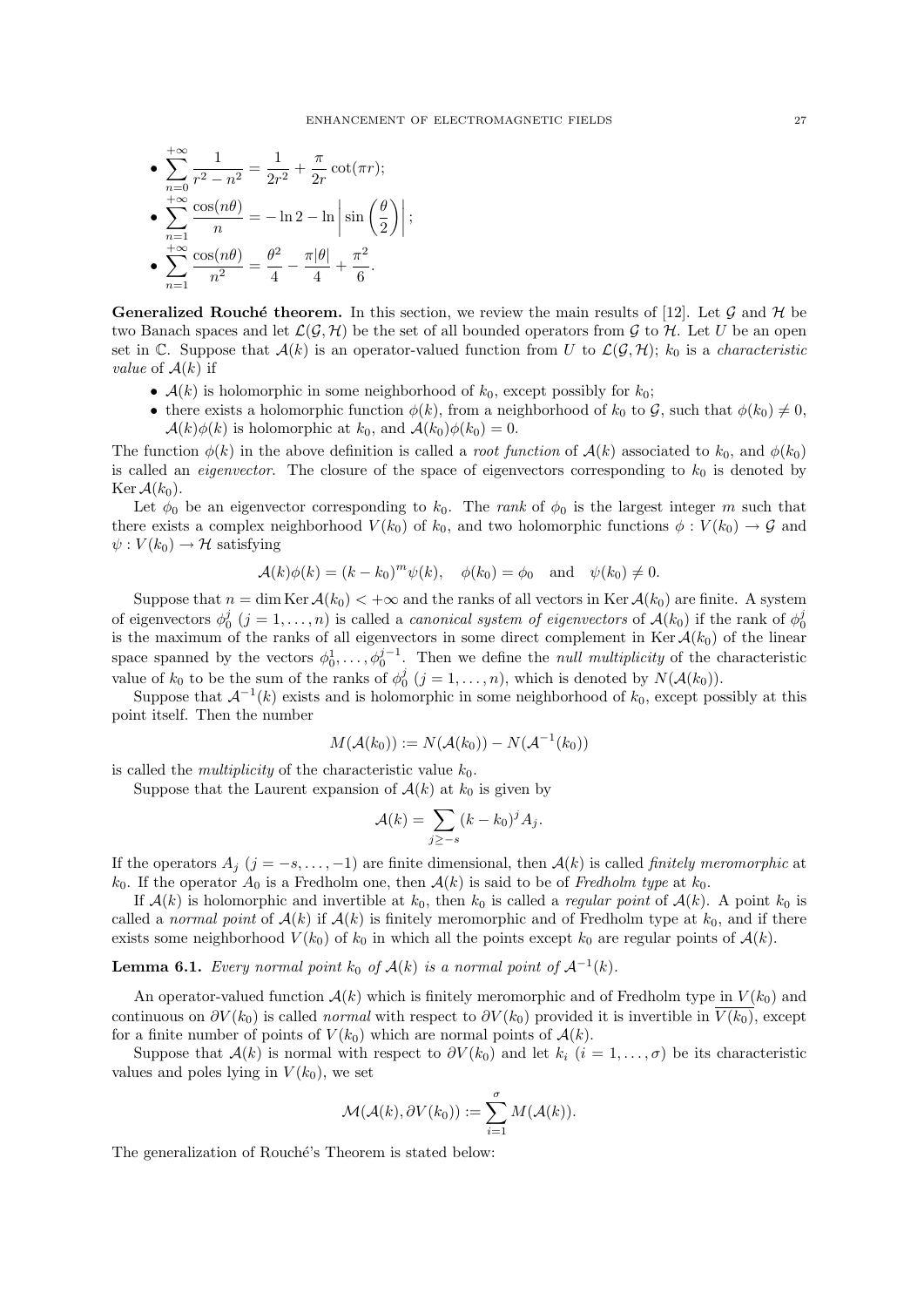- $\displaystyle\sum_{n=0}^{+\infty} \frac{1}{r^2 - n^2} = \frac{1}{2r^2} + \frac{\pi}{2r}\cot(\pi r);$
- $\displaystyle\sum_{n=1}^{+\infty} \frac{\cos(n\theta)}{n} = -\ln 2 - \ln\left|\sin\left(\frac{\theta}{2}\right)\right|;$
- $\displaystyle\sum_{n=1}^{+\infty} \frac{\cos(n\theta)}{n^2} = \frac{\theta^2}{4} - \frac{\pi|\theta|}{4} + \frac{\pi^2}{6}.$

**Generalized Rouché theorem.** In this section, we review the main results of [12]. Let $\mathcal{G}$ and $\mathcal{H}$ be two Banach spaces and let $\mathcal{L}(\mathcal{G}, \mathcal{H})$ be the set of all bounded operators from $\mathcal{G}$ to $\mathcal{H}$. Let $U$ be an open set in $\mathbb{C}$. Suppose that $\mathcal{A}(k)$ is an operator-valued function from $U$ to $\mathcal{L}(\mathcal{G}, \mathcal{H})$; $k_0$ is a *characteristic value* of $\mathcal{A}(k)$ if

- $\mathcal{A}(k)$ is holomorphic in some neighborhood of $k_0$, except possibly for $k_0$;
- there exists a holomorphic function $\phi(k)$, from a neighborhood of $k_0$ to $\mathcal{G}$, such that $\phi(k_0) \neq 0$, $\mathcal{A}(k)\phi(k)$ is holomorphic at $k_0$, and $\mathcal{A}(k_0)\phi(k_0) = 0$.

The function $\phi(k)$ in the above definition is called a *root function* of $\mathcal{A}(k)$ associated to $k_0$, and $\phi(k_0)$ is called an *eigenvector*. The closure of the space of eigenvectors corresponding to $k_0$ is denoted by $\operatorname{Ker}\mathcal{A}(k_0)$.

Let $\phi_0$ be an eigenvector corresponding to $k_0$. The *rank* of $\phi_0$ is the largest integer $m$ such that there exists a complex neighborhood $V(k_0)$ of $k_0$, and two holomorphic functions $\phi : V(k_0) \to \mathcal{G}$ and $\psi : V(k_0) \to \mathcal{H}$ satisfying

$$\mathcal{A}(k)\phi(k) = (k - k_0)^m \psi(k), \quad \phi(k_0) = \phi_0 \quad \text{and} \quad \psi(k_0) \neq 0.$$

Suppose that $n = \dim \operatorname{Ker}\mathcal{A}(k_0) < +\infty$ and the ranks of all vectors in $\operatorname{Ker}\mathcal{A}(k_0)$ are finite. A system of eigenvectors $\phi_0^j$ $(j = 1, \ldots, n)$ is called a *canonical system of eigenvectors* of $\mathcal{A}(k_0)$ if the rank of $\phi_0^j$ is the maximum of the ranks of all eigenvectors in some direct complement in $\operatorname{Ker}\mathcal{A}(k_0)$ of the linear space spanned by the vectors $\phi_0^1, \ldots, \phi_0^{j-1}$. Then we define the *null multiplicity* of the characteristic value of $k_0$ to be the sum of the ranks of $\phi_0^j$ $(j = 1, \ldots, n)$, which is denoted by $N(\mathcal{A}(k_0))$.

Suppose that $\mathcal{A}^{-1}(k)$ exists and is holomorphic in some neighborhood of $k_0$, except possibly at this point itself. Then the number

$$M(\mathcal{A}(k_0)) := N(\mathcal{A}(k_0)) - N(\mathcal{A}^{-1}(k_0))$$

is called the *multiplicity* of the characteristic value $k_0$.

Suppose that the Laurent expansion of $\mathcal{A}(k)$ at $k_0$ is given by

$$\mathcal{A}(k) = \sum_{j \geq -s} (k - k_0)^j A_j.$$

If the operators $A_j$ $(j = -s, \ldots, -1)$ are finite dimensional, then $\mathcal{A}(k)$ is called *finitely meromorphic* at $k_0$. If the operator $A_0$ is a Fredholm one, then $\mathcal{A}(k)$ is said to be of *Fredholm type* at $k_0$.

If $\mathcal{A}(k)$ is holomorphic and invertible at $k_0$, then $k_0$ is called a *regular point* of $\mathcal{A}(k)$. A point $k_0$ is called a *normal point* of $\mathcal{A}(k)$ if $\mathcal{A}(k)$ is finitely meromorphic and of Fredholm type at $k_0$, and if there exists some neighborhood $V(k_0)$ of $k_0$ in which all the points except $k_0$ are regular points of $\mathcal{A}(k)$.

**Lemma 6.1.** *Every normal point $k_0$ of $\mathcal{A}(k)$ is a normal point of $\mathcal{A}^{-1}(k)$.*

An operator-valued function $\mathcal{A}(k)$ which is finitely meromorphic and of Fredholm type in $V(k_0)$ and continuous on $\partial V(k_0)$ is called *normal* with respect to $\partial V(k_0)$ provided it is invertible in $\overline{V(k_0)}$, except for a finite number of points of $V(k_0)$ which are normal points of $\mathcal{A}(k)$.

Suppose that $\mathcal{A}(k)$ is normal with respect to $\partial V(k_0)$ and let $k_i$ $(i = 1, \ldots, \sigma)$ be its characteristic values and poles lying in $V(k_0)$, we set

$$\mathcal{M}(\mathcal{A}(k), \partial V(k_0)) := \sum_{i=1}^{\sigma} M(\mathcal{A}(k)).$$

The generalization of Rouché's Theorem is stated below: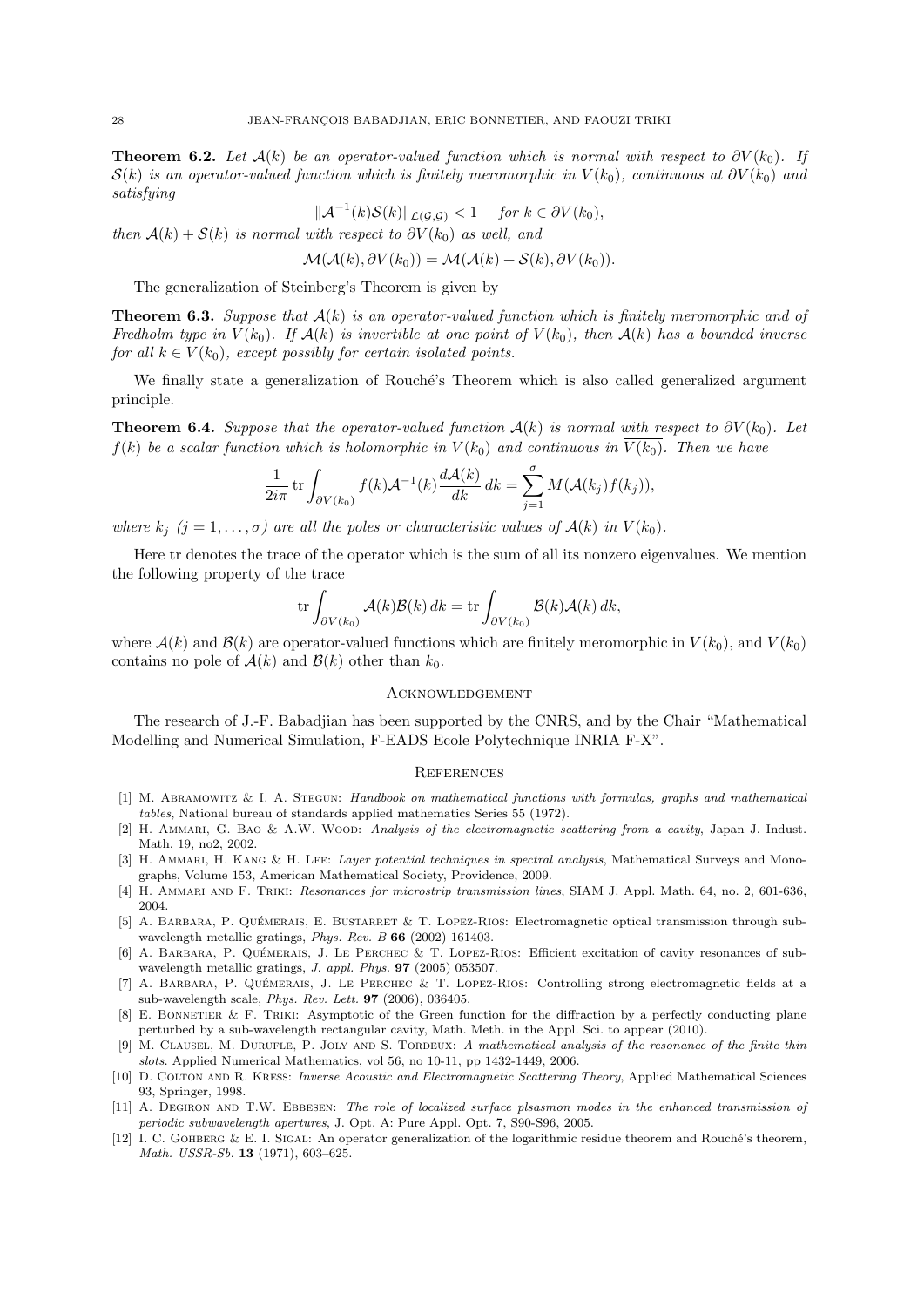**Theorem 6.2.** *Let $\mathcal{A}(k)$ be an operator-valued function which is normal with respect to $\partial V(k_0)$. If $\mathcal{S}(k)$ is an operator-valued function which is finitely meromorphic in $V(k_0)$, continuous at $\partial V(k_0)$ and satisfying*

$$\|\mathcal{A}^{-1}(k)\mathcal{S}(k)\|_{\mathcal{L}(\mathcal{G},\mathcal{G})} < 1 \quad \text{for } k \in \partial V(k_0),$$

*then $\mathcal{A}(k) + \mathcal{S}(k)$ is normal with respect to $\partial V(k_0)$ as well, and*

$$\mathcal{M}(\mathcal{A}(k), \partial V(k_0)) = \mathcal{M}(\mathcal{A}(k) + \mathcal{S}(k), \partial V(k_0)).$$

The generalization of Steinberg's Theorem is given by

**Theorem 6.3.** *Suppose that $\mathcal{A}(k)$ is an operator-valued function which is finitely meromorphic and of Fredholm type in $V(k_0)$. If $\mathcal{A}(k)$ is invertible at one point of $V(k_0)$, then $\mathcal{A}(k)$ has a bounded inverse for all $k \in V(k_0)$, except possibly for certain isolated points.*

We finally state a generalization of Rouché's Theorem which is also called generalized argument principle.

**Theorem 6.4.** *Suppose that the operator-valued function $\mathcal{A}(k)$ is normal with respect to $\partial V(k_0)$. Let $f(k)$ be a scalar function which is holomorphic in $V(k_0)$ and continuous in $\overline{V(k_0)}$. Then we have*

$$\frac{1}{2i\pi} \operatorname{tr} \int_{\partial V(k_0)} f(k)\mathcal{A}^{-1}(k) \frac{d\mathcal{A}(k)}{dk}\, dk = \sum_{j=1}^{\sigma} M(\mathcal{A}(k_j) f(k_j)),$$

*where $k_j$ $(j = 1, \ldots, \sigma)$ are all the poles or characteristic values of $\mathcal{A}(k)$ in $V(k_0)$.*

Here tr denotes the trace of the operator which is the sum of all its nonzero eigenvalues. We mention the following property of the trace

$$\operatorname{tr} \int_{\partial V(k_0)} \mathcal{A}(k)\mathcal{B}(k)\, dk = \operatorname{tr} \int_{\partial V(k_0)} \mathcal{B}(k)\mathcal{A}(k)\, dk,$$

where $\mathcal{A}(k)$ and $\mathcal{B}(k)$ are operator-valued functions which are finitely meromorphic in $V(k_0)$, and $V(k_0)$ contains no pole of $\mathcal{A}(k)$ and $\mathcal{B}(k)$ other than $k_0$.

## Acknowledgement

The research of J.-F. Babadjian has been supported by the CNRS, and by the Chair "Mathematical Modelling and Numerical Simulation, F-EADS Ecole Polytechnique INRIA F-X".

## References

[1] M. Abramowitz & I. A. Stegun: *Handbook on mathematical functions with formulas, graphs and mathematical tables*, National bureau of standards applied mathematics Series 55 (1972).

[2] H. Ammari, G. Bao & A.W. Wood: *Analysis of the electromagnetic scattering from a cavity*, Japan J. Indust. Math. 19, no2, 2002.

[3] H. Ammari, H. Kang & H. Lee: *Layer potential techniques in spectral analysis*, Mathematical Surveys and Monographs, Volume 153, American Mathematical Society, Providence, 2009.

[4] H. Ammari and F. Triki: *Resonances for microstrip transmission lines*, SIAM J. Appl. Math. 64, no. 2, 601-636, 2004.

[5] A. Barbara, P. Quémerais, E. Bustarret & T. Lopez-Rios: Electromagnetic optical transmission through subwavelength metallic gratings, *Phys. Rev. B* **66** (2002) 161403.

[6] A. Barbara, P. Quémerais, J. Le Perchec & T. Lopez-Rios: Efficient excitation of cavity resonances of subwavelength metallic gratings, *J. appl. Phys.* **97** (2005) 053507.

[7] A. Barbara, P. Quémerais, J. Le Perchec & T. Lopez-Rios: Controlling strong electromagnetic fields at a sub-wavelength scale, *Phys. Rev. Lett.* **97** (2006), 036405.

[8] E. Bonnetier & F. Triki: Asymptotic of the Green function for the diffraction by a perfectly conducting plane perturbed by a sub-wavelength rectangular cavity, Math. Meth. in the Appl. Sci. to appear (2010).

[9] M. Clausel, M. Durufle, P. Joly and S. Tordeux: *A mathematical analysis of the resonance of the finite thin slots*. Applied Numerical Mathematics, vol 56, no 10-11, pp 1432-1449, 2006.

[10] D. Colton and R. Kress: *Inverse Acoustic and Electromagnetic Scattering Theory*, Applied Mathematical Sciences 93, Springer, 1998.

[11] A. Degiron and T.W. Ebbesen: *The role of localized surface plsasmon modes in the enhanced transmission of periodic subwavelength apertures*, J. Opt. A: Pure Appl. Opt. 7, S90-S96, 2005.

[12] I. C. Gohberg & E. I. Sigal: An operator generalization of the logarithmic residue theorem and Rouché's theorem, *Math. USSR-Sb.* **13** (1971), 603–625.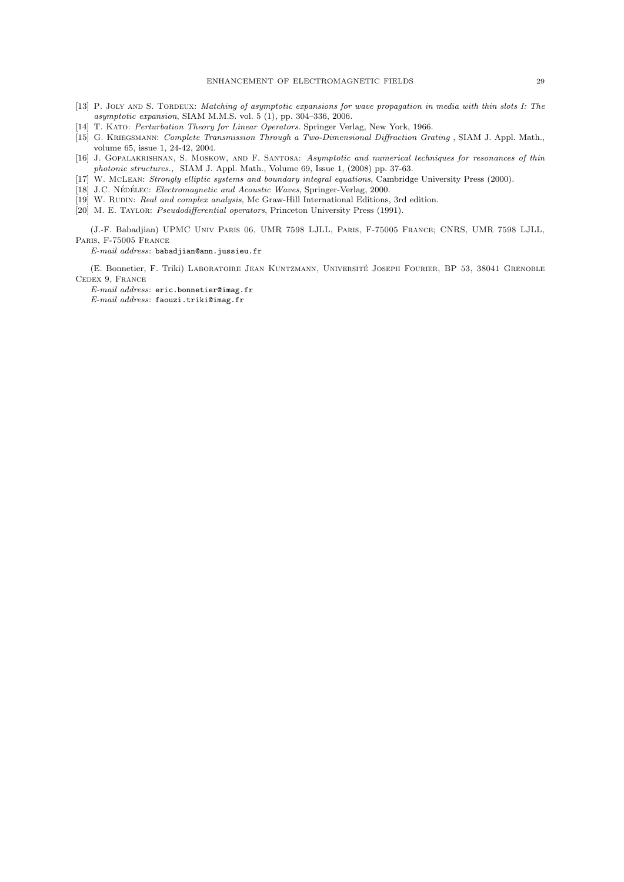[13] P. Joly and S. Tordeux: *Matching of asymptotic expansions for wave propagation in media with thin slots I: The asymptotic expansion*, SIAM M.M.S. vol. 5 (1), pp. 304–336, 2006.

[14] T. Kato: *Perturbation Theory for Linear Operators*. Springer Verlag, New York, 1966.

[15] G. Kriegsmann: *Complete Transmission Through a Two-Dimensional Diffraction Grating* , SIAM J. Appl. Math., volume 65, issue 1, 24-42, 2004.

[16] J. Gopalakrishnan, S. Moskow, and F. Santosa: *Asymptotic and numerical techniques for resonances of thin photonic structures.,* SIAM J. Appl. Math., Volume 69, Issue 1, (2008) pp. 37-63.

[17] W. McLean: *Strongly elliptic systems and boundary integral equations*, Cambridge University Press (2000).

[18] J.C. Nédélec: *Electromagnetic and Acoustic Waves*, Springer-Verlag, 2000.

[19] W. Rudin: *Real and complex analysis*, Mc Graw-Hill International Editions, 3rd edition.

[20] M. E. Taylor: *Pseudodifferential operators*, Princeton University Press (1991).

(J.-F. Babadjian) UPMC Univ Paris 06, UMR 7598 LJLL, Paris, F-75005 France; CNRS, UMR 7598 LJLL, Paris, F-75005 France

*E-mail address*: babadjian@ann.jussieu.fr

(E. Bonnetier, F. Triki) Laboratoire Jean Kuntzmann, Université Joseph Fourier, BP 53, 38041 Grenoble Cedex 9, France

*E-mail address*: eric.bonnetier@imag.fr

*E-mail address*: faouzi.triki@imag.fr